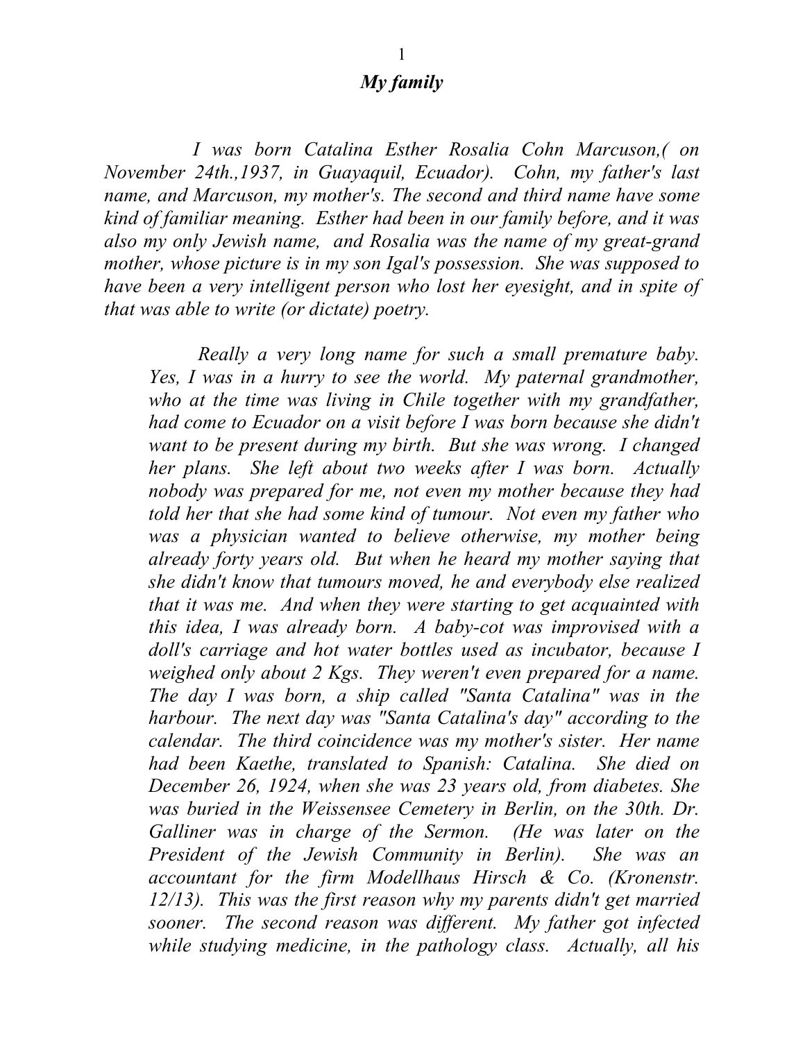## *My family*

*I was born Catalina Esther Rosalia Cohn Marcuson,( on November 24th.,1937, in Guayaquil, Ecuador). Cohn, my father's last name, and Marcuson, my mother's. The second and third name have some kind of familiar meaning. Esther had been in our family before, and it was also my only Jewish name, and Rosalia was the name of my great-grand mother, whose picture is in my son Igal's possession. She was supposed to have been a very intelligent person who lost her eyesight, and in spite of that was able to write (or dictate) poetry.*

*Really a very long name for such a small premature baby. Yes, I was in a hurry to see the world. My paternal grandmother, who at the time was living in Chile together with my grandfather, had come to Ecuador on a visit before I was born because she didn't want to be present during my birth. But she was wrong. I changed her plans. She left about two weeks after I was born. Actually nobody was prepared for me, not even my mother because they had told her that she had some kind of tumour. Not even my father who was a physician wanted to believe otherwise, my mother being already forty years old. But when he heard my mother saying that she didn't know that tumours moved, he and everybody else realized that it was me. And when they were starting to get acquainted with this idea, I was already born. A baby-cot was improvised with a doll's carriage and hot water bottles used as incubator, because I weighed only about 2 Kgs. They weren't even prepared for a name. The day I was born, a ship called "Santa Catalina" was in the harbour. The next day was "Santa Catalina's day" according to the calendar. The third coincidence was my mother's sister. Her name had been Kaethe, translated to Spanish: Catalina. She died on December 26, 1924, when she was 23 years old, from diabetes. She was buried in the Weissensee Cemetery in Berlin, on the 30th. Dr. Galliner was in charge of the Sermon. (He was later on the President of the Jewish Community in Berlin). She was an accountant for the firm Modellhaus Hirsch & Co. (Kronenstr. 12/13). This was the first reason why my parents didn't get married sooner. The second reason was different. My father got infected while studying medicine, in the pathology class. Actually, all his*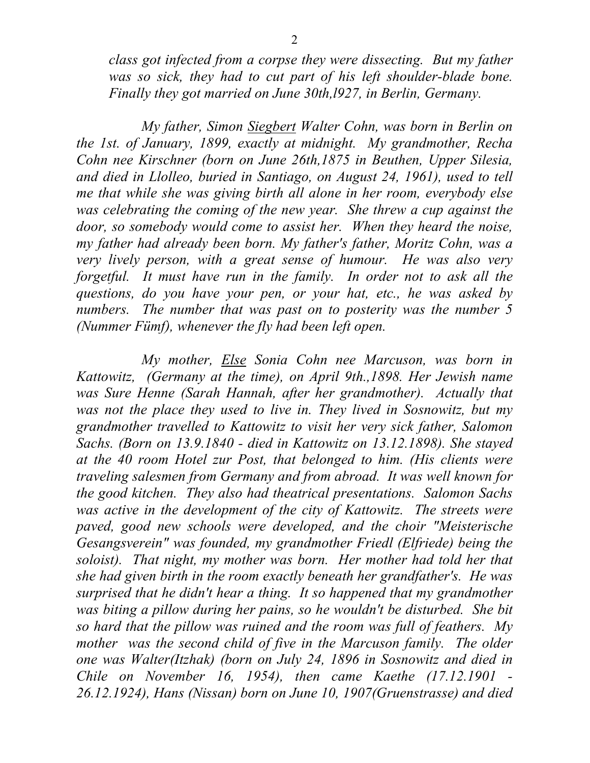*class got infected from a corpse they were dissecting. But my father was so sick, they had to cut part of his left shoulder-blade bone. Finally they got married on June 30th,l927, in Berlin, Germany.*

*My father, Simon Siegbert Walter Cohn, was born in Berlin on the 1st. of January, 1899, exactly at midnight. My grandmother, Recha Cohn nee Kirschner (born on June 26th,1875 in Beuthen, Upper Silesia, and died in Llolleo, buried in Santiago, on August 24, 1961), used to tell me that while she was giving birth all alone in her room, everybody else was celebrating the coming of the new year. She threw a cup against the door, so somebody would come to assist her. When they heard the noise, my father had already been born. My father's father, Moritz Cohn, was a very lively person, with a great sense of humour. He was also very forgetful. It must have run in the family. In order not to ask all the questions, do you have your pen, or your hat, etc., he was asked by numbers. The number that was past on to posterity was the number 5 (Nummer Fümf), whenever the fly had been left open.*

*My mother, Else Sonia Cohn nee Marcuson, was born in Kattowitz, (Germany at the time), on April 9th.,1898. Her Jewish name was Sure Henne (Sarah Hannah, after her grandmother). Actually that was not the place they used to live in. They lived in Sosnowitz, but my grandmother travelled to Kattowitz to visit her very sick father, Salomon Sachs. (Born on 13.9.1840 - died in Kattowitz on 13.12.1898). She stayed at the 40 room Hotel zur Post, that belonged to him. (His clients were traveling salesmen from Germany and from abroad. It was well known for the good kitchen. They also had theatrical presentations. Salomon Sachs was active in the development of the city of Kattowitz. The streets were paved, good new schools were developed, and the choir "Meisterische Gesangsverein" was founded, my grandmother Friedl (Elfriede) being the soloist). That night, my mother was born. Her mother had told her that she had given birth in the room exactly beneath her grandfather's. He was surprised that he didn't hear a thing. It so happened that my grandmother was biting a pillow during her pains, so he wouldn't be disturbed. She bit so hard that the pillow was ruined and the room was full of feathers. My mother was the second child of five in the Marcuson family. The older one was Walter(Itzhak) (born on July 24, 1896 in Sosnowitz and died in Chile on November 16, 1954), then came Kaethe (17.12.1901 - 26.12.1924), Hans (Nissan) born on June 10, 1907(Gruenstrasse) and died*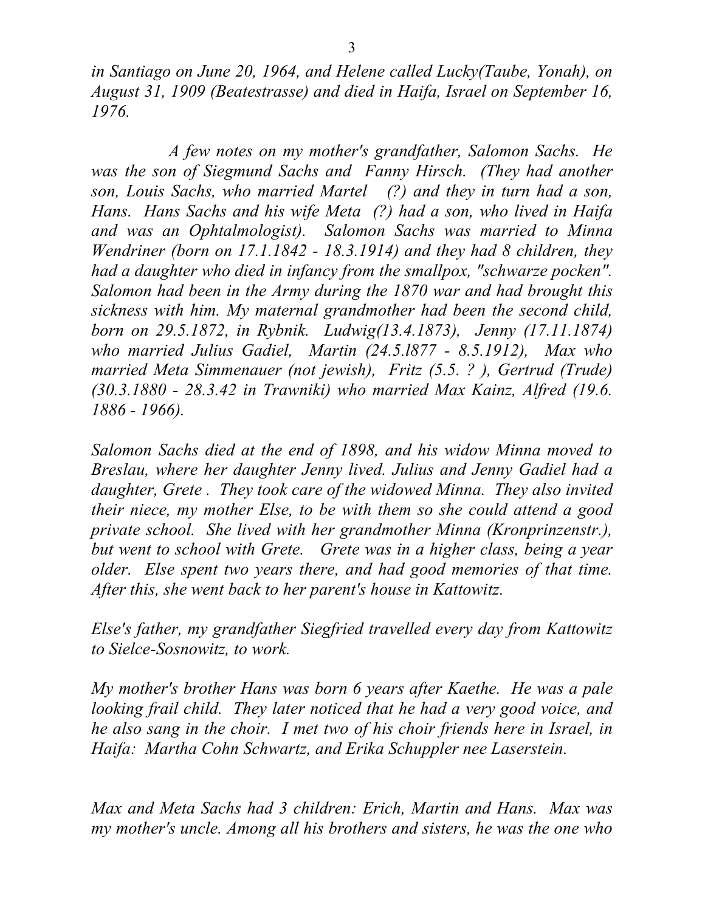*in Santiago on June 20, 1964, and Helene called Lucky(Taube, Yonah), on August 31, 1909 (Beatestrasse) and died in Haifa, Israel on September 16, 1976.*

*A few notes on my mother's grandfather, Salomon Sachs. He was the son of Siegmund Sachs and Fanny Hirsch. (They had another son, Louis Sachs, who married Martel (?) and they in turn had a son, Hans. Hans Sachs and his wife Meta (?) had a son, who lived in Haifa and was an Ophtalmologist). Salomon Sachs was married to Minna Wendriner (born on 17.1.1842 - 18.3.1914) and they had 8 children, they had a daughter who died in infancy from the smallpox, "schwarze pocken". Salomon had been in the Army during the 1870 war and had brought this sickness with him. My maternal grandmother had been the second child, born on 29.5.1872, in Rybnik. Ludwig(13.4.1873), Jenny (17.11.1874) who married Julius Gadiel, Martin (24.5.l877 - 8.5.1912), Max who married Meta Simmenauer (not jewish), Fritz (5.5. ? ), Gertrud (Trude) (30.3.1880 - 28.3.42 in Trawniki) who married Max Kainz, Alfred (19.6. 1886 - 1966).*

*Salomon Sachs died at the end of 1898, and his widow Minna moved to Breslau, where her daughter Jenny lived. Julius and Jenny Gadiel had a daughter, Grete . They took care of the widowed Minna. They also invited their niece, my mother Else, to be with them so she could attend a good private school. She lived with her grandmother Minna (Kronprinzenstr.), but went to school with Grete. Grete was in a higher class, being a year older. Else spent two years there, and had good memories of that time. After this, she went back to her parent's house in Kattowitz.*

*Else's father, my grandfather Siegfried travelled every day from Kattowitz to Sielce-Sosnowitz, to work.*

*My mother's brother Hans was born 6 years after Kaethe. He was a pale looking frail child. They later noticed that he had a very good voice, and he also sang in the choir. I met two of his choir friends here in Israel, in Haifa: Martha Cohn Schwartz, and Erika Schuppler nee Laserstein.*

*Max and Meta Sachs had 3 children: Erich, Martin and Hans. Max was my mother's uncle. Among all his brothers and sisters, he was the one who*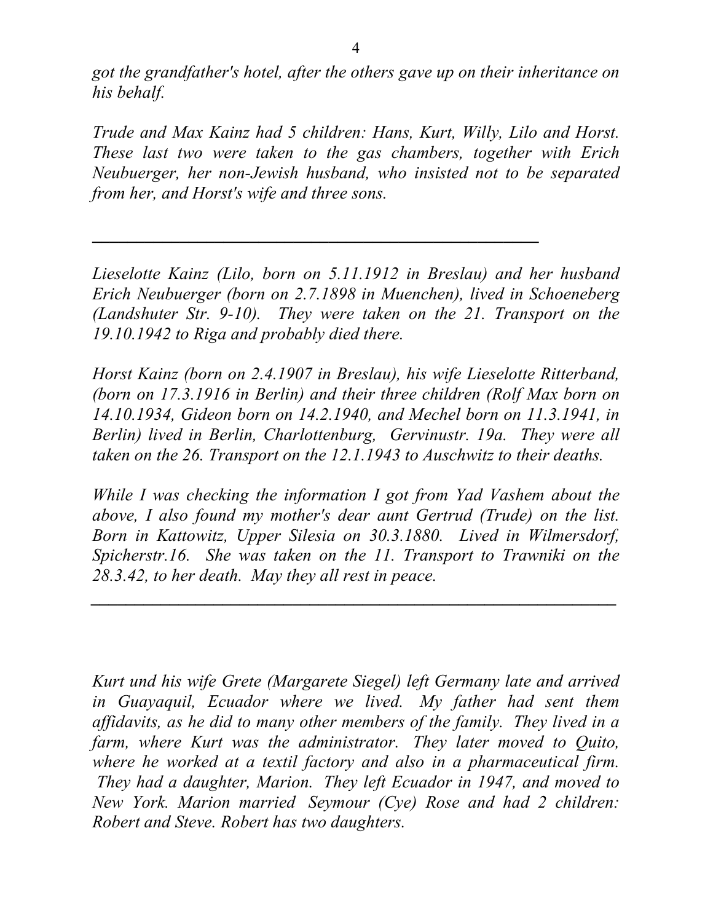*got the grandfather's hotel, after the others gave up on their inheritance on his behalf.*

*Trude and Max Kainz had 5 children: Hans, Kurt, Willy, Lilo and Horst. These last two were taken to the gas chambers, together with Erich Neubuerger, her non-Jewish husband, who insisted not to be separated from her, and Horst's wife and three sons.*

---

*Lieselotte Kainz (Lilo, born on 5.11.1912 in Breslau) and her husband Erich Neubuerger (born on 2.7.1898 in Muenchen), lived in Schoeneberg (Landshuter Str. 9-10). They were taken on the 21. Transport on the 19.10.1942 to Riga and probably died there.*

*Horst Kainz (born on 2.4.1907 in Breslau), his wife Lieselotte Ritterband, (born on 17.3.1916 in Berlin) and their three children (Rolf Max born on 14.10.1934, Gideon born on 14.2.1940, and Mechel born on 11.3.1941, in Berlin) lived in Berlin, Charlottenburg, Gervinustr. 19a. They were all taken on the 26. Transport on the 12.1.1943 to Auschwitz to their deaths.*

*While I was checking the information I got from Yad Vashem about the above, I also found my mother's dear aunt Gertrud (Trude) on the list. Born in Kattowitz, Upper Silesia on 30.3.1880. Lived in Wilmersdorf, Spicherstr.16. She was taken on the 11. Transport to Trawniki on the 28.3.42, to her death. May they all rest in peace.*

---

*Kurt und his wife Grete (Margarete Siegel) left Germany late and arrived in Guayaquil, Ecuador where we lived. My father had sent them affidavits, as he did to many other members of the family. They lived in a farm, where Kurt was the administrator. They later moved to Quito, where he worked at a textil factory and also in a pharmaceutical firm. They had a daughter, Marion. They left Ecuador in 1947, and moved to New York. Marion married Seymour (Cye) Rose and had 2 children: Robert and Steve. Robert has two daughters.*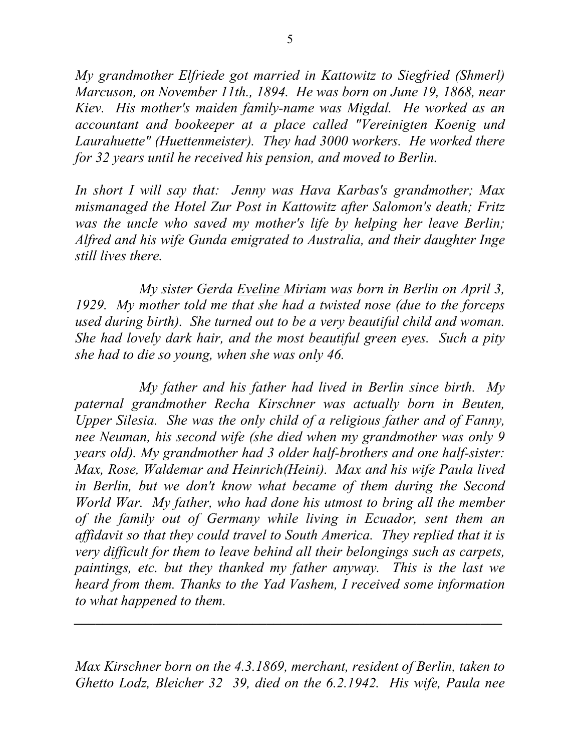*My grandmother Elfriede got married in Kattowitz to Siegfried (Shmerl) Marcuson, on November 11th., 1894. He was born on June 19, 1868, near Kiev. His mother's maiden family-name was Migdal. He worked as an accountant and bookeeper at a place called "Vereinigten Koenig und Laurahuette" (Huettenmeister). They had 3000 workers. He worked there for 32 years until he received his pension, and moved to Berlin.*

*In short I will say that: Jenny was Hava Karbas's grandmother; Max mismanaged the Hotel Zur Post in Kattowitz after Salomon's death; Fritz was the uncle who saved my mother's life by helping her leave Berlin; Alfred and his wife Gunda emigrated to Australia, and their daughter Inge still lives there.*

*My sister Gerda <u>Eveline</u> Miriam was born in Berlin on April 3, 1929. My mother told me that she had a twisted nose (due to the forceps used during birth). She turned out to be a very beautiful child and woman. She had lovely dark hair, and the most beautiful green eyes. Such a pity she had to die so young, when she was only 46.*

*My father and his father had lived in Berlin since birth. My paternal grandmother Recha Kirschner was actually born in Beuten, Upper Silesia. She was the only child of a religious father and of Fanny, nee Neuman, his second wife (she died when my grandmother was only 9 years old). My grandmother had 3 older half-brothers and one half-sister: Max, Rose, Waldemar and Heinrich(Heini). Max and his wife Paula lived in Berlin, but we don't know what became of them during the Second World War. My father, who had done his utmost to bring all the member of the family out of Germany while living in Ecuador, sent them an affidavit so that they could travel to South America. They replied that it is very difficult for them to leave behind all their belongings such as carpets, paintings, etc. but they thanked my father anyway. This is the last we heard from them. Thanks to the Yad Vashem, I received some information to what happened to them.*

---

*Max Kirschner born on the 4.3.1869, merchant, resident of Berlin, taken to Ghetto Lodz, Bleicher 32 39, died on the 6.2.1942. His wife, Paula nee*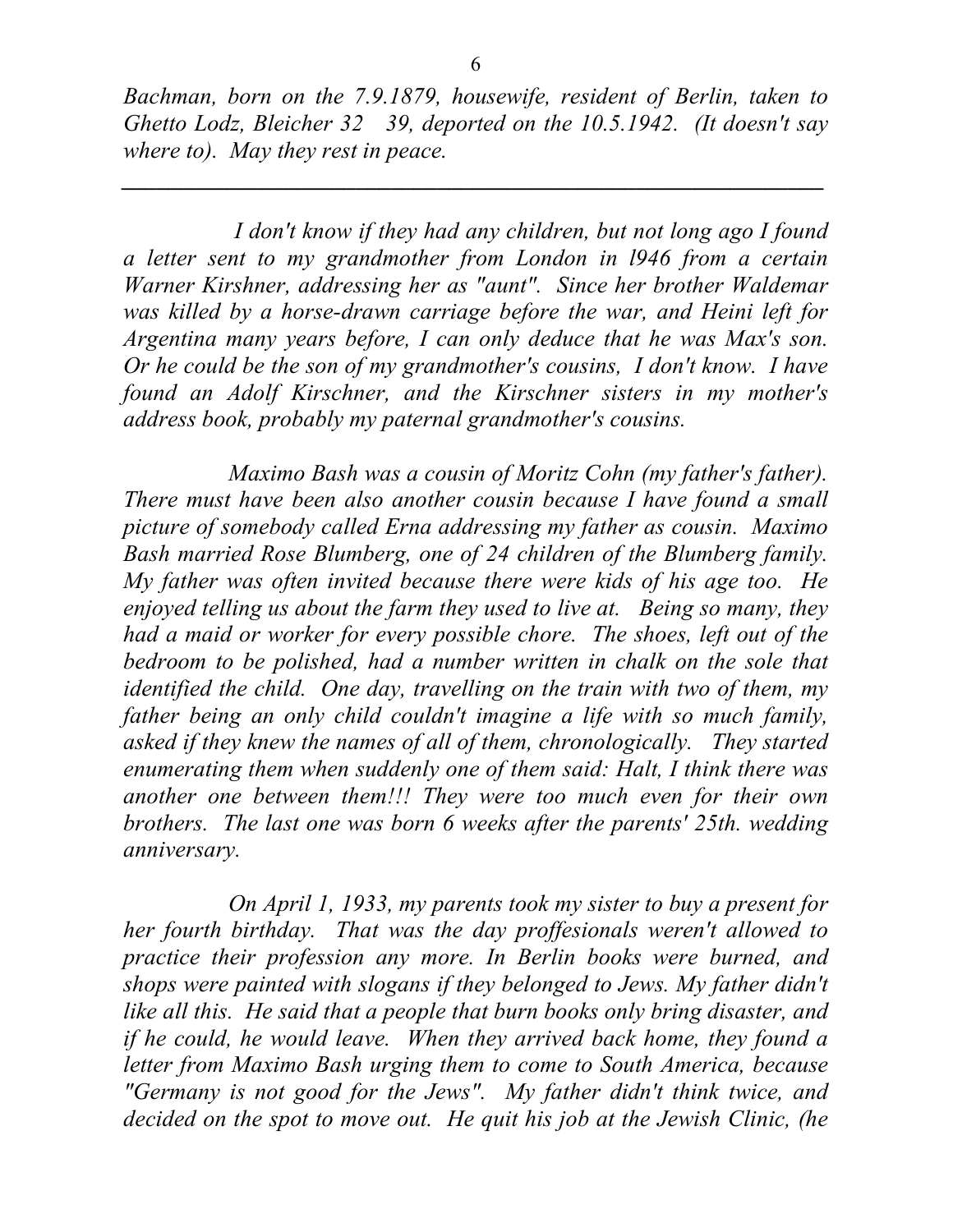*Bachman, born on the 7.9.1879, housewife, resident of Berlin, taken to Ghetto Lodz, Bleicher 32 39, deported on the 10.5.1942. (It doesn't say where to). May they rest in peace.*

---

*I don't know if they had any children, but not long ago I found a letter sent to my grandmother from London in l946 from a certain Warner Kirshner, addressing her as "aunt". Since her brother Waldemar was killed by a horse-drawn carriage before the war, and Heini left for Argentina many years before, I can only deduce that he was Max's son. Or he could be the son of my grandmother's cousins, I don't know. I have found an Adolf Kirschner, and the Kirschner sisters in my mother's address book, probably my paternal grandmother's cousins.*

*Maximo Bash was a cousin of Moritz Cohn (my father's father). There must have been also another cousin because I have found a small picture of somebody called Erna addressing my father as cousin. Maximo Bash married Rose Blumberg, one of 24 children of the Blumberg family. My father was often invited because there were kids of his age too. He enjoyed telling us about the farm they used to live at. Being so many, they had a maid or worker for every possible chore. The shoes, left out of the bedroom to be polished, had a number written in chalk on the sole that identified the child. One day, travelling on the train with two of them, my father being an only child couldn't imagine a life with so much family, asked if they knew the names of all of them, chronologically. They started enumerating them when suddenly one of them said: Halt, I think there was another one between them!!! They were too much even for their own brothers. The last one was born 6 weeks after the parents' 25th. wedding anniversary.*

*On April 1, 1933, my parents took my sister to buy a present for her fourth birthday. That was the day proffesionals weren't allowed to practice their profession any more. In Berlin books were burned, and shops were painted with slogans if they belonged to Jews. My father didn't like all this. He said that a people that burn books only bring disaster, and if he could, he would leave. When they arrived back home, they found a letter from Maximo Bash urging them to come to South America, because "Germany is not good for the Jews". My father didn't think twice, and decided on the spot to move out. He quit his job at the Jewish Clinic, (he*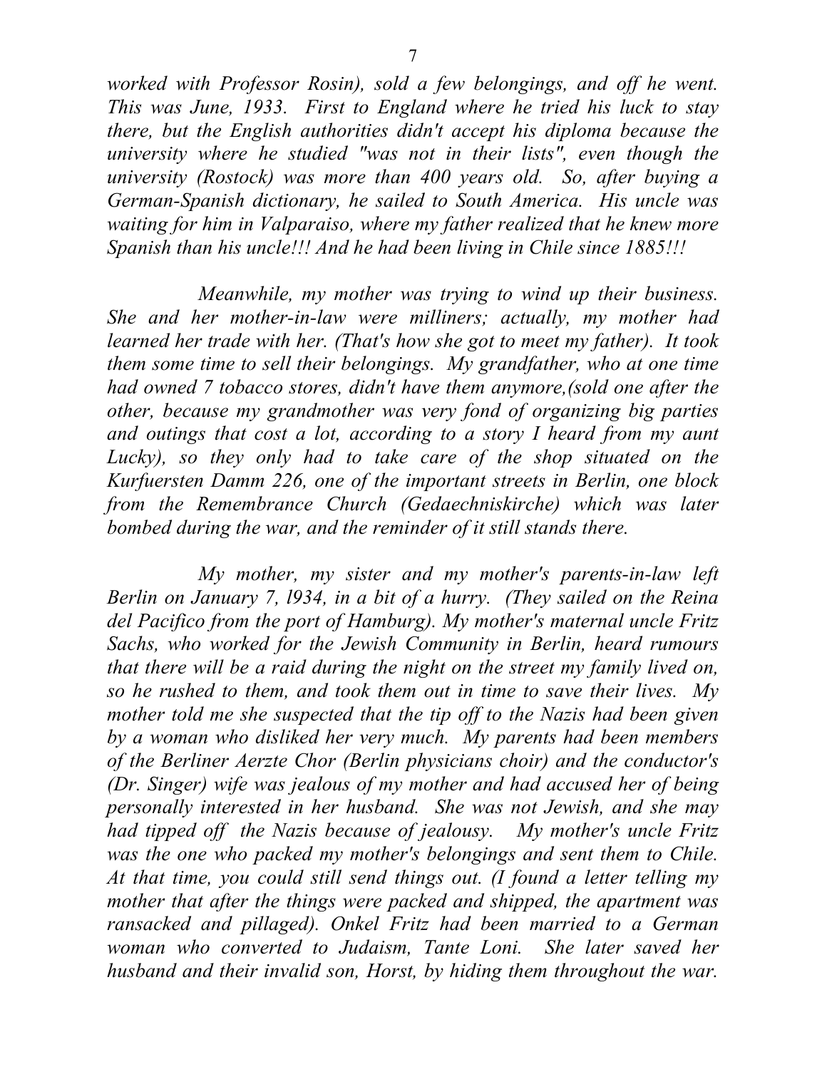*worked with Professor Rosin), sold a few belongings, and off he went. This was June, 1933. First to England where he tried his luck to stay there, but the English authorities didn't accept his diploma because the university where he studied "was not in their lists", even though the university (Rostock) was more than 400 years old. So, after buying a German-Spanish dictionary, he sailed to South America. His uncle was waiting for him in Valparaiso, where my father realized that he knew more Spanish than his uncle!!! And he had been living in Chile since 1885!!!*

*Meanwhile, my mother was trying to wind up their business. She and her mother-in-law were milliners; actually, my mother had learned her trade with her. (That's how she got to meet my father). It took them some time to sell their belongings. My grandfather, who at one time had owned 7 tobacco stores, didn't have them anymore,(sold one after the other, because my grandmother was very fond of organizing big parties and outings that cost a lot, according to a story I heard from my aunt Lucky), so they only had to take care of the shop situated on the Kurfuersten Damm 226, one of the important streets in Berlin, one block from the Remembrance Church (Gedaechniskirche) which was later bombed during the war, and the reminder of it still stands there.*

*My mother, my sister and my mother's parents-in-law left Berlin on January 7, l934, in a bit of a hurry. (They sailed on the Reina del Pacifico from the port of Hamburg). My mother's maternal uncle Fritz Sachs, who worked for the Jewish Community in Berlin, heard rumours that there will be a raid during the night on the street my family lived on, so he rushed to them, and took them out in time to save their lives. My mother told me she suspected that the tip off to the Nazis had been given by a woman who disliked her very much. My parents had been members of the Berliner Aerzte Chor (Berlin physicians choir) and the conductor's (Dr. Singer) wife was jealous of my mother and had accused her of being personally interested in her husband. She was not Jewish, and she may had tipped off the Nazis because of jealousy. My mother's uncle Fritz was the one who packed my mother's belongings and sent them to Chile. At that time, you could still send things out. (I found a letter telling my mother that after the things were packed and shipped, the apartment was ransacked and pillaged). Onkel Fritz had been married to a German woman who converted to Judaism, Tante Loni. She later saved her husband and their invalid son, Horst, by hiding them throughout the war.*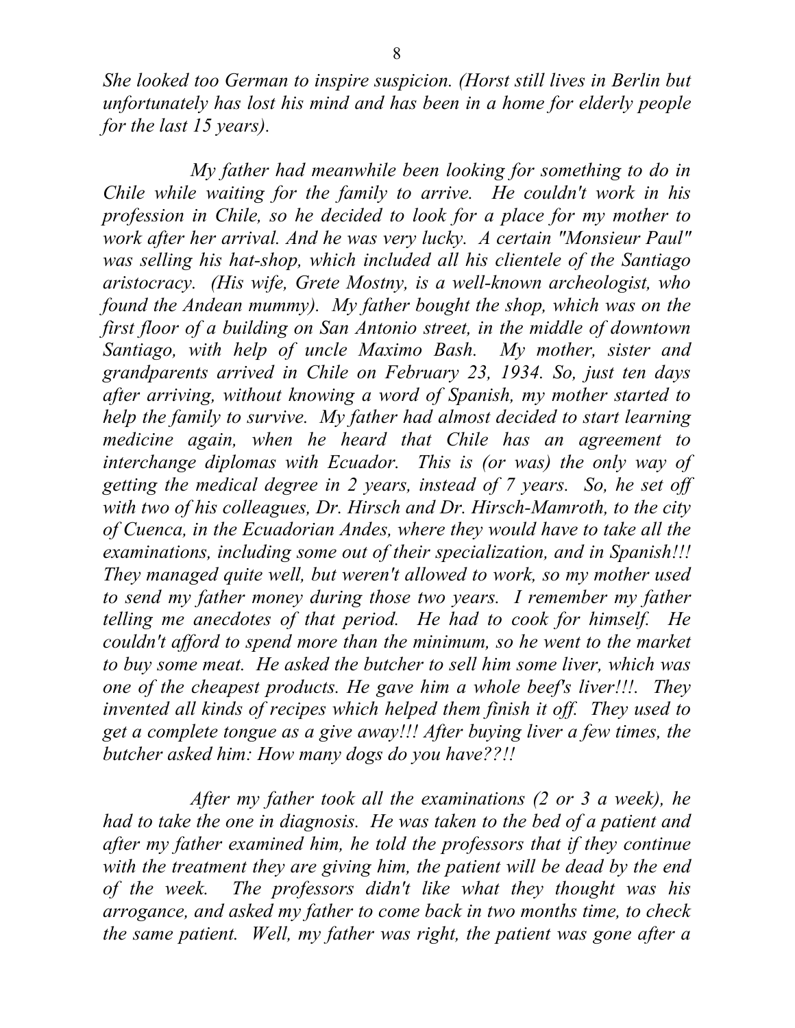*She looked too German to inspire suspicion. (Horst still lives in Berlin but unfortunately has lost his mind and has been in a home for elderly people for the last 15 years).*

*My father had meanwhile been looking for something to do in Chile while waiting for the family to arrive. He couldn't work in his profession in Chile, so he decided to look for a place for my mother to work after her arrival. And he was very lucky. A certain "Monsieur Paul" was selling his hat-shop, which included all his clientele of the Santiago aristocracy. (His wife, Grete Mostny, is a well-known archeologist, who found the Andean mummy). My father bought the shop, which was on the first floor of a building on San Antonio street, in the middle of downtown Santiago, with help of uncle Maximo Bash. My mother, sister and grandparents arrived in Chile on February 23, 1934. So, just ten days after arriving, without knowing a word of Spanish, my mother started to help the family to survive. My father had almost decided to start learning medicine again, when he heard that Chile has an agreement to interchange diplomas with Ecuador. This is (or was) the only way of getting the medical degree in 2 years, instead of 7 years. So, he set off with two of his colleagues, Dr. Hirsch and Dr. Hirsch-Mamroth, to the city of Cuenca, in the Ecuadorian Andes, where they would have to take all the examinations, including some out of their specialization, and in Spanish!!! They managed quite well, but weren't allowed to work, so my mother used to send my father money during those two years. I remember my father telling me anecdotes of that period. He had to cook for himself. He couldn't afford to spend more than the minimum, so he went to the market to buy some meat. He asked the butcher to sell him some liver, which was one of the cheapest products. He gave him a whole beef's liver!!!. They invented all kinds of recipes which helped them finish it off. They used to get a complete tongue as a give away!!! After buying liver a few times, the butcher asked him: How many dogs do you have??!!*

*After my father took all the examinations (2 or 3 a week), he had to take the one in diagnosis. He was taken to the bed of a patient and after my father examined him, he told the professors that if they continue with the treatment they are giving him, the patient will be dead by the end of the week. The professors didn't like what they thought was his arrogance, and asked my father to come back in two months time, to check the same patient. Well, my father was right, the patient was gone after a*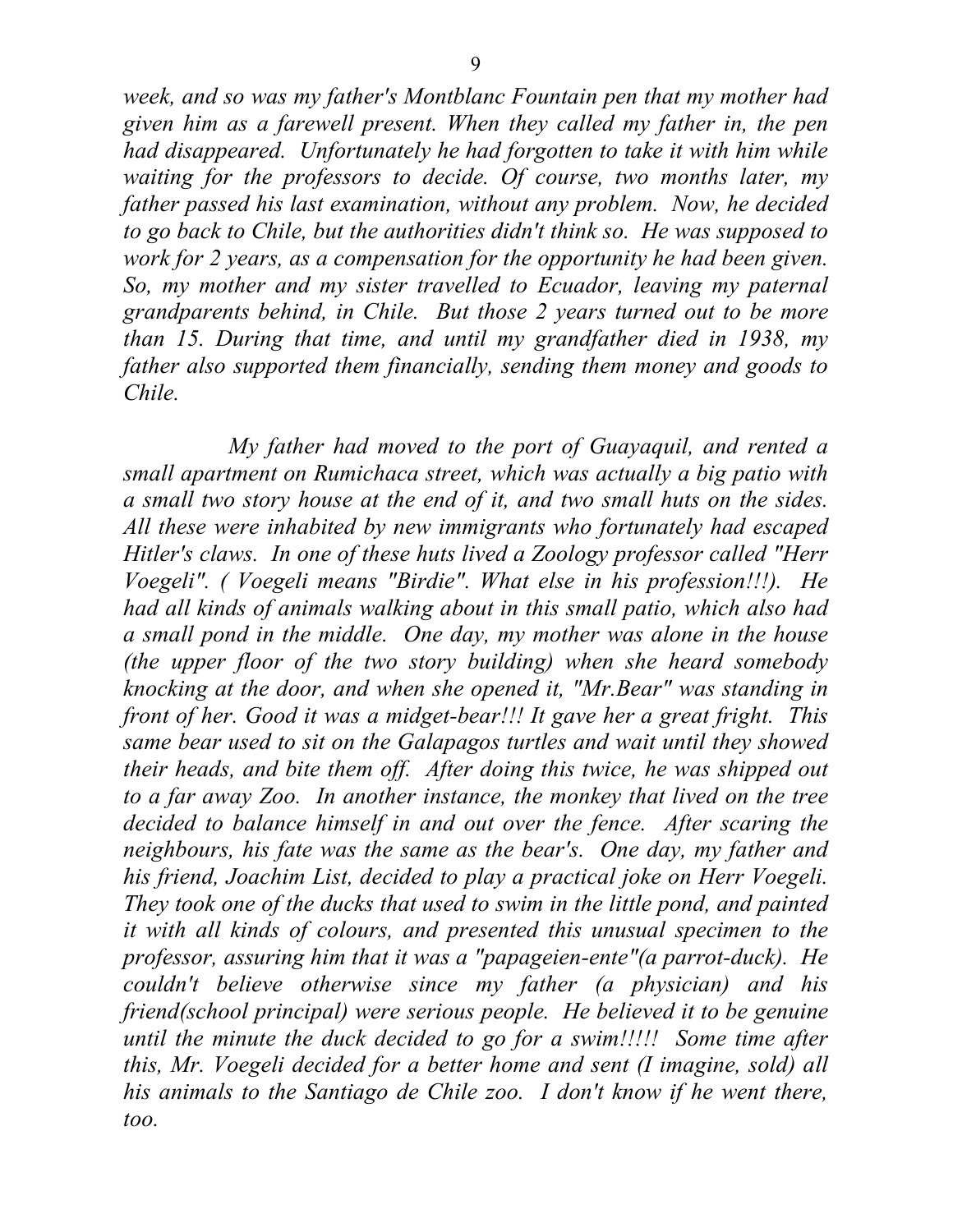*week, and so was my father's Montblanc Fountain pen that my mother had given him as a farewell present. When they called my father in, the pen had disappeared. Unfortunately he had forgotten to take it with him while waiting for the professors to decide. Of course, two months later, my father passed his last examination, without any problem. Now, he decided to go back to Chile, but the authorities didn't think so. He was supposed to work for 2 years, as a compensation for the opportunity he had been given. So, my mother and my sister travelled to Ecuador, leaving my paternal grandparents behind, in Chile. But those 2 years turned out to be more than 15. During that time, and until my grandfather died in 1938, my father also supported them financially, sending them money and goods to Chile.*

*My father had moved to the port of Guayaquil, and rented a small apartment on Rumichaca street, which was actually a big patio with a small two story house at the end of it, and two small huts on the sides. All these were inhabited by new immigrants who fortunately had escaped Hitler's claws. In one of these huts lived a Zoology professor called "Herr Voegeli". ( Voegeli means "Birdie". What else in his profession!!!). He had all kinds of animals walking about in this small patio, which also had a small pond in the middle. One day, my mother was alone in the house (the upper floor of the two story building) when she heard somebody knocking at the door, and when she opened it, "Mr.Bear" was standing in front of her. Good it was a midget-bear!!! It gave her a great fright. This same bear used to sit on the Galapagos turtles and wait until they showed their heads, and bite them off. After doing this twice, he was shipped out to a far away Zoo. In another instance, the monkey that lived on the tree decided to balance himself in and out over the fence. After scaring the neighbours, his fate was the same as the bear's. One day, my father and his friend, Joachim List, decided to play a practical joke on Herr Voegeli. They took one of the ducks that used to swim in the little pond, and painted it with all kinds of colours, and presented this unusual specimen to the professor, assuring him that it was a "papageien-ente"(a parrot-duck). He couldn't believe otherwise since my father (a physician) and his friend(school principal) were serious people. He believed it to be genuine until the minute the duck decided to go for a swim!!!!! Some time after this, Mr. Voegeli decided for a better home and sent (I imagine, sold) all his animals to the Santiago de Chile zoo. I don't know if he went there, too.*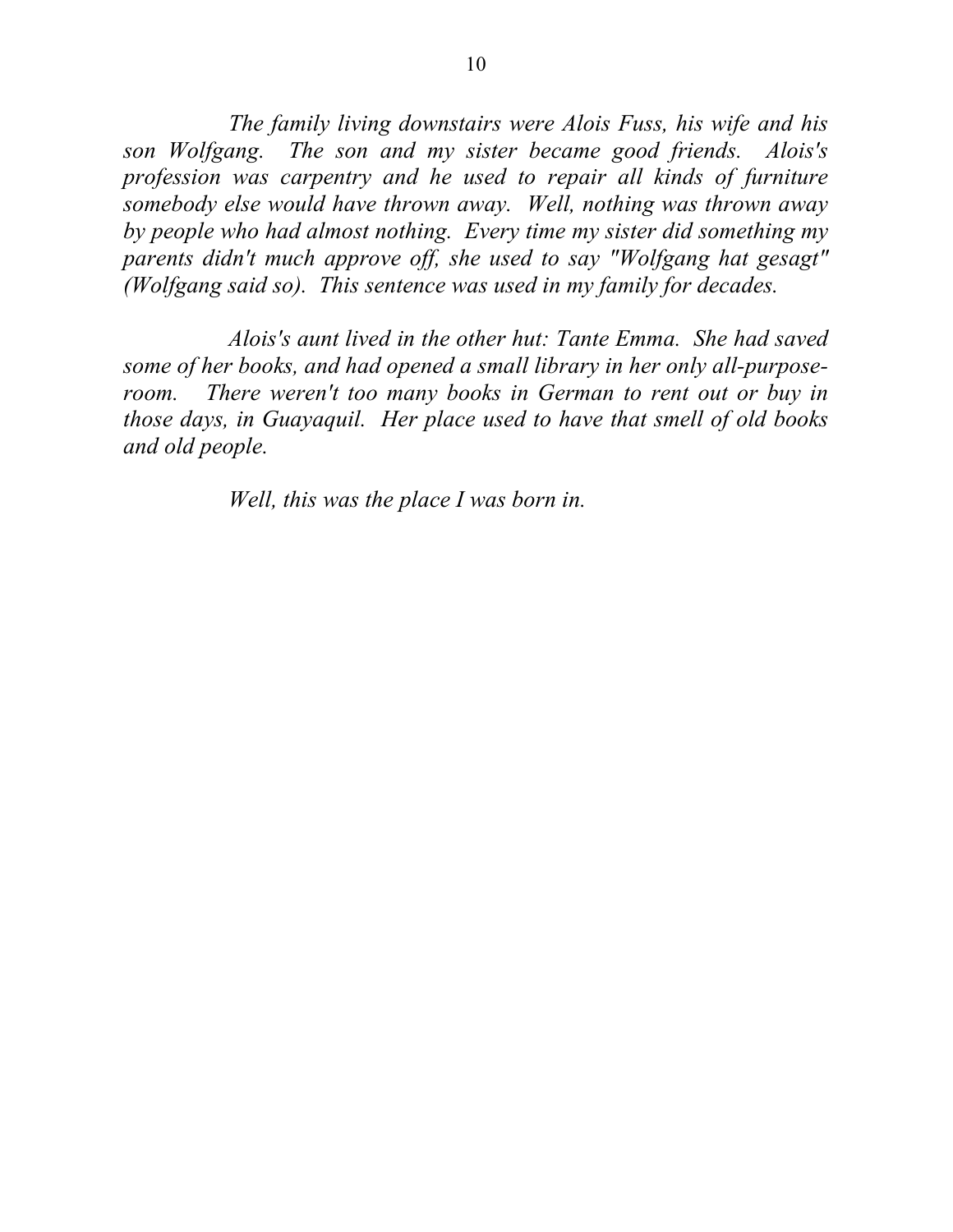*The family living downstairs were Alois Fuss, his wife and his son Wolfgang. The son and my sister became good friends. Alois's profession was carpentry and he used to repair all kinds of furniture somebody else would have thrown away. Well, nothing was thrown away by people who had almost nothing. Every time my sister did something my parents didn't much approve off, she used to say "Wolfgang hat gesagt" (Wolfgang said so). This sentence was used in my family for decades.*

*Alois's aunt lived in the other hut: Tante Emma. She had saved some of her books, and had opened a small library in her only all-purpose-room. There weren't too many books in German to rent out or buy in those days, in Guayaquil. Her place used to have that smell of old books and old people.*

*Well, this was the place I was born in.*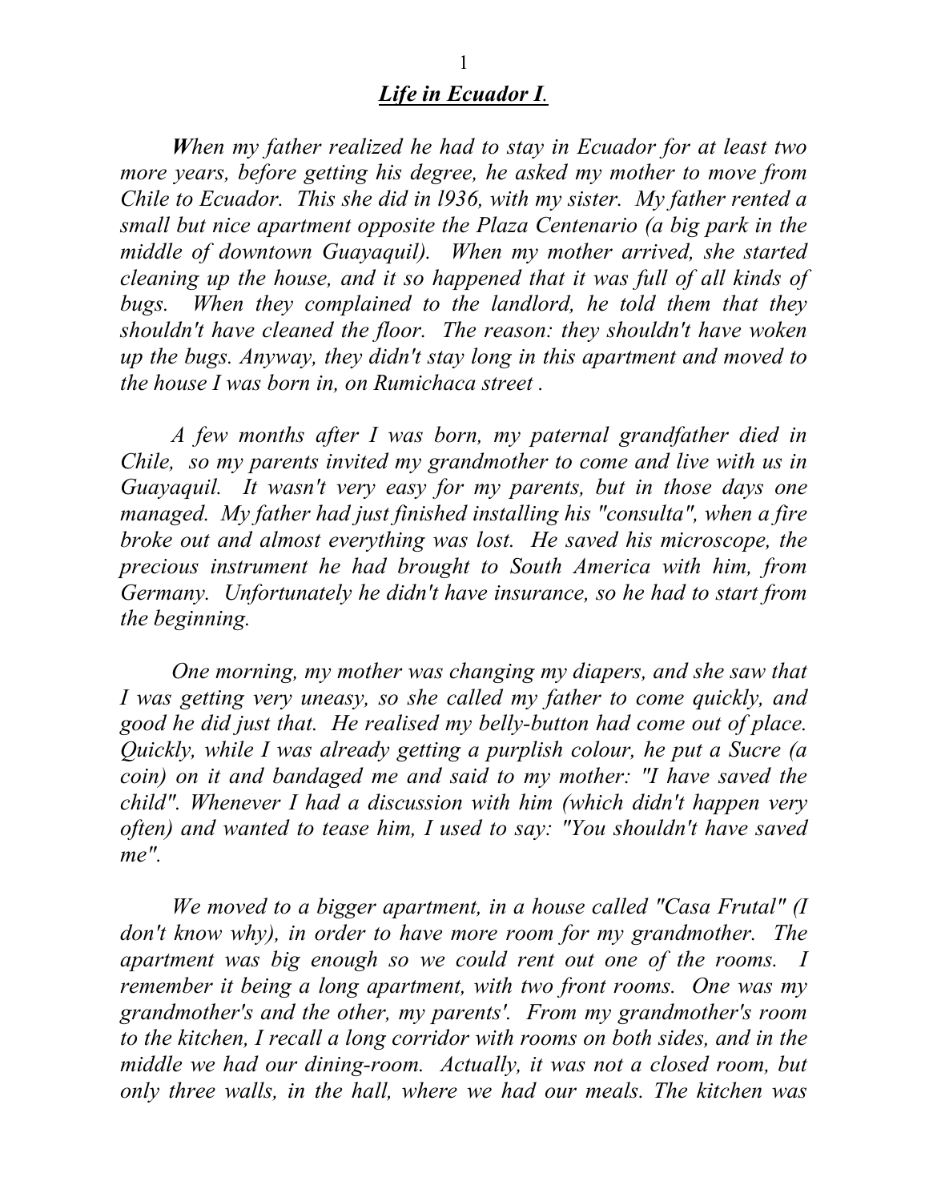## *Life in Ecuador I.*

*When my father realized he had to stay in Ecuador for at least two more years, before getting his degree, he asked my mother to move from Chile to Ecuador. This she did in l936, with my sister. My father rented a small but nice apartment opposite the Plaza Centenario (a big park in the middle of downtown Guayaquil). When my mother arrived, she started cleaning up the house, and it so happened that it was full of all kinds of bugs. When they complained to the landlord, he told them that they shouldn't have cleaned the floor. The reason: they shouldn't have woken up the bugs. Anyway, they didn't stay long in this apartment and moved to the house I was born in, on Rumichaca street .*

*A few months after I was born, my paternal grandfather died in Chile, so my parents invited my grandmother to come and live with us in Guayaquil. It wasn't very easy for my parents, but in those days one managed. My father had just finished installing his "consulta", when a fire broke out and almost everything was lost. He saved his microscope, the precious instrument he had brought to South America with him, from Germany. Unfortunately he didn't have insurance, so he had to start from the beginning.*

*One morning, my mother was changing my diapers, and she saw that I was getting very uneasy, so she called my father to come quickly, and good he did just that. He realised my belly-button had come out of place. Quickly, while I was already getting a purplish colour, he put a Sucre (a coin) on it and bandaged me and said to my mother: "I have saved the child". Whenever I had a discussion with him (which didn't happen very often) and wanted to tease him, I used to say: "You shouldn't have saved me".*

*We moved to a bigger apartment, in a house called "Casa Frutal" (I don't know why), in order to have more room for my grandmother. The apartment was big enough so we could rent out one of the rooms. I remember it being a long apartment, with two front rooms. One was my grandmother's and the other, my parents'. From my grandmother's room to the kitchen, I recall a long corridor with rooms on both sides, and in the middle we had our dining-room. Actually, it was not a closed room, but only three walls, in the hall, where we had our meals. The kitchen was*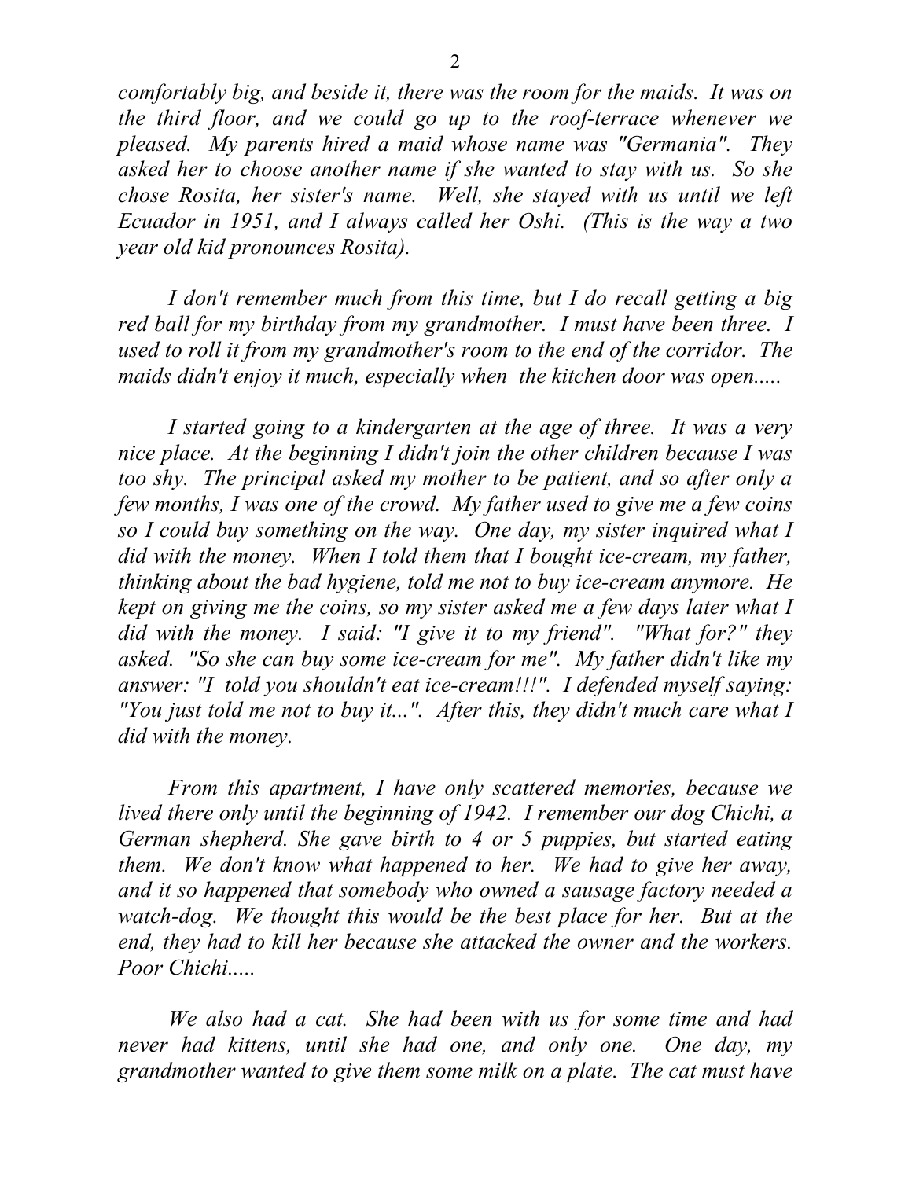*comfortably big, and beside it, there was the room for the maids. It was on the third floor, and we could go up to the roof-terrace whenever we pleased. My parents hired a maid whose name was "Germania". They asked her to choose another name if she wanted to stay with us. So she chose Rosita, her sister's name. Well, she stayed with us until we left Ecuador in 1951, and I always called her Oshi. (This is the way a two year old kid pronounces Rosita).*

*I don't remember much from this time, but I do recall getting a big red ball for my birthday from my grandmother. I must have been three. I used to roll it from my grandmother's room to the end of the corridor. The maids didn't enjoy it much, especially when the kitchen door was open.....*

*I started going to a kindergarten at the age of three. It was a very nice place. At the beginning I didn't join the other children because I was too shy. The principal asked my mother to be patient, and so after only a few months, I was one of the crowd. My father used to give me a few coins so I could buy something on the way. One day, my sister inquired what I did with the money. When I told them that I bought ice-cream, my father, thinking about the bad hygiene, told me not to buy ice-cream anymore. He kept on giving me the coins, so my sister asked me a few days later what I did with the money. I said: "I give it to my friend". "What for?" they asked. "So she can buy some ice-cream for me". My father didn't like my answer: "I told you shouldn't eat ice-cream!!!". I defended myself saying: "You just told me not to buy it...". After this, they didn't much care what I did with the money.*

*From this apartment, I have only scattered memories, because we lived there only until the beginning of 1942. I remember our dog Chichi, a German shepherd. She gave birth to 4 or 5 puppies, but started eating them. We don't know what happened to her. We had to give her away, and it so happened that somebody who owned a sausage factory needed a watch-dog. We thought this would be the best place for her. But at the end, they had to kill her because she attacked the owner and the workers. Poor Chichi.....*

*We also had a cat. She had been with us for some time and had never had kittens, until she had one, and only one. One day, my grandmother wanted to give them some milk on a plate. The cat must have*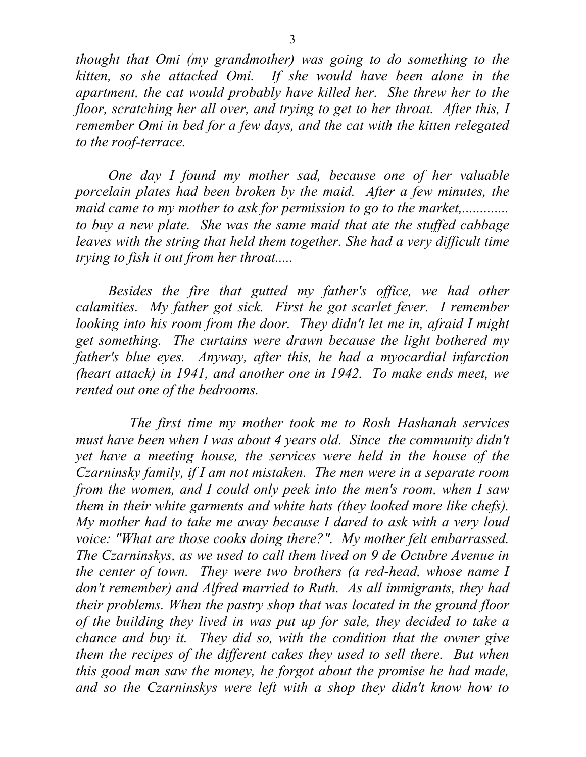*thought that Omi (my grandmother) was going to do something to the kitten, so she attacked Omi. If she would have been alone in the apartment, the cat would probably have killed her. She threw her to the floor, scratching her all over, and trying to get to her throat. After this, I remember Omi in bed for a few days, and the cat with the kitten relegated to the roof-terrace.*

*One day I found my mother sad, because one of her valuable porcelain plates had been broken by the maid. After a few minutes, the maid came to my mother to ask for permission to go to the market,............. to buy a new plate. She was the same maid that ate the stuffed cabbage leaves with the string that held them together. She had a very difficult time trying to fish it out from her throat.....*

*Besides the fire that gutted my father's office, we had other calamities. My father got sick. First he got scarlet fever. I remember looking into his room from the door. They didn't let me in, afraid I might get something. The curtains were drawn because the light bothered my father's blue eyes. Anyway, after this, he had a myocardial infarction (heart attack) in 1941, and another one in 1942. To make ends meet, we rented out one of the bedrooms.*

*The first time my mother took me to Rosh Hashanah services must have been when I was about 4 years old. Since the community didn't yet have a meeting house, the services were held in the house of the Czarninsky family, if I am not mistaken. The men were in a separate room from the women, and I could only peek into the men's room, when I saw them in their white garments and white hats (they looked more like chefs). My mother had to take me away because I dared to ask with a very loud voice: "What are those cooks doing there?". My mother felt embarrassed. The Czarninskys, as we used to call them lived on 9 de Octubre Avenue in the center of town. They were two brothers (a red-head, whose name I don't remember) and Alfred married to Ruth. As all immigrants, they had their problems. When the pastry shop that was located in the ground floor of the building they lived in was put up for sale, they decided to take a chance and buy it. They did so, with the condition that the owner give them the recipes of the different cakes they used to sell there. But when this good man saw the money, he forgot about the promise he had made, and so the Czarninskys were left with a shop they didn't know how to*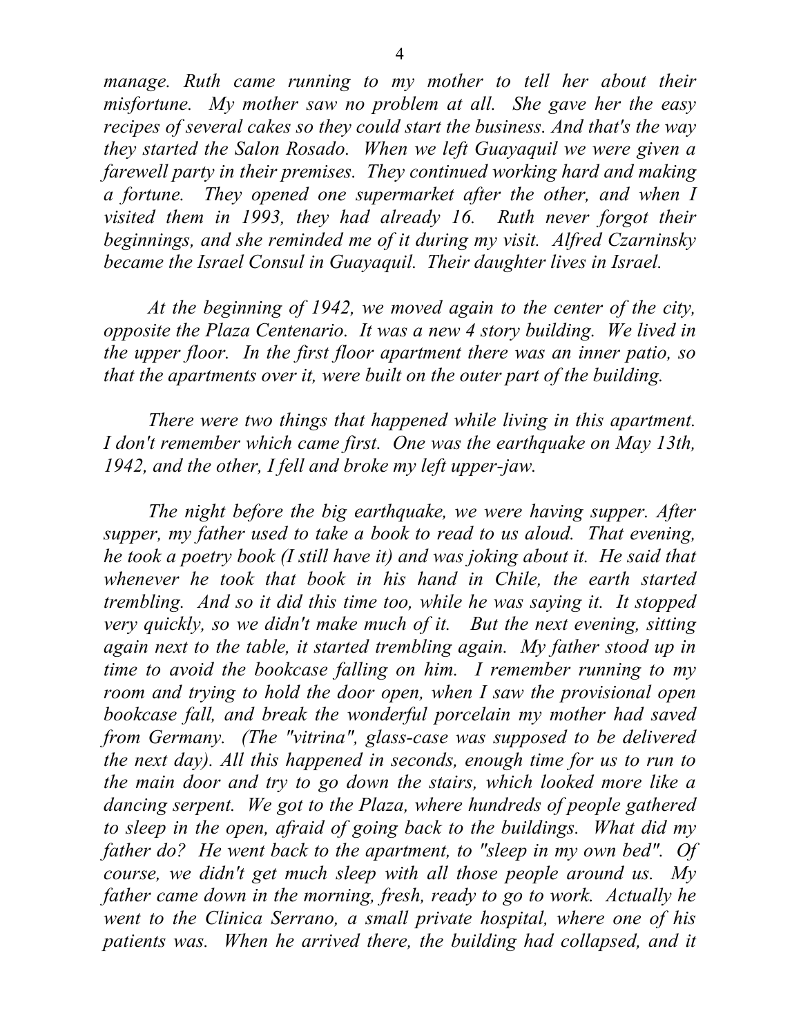*manage. Ruth came running to my mother to tell her about their misfortune. My mother saw no problem at all. She gave her the easy recipes of several cakes so they could start the business. And that's the way they started the Salon Rosado. When we left Guayaquil we were given a farewell party in their premises. They continued working hard and making a fortune. They opened one supermarket after the other, and when I visited them in 1993, they had already 16. Ruth never forgot their beginnings, and she reminded me of it during my visit. Alfred Czarninsky became the Israel Consul in Guayaquil. Their daughter lives in Israel.*

*At the beginning of 1942, we moved again to the center of the city, opposite the Plaza Centenario. It was a new 4 story building. We lived in the upper floor. In the first floor apartment there was an inner patio, so that the apartments over it, were built on the outer part of the building.*

*There were two things that happened while living in this apartment. I don't remember which came first. One was the earthquake on May 13th, 1942, and the other, I fell and broke my left upper-jaw.*

*The night before the big earthquake, we were having supper. After supper, my father used to take a book to read to us aloud. That evening, he took a poetry book (I still have it) and was joking about it. He said that whenever he took that book in his hand in Chile, the earth started trembling. And so it did this time too, while he was saying it. It stopped very quickly, so we didn't make much of it. But the next evening, sitting again next to the table, it started trembling again. My father stood up in time to avoid the bookcase falling on him. I remember running to my room and trying to hold the door open, when I saw the provisional open bookcase fall, and break the wonderful porcelain my mother had saved from Germany. (The "vitrina", glass-case was supposed to be delivered the next day). All this happened in seconds, enough time for us to run to the main door and try to go down the stairs, which looked more like a dancing serpent. We got to the Plaza, where hundreds of people gathered to sleep in the open, afraid of going back to the buildings. What did my father do? He went back to the apartment, to "sleep in my own bed". Of course, we didn't get much sleep with all those people around us. My father came down in the morning, fresh, ready to go to work. Actually he went to the Clinica Serrano, a small private hospital, where one of his patients was. When he arrived there, the building had collapsed, and it*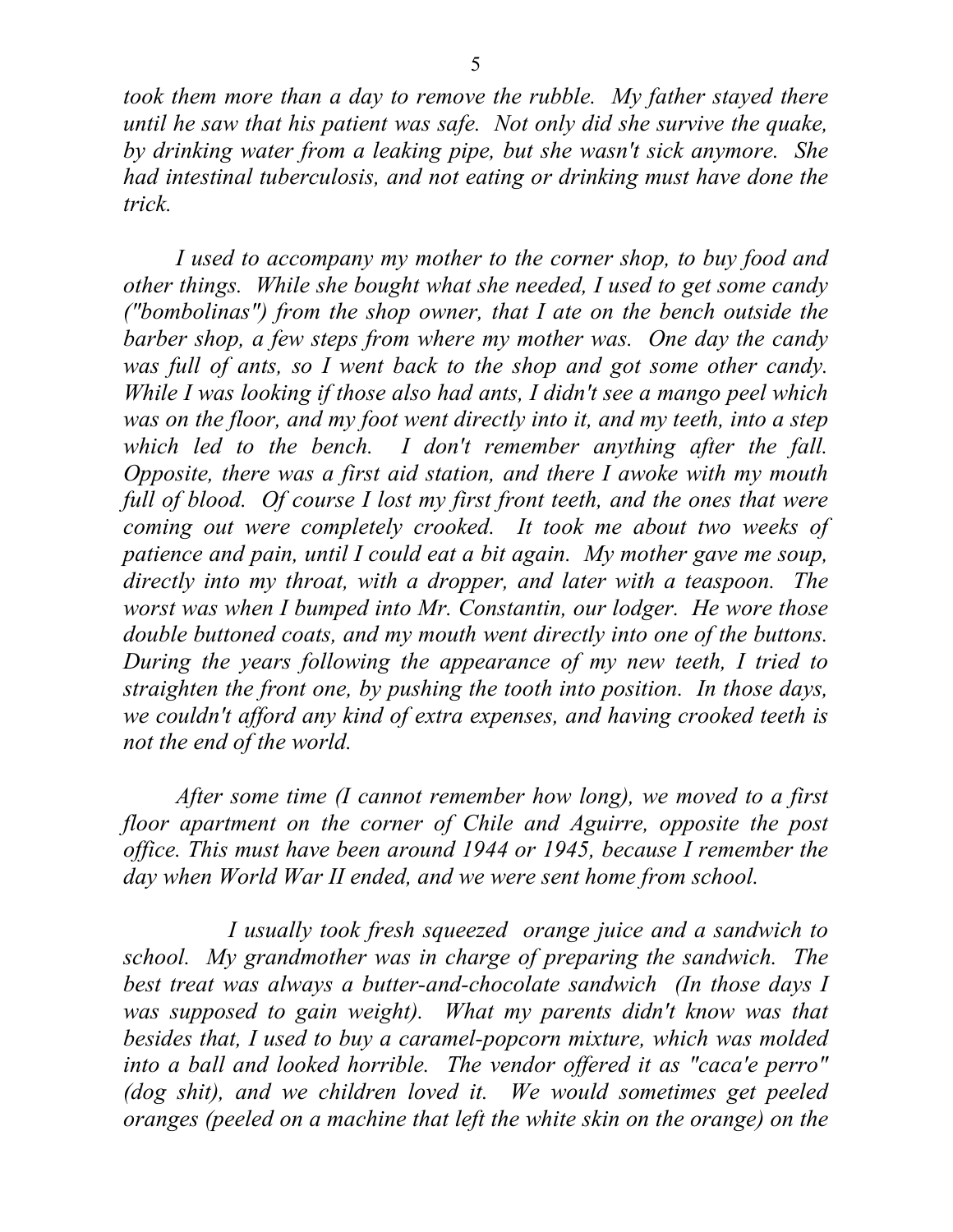*took them more than a day to remove the rubble. My father stayed there until he saw that his patient was safe. Not only did she survive the quake, by drinking water from a leaking pipe, but she wasn't sick anymore. She had intestinal tuberculosis, and not eating or drinking must have done the trick.*

*I used to accompany my mother to the corner shop, to buy food and other things. While she bought what she needed, I used to get some candy ("bombolinas") from the shop owner, that I ate on the bench outside the barber shop, a few steps from where my mother was. One day the candy was full of ants, so I went back to the shop and got some other candy. While I was looking if those also had ants, I didn't see a mango peel which was on the floor, and my foot went directly into it, and my teeth, into a step which led to the bench. I don't remember anything after the fall. Opposite, there was a first aid station, and there I awoke with my mouth full of blood. Of course I lost my first front teeth, and the ones that were coming out were completely crooked. It took me about two weeks of patience and pain, until I could eat a bit again. My mother gave me soup, directly into my throat, with a dropper, and later with a teaspoon. The worst was when I bumped into Mr. Constantin, our lodger. He wore those double buttoned coats, and my mouth went directly into one of the buttons. During the years following the appearance of my new teeth, I tried to straighten the front one, by pushing the tooth into position. In those days, we couldn't afford any kind of extra expenses, and having crooked teeth is not the end of the world.*

*After some time (I cannot remember how long), we moved to a first floor apartment on the corner of Chile and Aguirre, opposite the post office. This must have been around 1944 or 1945, because I remember the day when World War II ended, and we were sent home from school.*

*I usually took fresh squeezed orange juice and a sandwich to school. My grandmother was in charge of preparing the sandwich. The best treat was always a butter-and-chocolate sandwich (In those days I was supposed to gain weight). What my parents didn't know was that besides that, I used to buy a caramel-popcorn mixture, which was molded into a ball and looked horrible. The vendor offered it as "caca'e perro" (dog shit), and we children loved it. We would sometimes get peeled oranges (peeled on a machine that left the white skin on the orange) on the*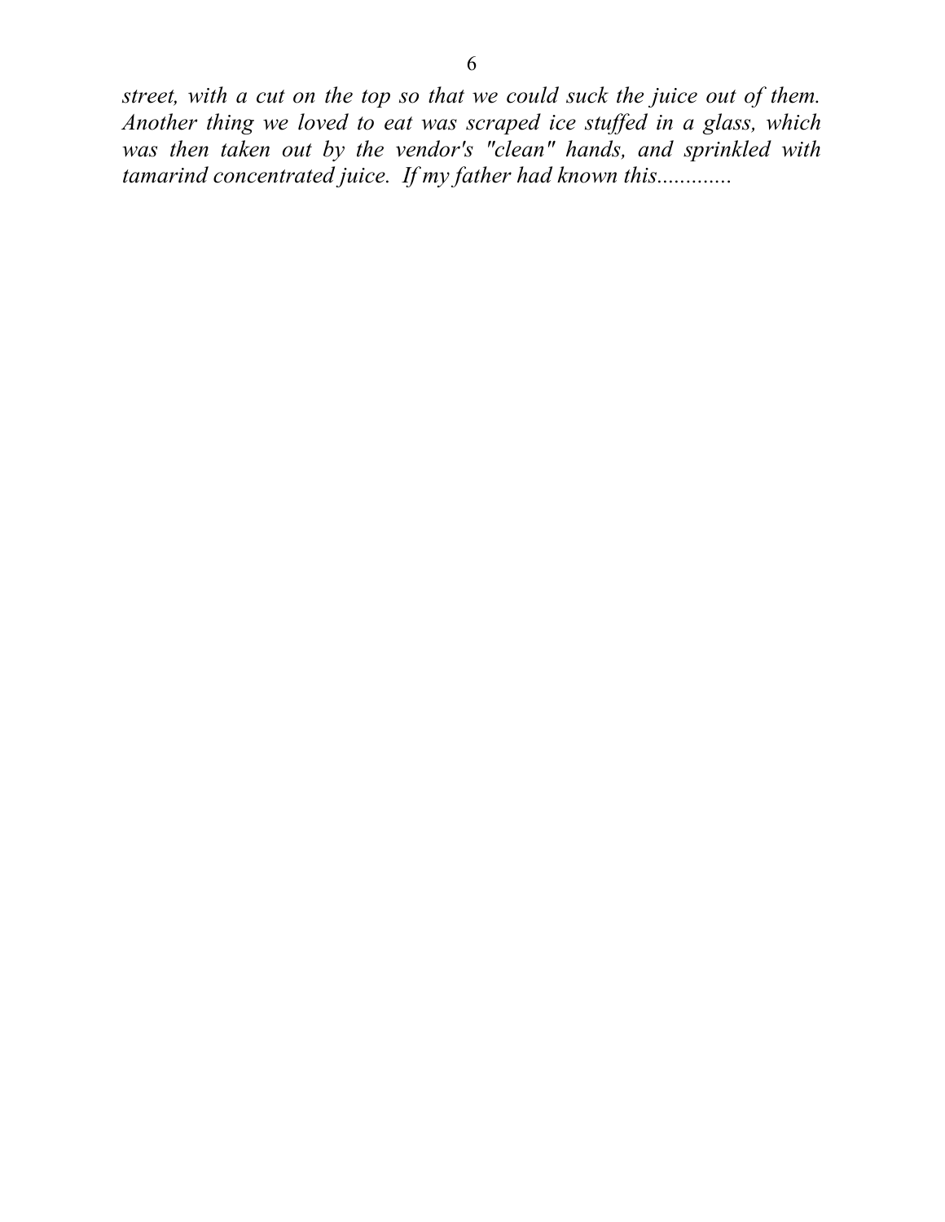*street, with a cut on the top so that we could suck the juice out of them. Another thing we loved to eat was scraped ice stuffed in a glass, which was then taken out by the vendor's "clean" hands, and sprinkled with tamarind concentrated juice. If my father had known this.............*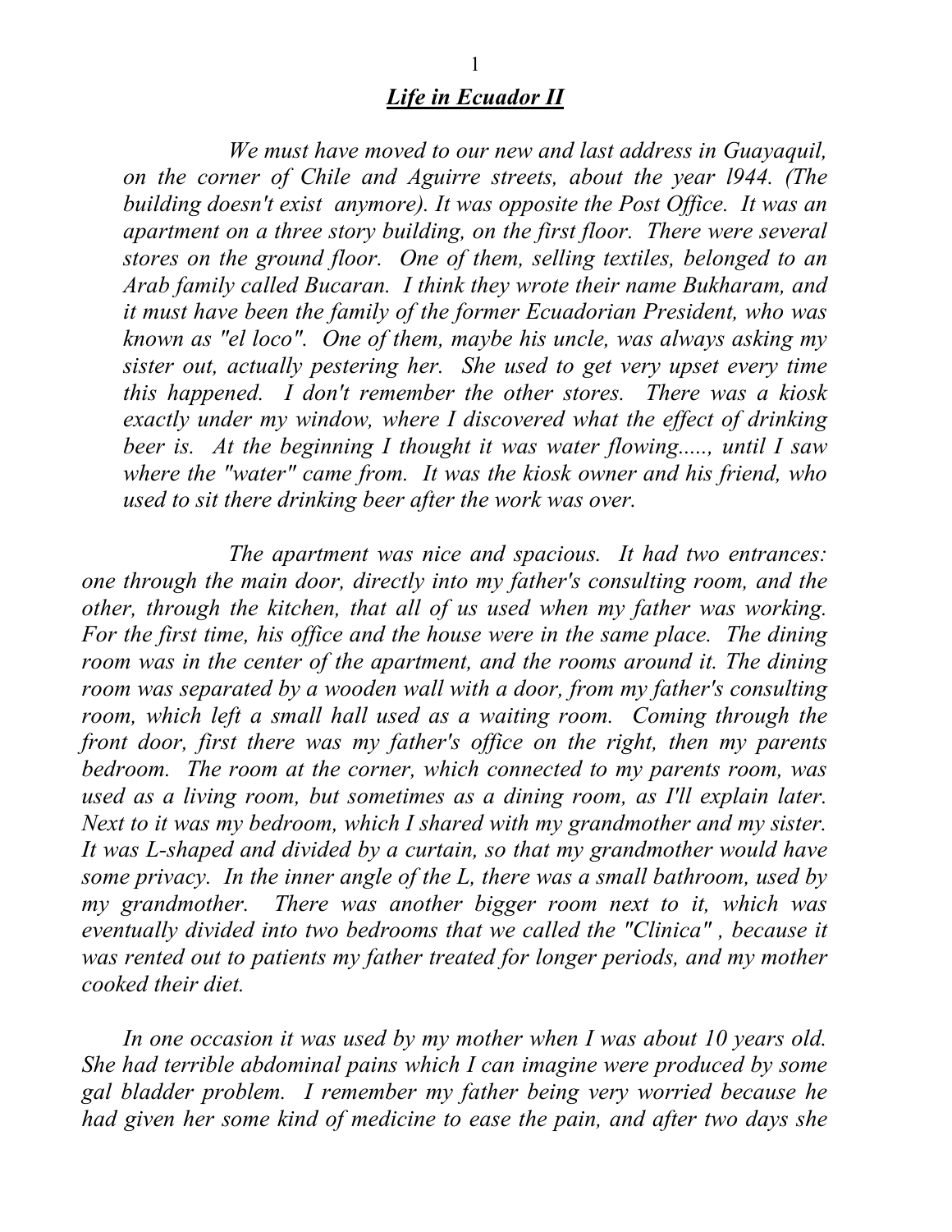## ***Life in Ecuador II***

*We must have moved to our new and last address in Guayaquil, on the corner of Chile and Aguirre streets, about the year l944. (The building doesn't exist anymore). It was opposite the Post Office. It was an apartment on a three story building, on the first floor. There were several stores on the ground floor. One of them, selling textiles, belonged to an Arab family called Bucaran. I think they wrote their name Bukharam, and it must have been the family of the former Ecuadorian President, who was known as "el loco". One of them, maybe his uncle, was always asking my sister out, actually pestering her. She used to get very upset every time this happened. I don't remember the other stores. There was a kiosk exactly under my window, where I discovered what the effect of drinking beer is. At the beginning I thought it was water flowing....., until I saw where the "water" came from. It was the kiosk owner and his friend, who used to sit there drinking beer after the work was over.*

*The apartment was nice and spacious. It had two entrances: one through the main door, directly into my father's consulting room, and the other, through the kitchen, that all of us used when my father was working. For the first time, his office and the house were in the same place. The dining room was in the center of the apartment, and the rooms around it. The dining room was separated by a wooden wall with a door, from my father's consulting room, which left a small hall used as a waiting room. Coming through the front door, first there was my father's office on the right, then my parents bedroom. The room at the corner, which connected to my parents room, was used as a living room, but sometimes as a dining room, as I'll explain later. Next to it was my bedroom, which I shared with my grandmother and my sister. It was L-shaped and divided by a curtain, so that my grandmother would have some privacy. In the inner angle of the L, there was a small bathroom, used by my grandmother. There was another bigger room next to it, which was eventually divided into two bedrooms that we called the "Clinica" , because it was rented out to patients my father treated for longer periods, and my mother cooked their diet.*

*In one occasion it was used by my mother when I was about 10 years old. She had terrible abdominal pains which I can imagine were produced by some gal bladder problem. I remember my father being very worried because he had given her some kind of medicine to ease the pain, and after two days she*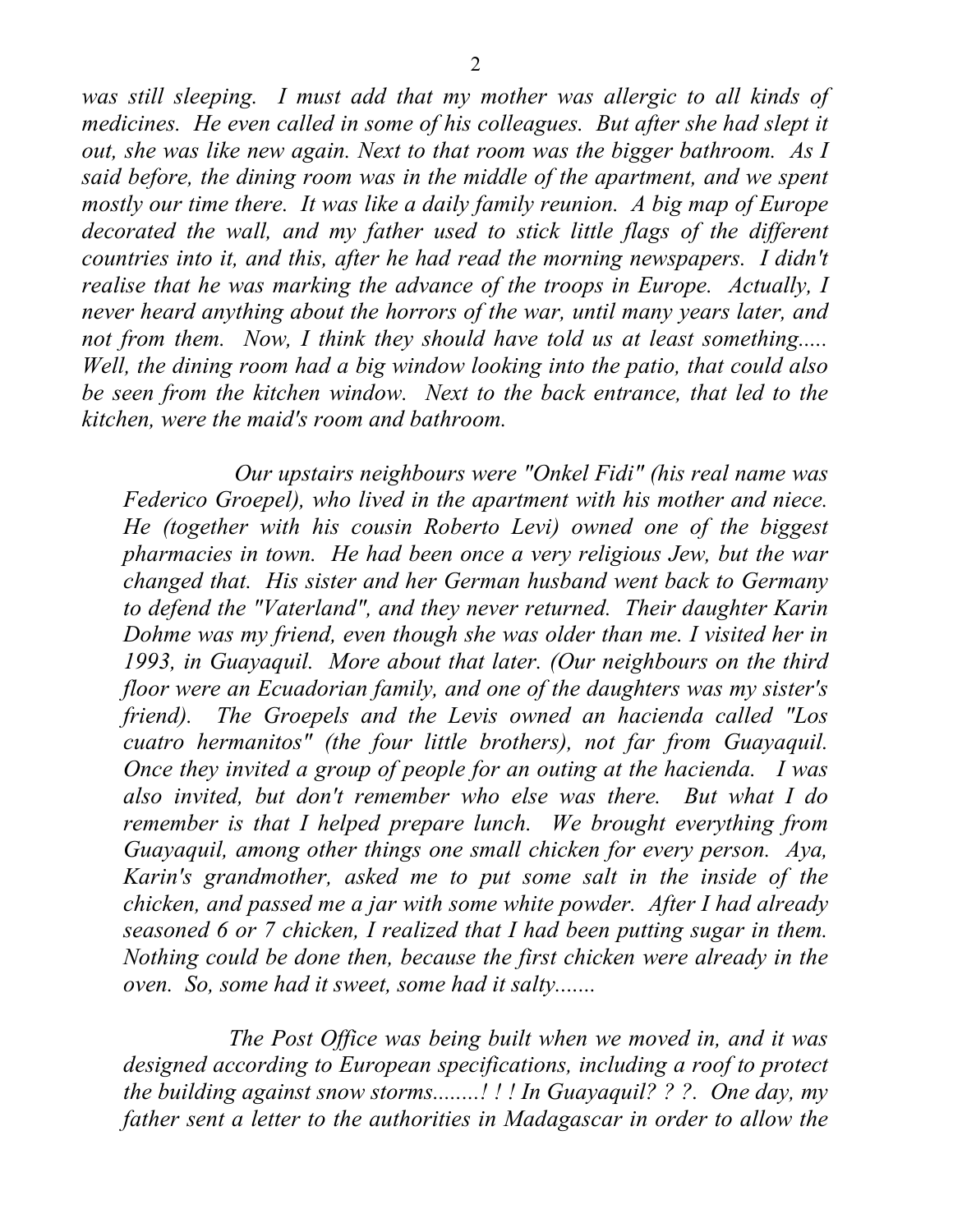*was still sleeping. I must add that my mother was allergic to all kinds of medicines. He even called in some of his colleagues. But after she had slept it out, she was like new again. Next to that room was the bigger bathroom. As I said before, the dining room was in the middle of the apartment, and we spent mostly our time there. It was like a daily family reunion. A big map of Europe decorated the wall, and my father used to stick little flags of the different countries into it, and this, after he had read the morning newspapers. I didn't realise that he was marking the advance of the troops in Europe. Actually, I never heard anything about the horrors of the war, until many years later, and not from them. Now, I think they should have told us at least something..... Well, the dining room had a big window looking into the patio, that could also be seen from the kitchen window. Next to the back entrance, that led to the kitchen, were the maid's room and bathroom.*

*Our upstairs neighbours were "Onkel Fidi" (his real name was Federico Groepel), who lived in the apartment with his mother and niece. He (together with his cousin Roberto Levi) owned one of the biggest pharmacies in town. He had been once a very religious Jew, but the war changed that. His sister and her German husband went back to Germany to defend the "Vaterland", and they never returned. Their daughter Karin Dohme was my friend, even though she was older than me. I visited her in 1993, in Guayaquil. More about that later. (Our neighbours on the third floor were an Ecuadorian family, and one of the daughters was my sister's friend). The Groepels and the Levis owned an hacienda called "Los cuatro hermanitos" (the four little brothers), not far from Guayaquil. Once they invited a group of people for an outing at the hacienda. I was also invited, but don't remember who else was there. But what I do remember is that I helped prepare lunch. We brought everything from Guayaquil, among other things one small chicken for every person. Aya, Karin's grandmother, asked me to put some salt in the inside of the chicken, and passed me a jar with some white powder. After I had already seasoned 6 or 7 chicken, I realized that I had been putting sugar in them. Nothing could be done then, because the first chicken were already in the oven. So, some had it sweet, some had it salty.......*

*The Post Office was being built when we moved in, and it was designed according to European specifications, including a roof to protect the building against snow storms........! ! ! In Guayaquil? ? ?. One day, my father sent a letter to the authorities in Madagascar in order to allow the*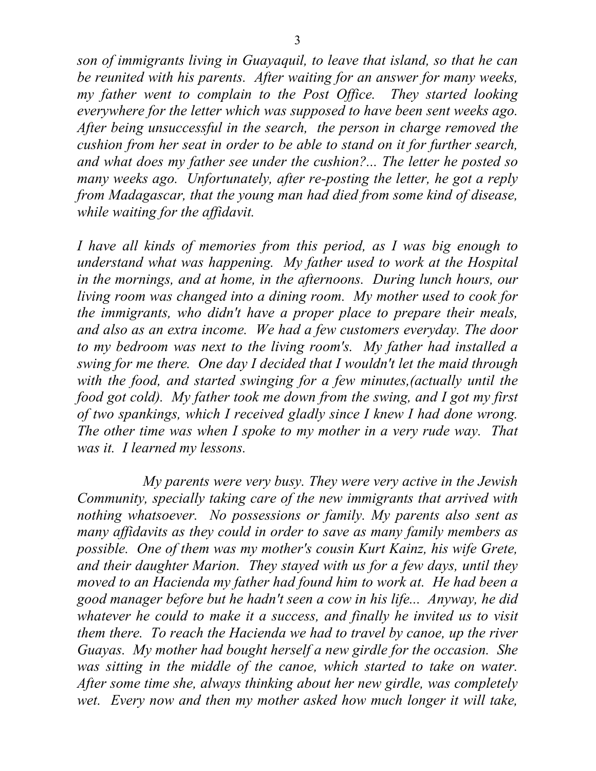*son of immigrants living in Guayaquil, to leave that island, so that he can be reunited with his parents. After waiting for an answer for many weeks, my father went to complain to the Post Office. They started looking everywhere for the letter which was supposed to have been sent weeks ago. After being unsuccessful in the search, the person in charge removed the cushion from her seat in order to be able to stand on it for further search, and what does my father see under the cushion?... The letter he posted so many weeks ago. Unfortunately, after re-posting the letter, he got a reply from Madagascar, that the young man had died from some kind of disease, while waiting for the affidavit.*

*I have all kinds of memories from this period, as I was big enough to understand what was happening. My father used to work at the Hospital in the mornings, and at home, in the afternoons. During lunch hours, our living room was changed into a dining room. My mother used to cook for the immigrants, who didn't have a proper place to prepare their meals, and also as an extra income. We had a few customers everyday. The door to my bedroom was next to the living room's. My father had installed a swing for me there. One day I decided that I wouldn't let the maid through with the food, and started swinging for a few minutes,(actually until the food got cold). My father took me down from the swing, and I got my first of two spankings, which I received gladly since I knew I had done wrong. The other time was when I spoke to my mother in a very rude way. That was it. I learned my lessons.*

*My parents were very busy. They were very active in the Jewish Community, specially taking care of the new immigrants that arrived with nothing whatsoever. No possessions or family. My parents also sent as many affidavits as they could in order to save as many family members as possible. One of them was my mother's cousin Kurt Kainz, his wife Grete, and their daughter Marion. They stayed with us for a few days, until they moved to an Hacienda my father had found him to work at. He had been a good manager before but he hadn't seen a cow in his life... Anyway, he did whatever he could to make it a success, and finally he invited us to visit them there. To reach the Hacienda we had to travel by canoe, up the river Guayas. My mother had bought herself a new girdle for the occasion. She was sitting in the middle of the canoe, which started to take on water. After some time she, always thinking about her new girdle, was completely wet. Every now and then my mother asked how much longer it will take,*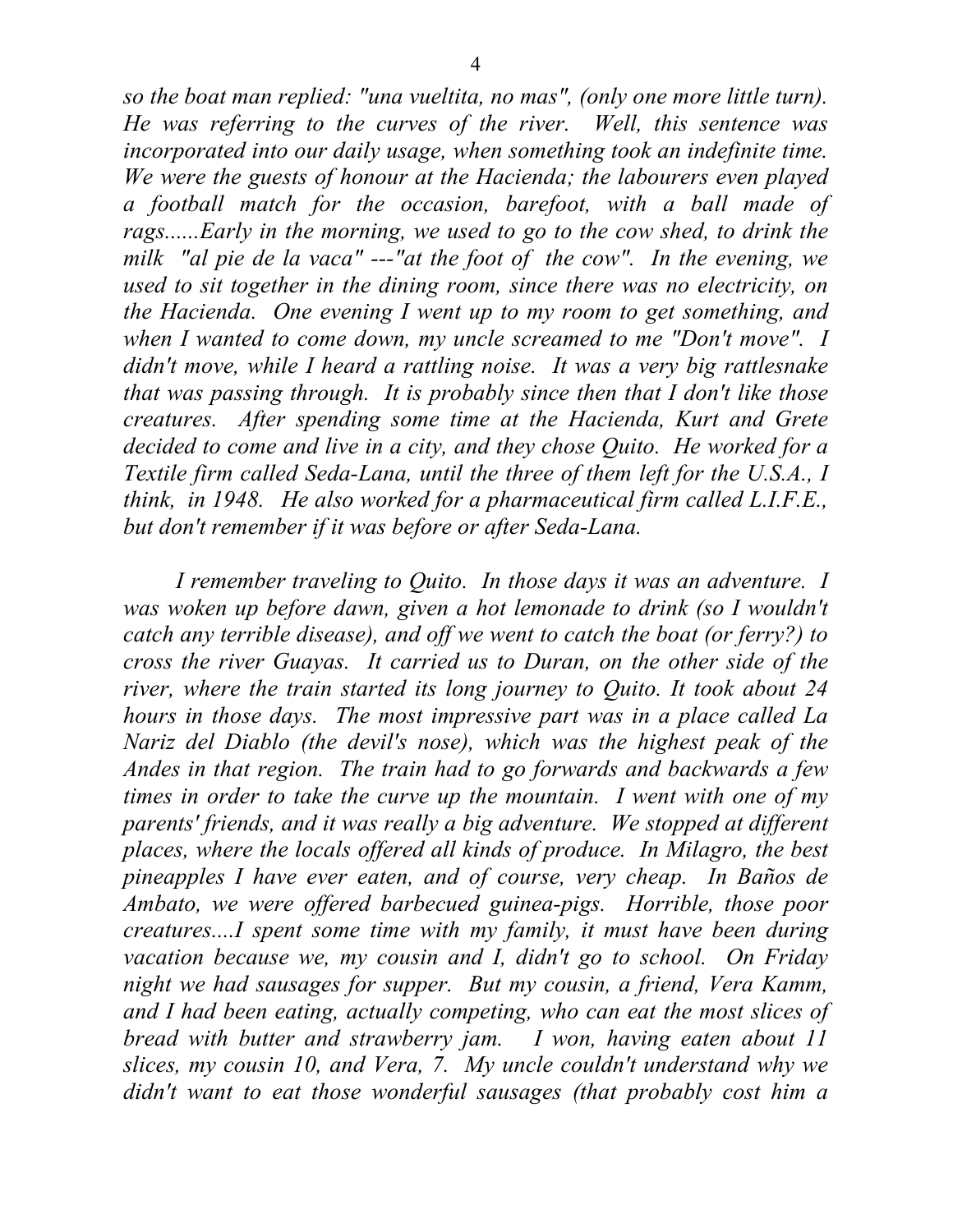*so the boat man replied: "una vueltita, no mas", (only one more little turn). He was referring to the curves of the river. Well, this sentence was incorporated into our daily usage, when something took an indefinite time. We were the guests of honour at the Hacienda; the labourers even played a football match for the occasion, barefoot, with a ball made of rags......Early in the morning, we used to go to the cow shed, to drink the milk "al pie de la vaca" ---"at the foot of the cow". In the evening, we used to sit together in the dining room, since there was no electricity, on the Hacienda. One evening I went up to my room to get something, and when I wanted to come down, my uncle screamed to me "Don't move". I didn't move, while I heard a rattling noise. It was a very big rattlesnake that was passing through. It is probably since then that I don't like those creatures. After spending some time at the Hacienda, Kurt and Grete decided to come and live in a city, and they chose Quito. He worked for a Textile firm called Seda-Lana, until the three of them left for the U.S.A., I think, in 1948. He also worked for a pharmaceutical firm called L.I.F.E., but don't remember if it was before or after Seda-Lana.*

*I remember traveling to Quito. In those days it was an adventure. I was woken up before dawn, given a hot lemonade to drink (so I wouldn't catch any terrible disease), and off we went to catch the boat (or ferry?) to cross the river Guayas. It carried us to Duran, on the other side of the river, where the train started its long journey to Quito. It took about 24 hours in those days. The most impressive part was in a place called La Nariz del Diablo (the devil's nose), which was the highest peak of the Andes in that region. The train had to go forwards and backwards a few times in order to take the curve up the mountain. I went with one of my parents' friends, and it was really a big adventure. We stopped at different places, where the locals offered all kinds of produce. In Milagro, the best pineapples I have ever eaten, and of course, very cheap. In Baños de Ambato, we were offered barbecued guinea-pigs. Horrible, those poor creatures....I spent some time with my family, it must have been during vacation because we, my cousin and I, didn't go to school. On Friday night we had sausages for supper. But my cousin, a friend, Vera Kamm, and I had been eating, actually competing, who can eat the most slices of bread with butter and strawberry jam. I won, having eaten about 11 slices, my cousin 10, and Vera, 7. My uncle couldn't understand why we didn't want to eat those wonderful sausages (that probably cost him a*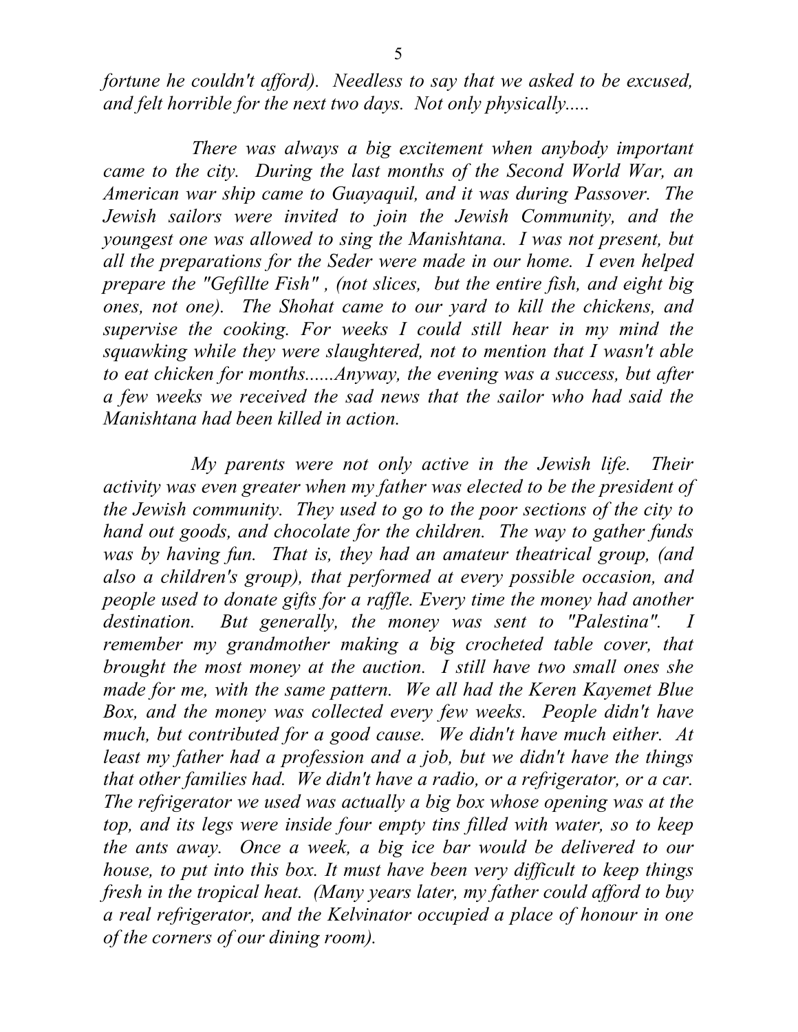*fortune he couldn't afford). Needless to say that we asked to be excused, and felt horrible for the next two days. Not only physically.....*

*There was always a big excitement when anybody important came to the city. During the last months of the Second World War, an American war ship came to Guayaquil, and it was during Passover. The Jewish sailors were invited to join the Jewish Community, and the youngest one was allowed to sing the Manishtana. I was not present, but all the preparations for the Seder were made in our home. I even helped prepare the "Gefillte Fish" , (not slices, but the entire fish, and eight big ones, not one). The Shohat came to our yard to kill the chickens, and supervise the cooking. For weeks I could still hear in my mind the squawking while they were slaughtered, not to mention that I wasn't able to eat chicken for months......Anyway, the evening was a success, but after a few weeks we received the sad news that the sailor who had said the Manishtana had been killed in action.*

*My parents were not only active in the Jewish life. Their activity was even greater when my father was elected to be the president of the Jewish community. They used to go to the poor sections of the city to hand out goods, and chocolate for the children. The way to gather funds was by having fun. That is, they had an amateur theatrical group, (and also a children's group), that performed at every possible occasion, and people used to donate gifts for a raffle. Every time the money had another destination. But generally, the money was sent to "Palestina". I remember my grandmother making a big crocheted table cover, that brought the most money at the auction. I still have two small ones she made for me, with the same pattern. We all had the Keren Kayemet Blue Box, and the money was collected every few weeks. People didn't have much, but contributed for a good cause. We didn't have much either. At least my father had a profession and a job, but we didn't have the things that other families had. We didn't have a radio, or a refrigerator, or a car. The refrigerator we used was actually a big box whose opening was at the top, and its legs were inside four empty tins filled with water, so to keep the ants away. Once a week, a big ice bar would be delivered to our house, to put into this box. It must have been very difficult to keep things fresh in the tropical heat. (Many years later, my father could afford to buy a real refrigerator, and the Kelvinator occupied a place of honour in one of the corners of our dining room).*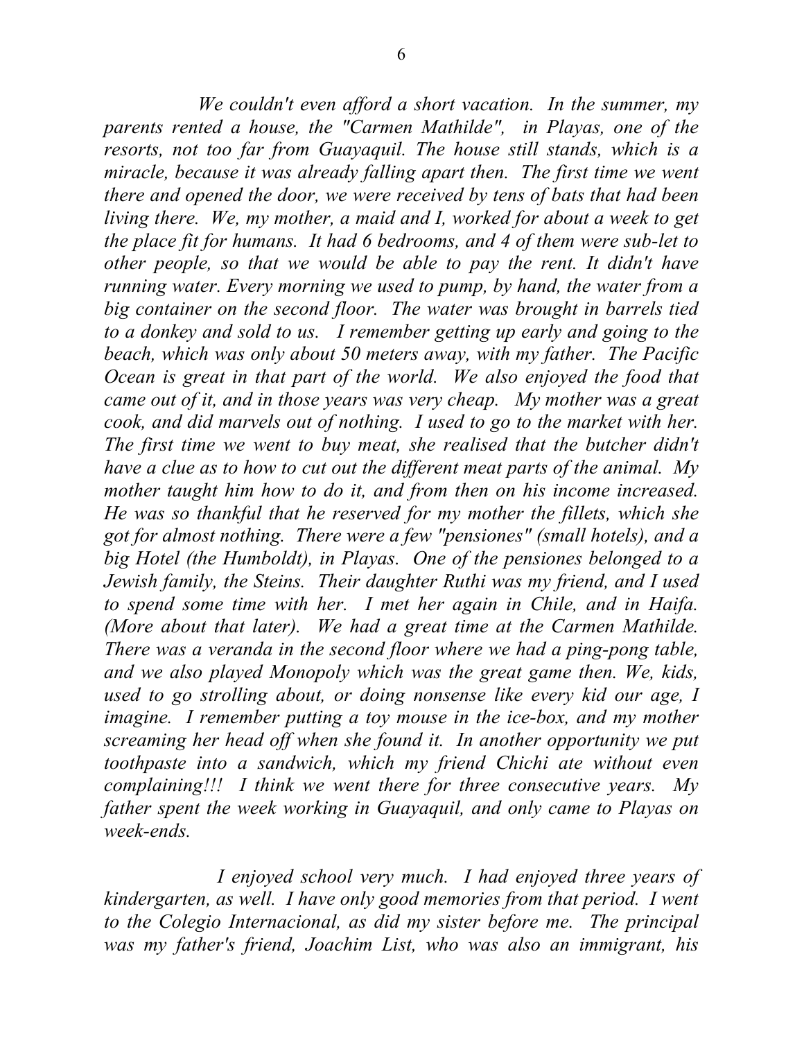*We couldn't even afford a short vacation. In the summer, my parents rented a house, the "Carmen Mathilde", in Playas, one of the resorts, not too far from Guayaquil. The house still stands, which is a miracle, because it was already falling apart then. The first time we went there and opened the door, we were received by tens of bats that had been living there. We, my mother, a maid and I, worked for about a week to get the place fit for humans. It had 6 bedrooms, and 4 of them were sub-let to other people, so that we would be able to pay the rent. It didn't have running water. Every morning we used to pump, by hand, the water from a big container on the second floor. The water was brought in barrels tied to a donkey and sold to us. I remember getting up early and going to the beach, which was only about 50 meters away, with my father. The Pacific Ocean is great in that part of the world. We also enjoyed the food that came out of it, and in those years was very cheap. My mother was a great cook, and did marvels out of nothing. I used to go to the market with her. The first time we went to buy meat, she realised that the butcher didn't have a clue as to how to cut out the different meat parts of the animal. My mother taught him how to do it, and from then on his income increased. He was so thankful that he reserved for my mother the fillets, which she got for almost nothing. There were a few "pensiones" (small hotels), and a big Hotel (the Humboldt), in Playas. One of the pensiones belonged to a Jewish family, the Steins. Their daughter Ruthi was my friend, and I used to spend some time with her. I met her again in Chile, and in Haifa. (More about that later). We had a great time at the Carmen Mathilde. There was a veranda in the second floor where we had a ping-pong table, and we also played Monopoly which was the great game then. We, kids, used to go strolling about, or doing nonsense like every kid our age, I imagine. I remember putting a toy mouse in the ice-box, and my mother screaming her head off when she found it. In another opportunity we put toothpaste into a sandwich, which my friend Chichi ate without even complaining!!! I think we went there for three consecutive years. My father spent the week working in Guayaquil, and only came to Playas on week-ends.*

*I enjoyed school very much. I had enjoyed three years of kindergarten, as well. I have only good memories from that period. I went to the Colegio Internacional, as did my sister before me. The principal was my father's friend, Joachim List, who was also an immigrant, his*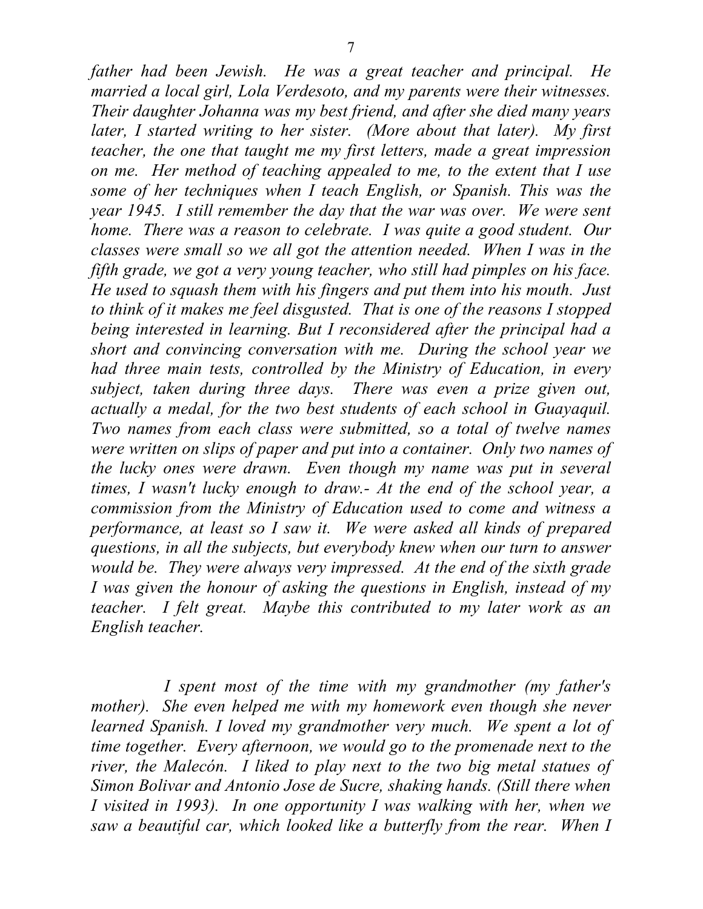*father had been Jewish. He was a great teacher and principal. He married a local girl, Lola Verdesoto, and my parents were their witnesses. Their daughter Johanna was my best friend, and after she died many years later, I started writing to her sister. (More about that later). My first teacher, the one that taught me my first letters, made a great impression on me. Her method of teaching appealed to me, to the extent that I use some of her techniques when I teach English, or Spanish. This was the year 1945. I still remember the day that the war was over. We were sent home. There was a reason to celebrate. I was quite a good student. Our classes were small so we all got the attention needed. When I was in the fifth grade, we got a very young teacher, who still had pimples on his face. He used to squash them with his fingers and put them into his mouth. Just to think of it makes me feel disgusted. That is one of the reasons I stopped being interested in learning. But I reconsidered after the principal had a short and convincing conversation with me. During the school year we had three main tests, controlled by the Ministry of Education, in every subject, taken during three days. There was even a prize given out, actually a medal, for the two best students of each school in Guayaquil. Two names from each class were submitted, so a total of twelve names were written on slips of paper and put into a container. Only two names of the lucky ones were drawn. Even though my name was put in several times, I wasn't lucky enough to draw.- At the end of the school year, a commission from the Ministry of Education used to come and witness a performance, at least so I saw it. We were asked all kinds of prepared questions, in all the subjects, but everybody knew when our turn to answer would be. They were always very impressed. At the end of the sixth grade I was given the honour of asking the questions in English, instead of my teacher. I felt great. Maybe this contributed to my later work as an English teacher.*

*I spent most of the time with my grandmother (my father's mother). She even helped me with my homework even though she never learned Spanish. I loved my grandmother very much. We spent a lot of time together. Every afternoon, we would go to the promenade next to the river, the Malecón. I liked to play next to the two big metal statues of Simon Bolivar and Antonio Jose de Sucre, shaking hands. (Still there when I visited in 1993). In one opportunity I was walking with her, when we saw a beautiful car, which looked like a butterfly from the rear. When I*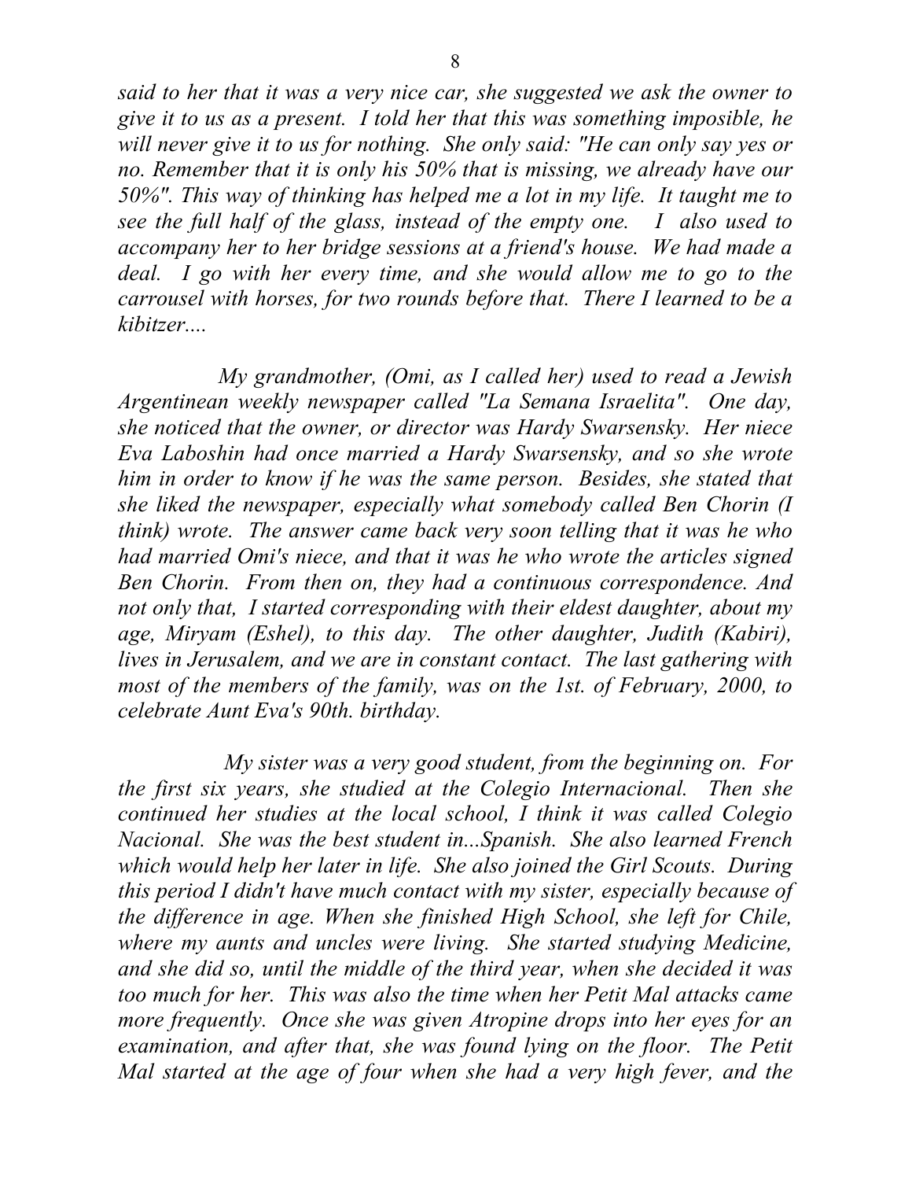*said to her that it was a very nice car, she suggested we ask the owner to give it to us as a present. I told her that this was something imposible, he will never give it to us for nothing. She only said: "He can only say yes or no. Remember that it is only his 50% that is missing, we already have our 50%". This way of thinking has helped me a lot in my life. It taught me to see the full half of the glass, instead of the empty one. I also used to accompany her to her bridge sessions at a friend's house. We had made a deal. I go with her every time, and she would allow me to go to the carrousel with horses, for two rounds before that. There I learned to be a kibitzer....*

*My grandmother, (Omi, as I called her) used to read a Jewish Argentinean weekly newspaper called "La Semana Israelita". One day, she noticed that the owner, or director was Hardy Swarsensky. Her niece Eva Laboshin had once married a Hardy Swarsensky, and so she wrote him in order to know if he was the same person. Besides, she stated that she liked the newspaper, especially what somebody called Ben Chorin (I think) wrote. The answer came back very soon telling that it was he who had married Omi's niece, and that it was he who wrote the articles signed Ben Chorin. From then on, they had a continuous correspondence. And not only that, I started corresponding with their eldest daughter, about my age, Miryam (Eshel), to this day. The other daughter, Judith (Kabiri), lives in Jerusalem, and we are in constant contact. The last gathering with most of the members of the family, was on the 1st. of February, 2000, to celebrate Aunt Eva's 90th. birthday.*

*My sister was a very good student, from the beginning on. For the first six years, she studied at the Colegio Internacional. Then she continued her studies at the local school, I think it was called Colegio Nacional. She was the best student in...Spanish. She also learned French which would help her later in life. She also joined the Girl Scouts. During this period I didn't have much contact with my sister, especially because of the difference in age. When she finished High School, she left for Chile, where my aunts and uncles were living. She started studying Medicine, and she did so, until the middle of the third year, when she decided it was too much for her. This was also the time when her Petit Mal attacks came more frequently. Once she was given Atropine drops into her eyes for an examination, and after that, she was found lying on the floor. The Petit Mal started at the age of four when she had a very high fever, and the*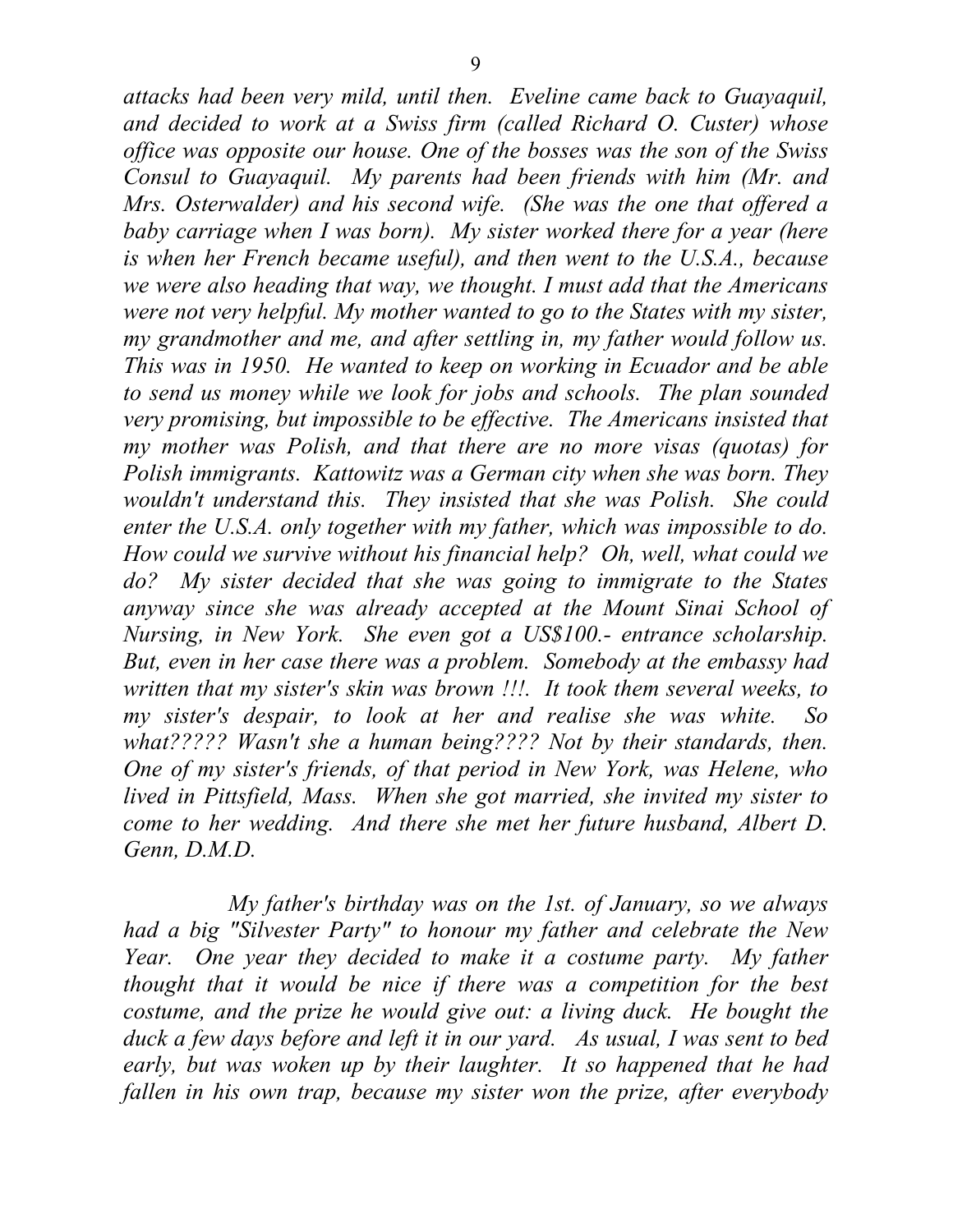*attacks had been very mild, until then. Eveline came back to Guayaquil, and decided to work at a Swiss firm (called Richard O. Custer) whose office was opposite our house. One of the bosses was the son of the Swiss Consul to Guayaquil. My parents had been friends with him (Mr. and Mrs. Osterwalder) and his second wife. (She was the one that offered a baby carriage when I was born). My sister worked there for a year (here is when her French became useful), and then went to the U.S.A., because we were also heading that way, we thought. I must add that the Americans were not very helpful. My mother wanted to go to the States with my sister, my grandmother and me, and after settling in, my father would follow us. This was in 1950. He wanted to keep on working in Ecuador and be able to send us money while we look for jobs and schools. The plan sounded very promising, but impossible to be effective. The Americans insisted that my mother was Polish, and that there are no more visas (quotas) for Polish immigrants. Kattowitz was a German city when she was born. They wouldn't understand this. They insisted that she was Polish. She could enter the U.S.A. only together with my father, which was impossible to do. How could we survive without his financial help? Oh, well, what could we do? My sister decided that she was going to immigrate to the States anyway since she was already accepted at the Mount Sinai School of Nursing, in New York. She even got a US$100.- entrance scholarship. But, even in her case there was a problem. Somebody at the embassy had written that my sister's skin was brown !!!. It took them several weeks, to my sister's despair, to look at her and realise she was white. So what????? Wasn't she a human being???? Not by their standards, then. One of my sister's friends, of that period in New York, was Helene, who lived in Pittsfield, Mass. When she got married, she invited my sister to come to her wedding. And there she met her future husband, Albert D. Genn, D.M.D.*

*My father's birthday was on the 1st. of January, so we always had a big "Silvester Party" to honour my father and celebrate the New Year. One year they decided to make it a costume party. My father thought that it would be nice if there was a competition for the best costume, and the prize he would give out: a living duck. He bought the duck a few days before and left it in our yard. As usual, I was sent to bed early, but was woken up by their laughter. It so happened that he had fallen in his own trap, because my sister won the prize, after everybody*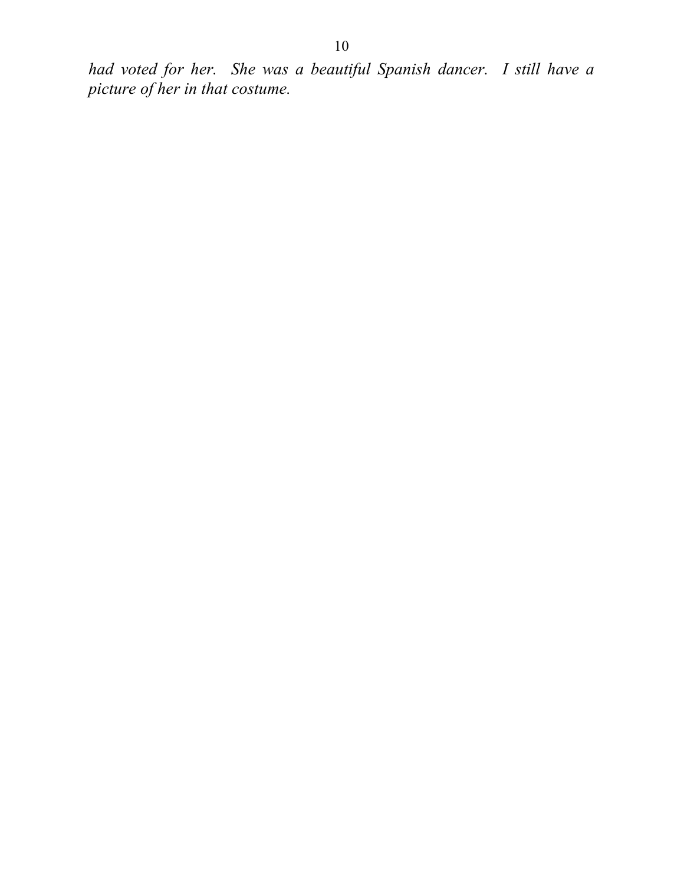*had voted for her. She was a beautiful Spanish dancer. I still have a picture of her in that costume.*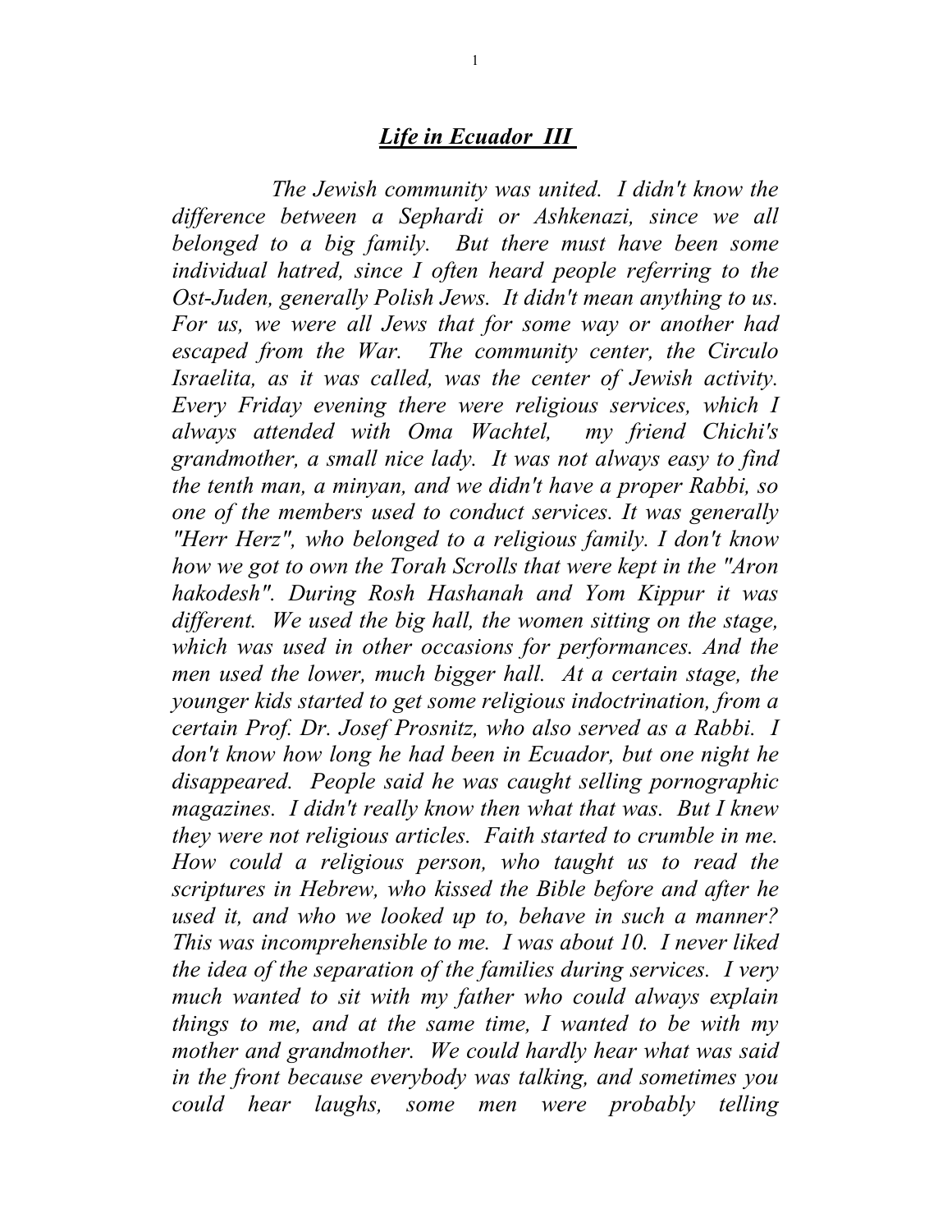## ***Life in Ecuador III***

*The Jewish community was united. I didn't know the difference between a Sephardi or Ashkenazi, since we all belonged to a big family. But there must have been some individual hatred, since I often heard people referring to the Ost-Juden, generally Polish Jews. It didn't mean anything to us. For us, we were all Jews that for some way or another had escaped from the War. The community center, the Circulo Israelita, as it was called, was the center of Jewish activity. Every Friday evening there were religious services, which I always attended with Oma Wachtel, my friend Chichi's grandmother, a small nice lady. It was not always easy to find the tenth man, a minyan, and we didn't have a proper Rabbi, so one of the members used to conduct services. It was generally "Herr Herz", who belonged to a religious family. I don't know how we got to own the Torah Scrolls that were kept in the "Aron hakodesh". During Rosh Hashanah and Yom Kippur it was different. We used the big hall, the women sitting on the stage, which was used in other occasions for performances. And the men used the lower, much bigger hall. At a certain stage, the younger kids started to get some religious indoctrination, from a certain Prof. Dr. Josef Prosnitz, who also served as a Rabbi. I don't know how long he had been in Ecuador, but one night he disappeared. People said he was caught selling pornographic magazines. I didn't really know then what that was. But I knew they were not religious articles. Faith started to crumble in me. How could a religious person, who taught us to read the scriptures in Hebrew, who kissed the Bible before and after he used it, and who we looked up to, behave in such a manner? This was incomprehensible to me. I was about 10. I never liked the idea of the separation of the families during services. I very much wanted to sit with my father who could always explain things to me, and at the same time, I wanted to be with my mother and grandmother. We could hardly hear what was said in the front because everybody was talking, and sometimes you could hear laughs, some men were probably telling*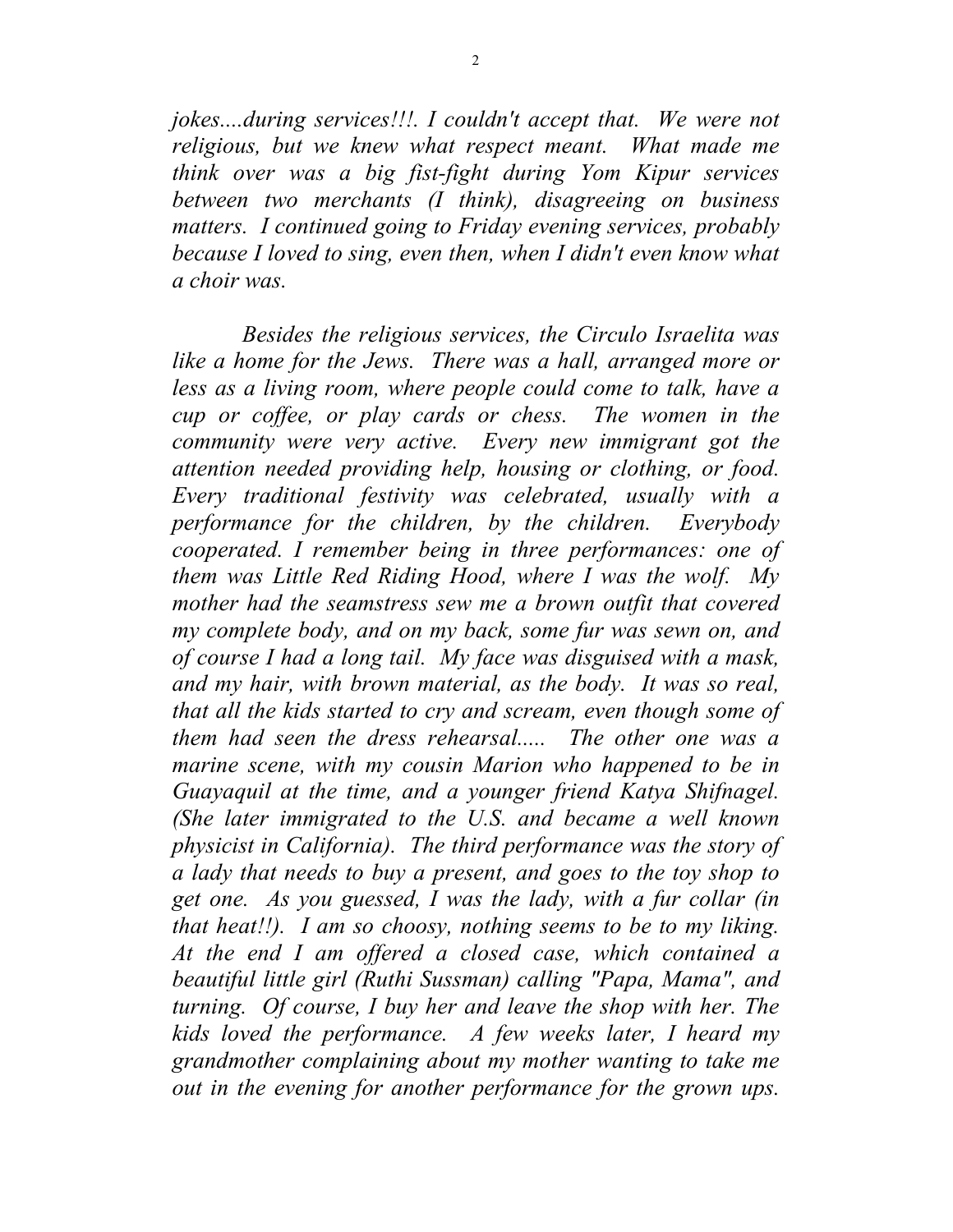*jokes....during services!!!. I couldn't accept that. We were not religious, but we knew what respect meant. What made me think over was a big fist-fight during Yom Kipur services between two merchants (I think), disagreeing on business matters. I continued going to Friday evening services, probably because I loved to sing, even then, when I didn't even know what a choir was.*

*Besides the religious services, the Circulo Israelita was like a home for the Jews. There was a hall, arranged more or less as a living room, where people could come to talk, have a cup or coffee, or play cards or chess. The women in the community were very active. Every new immigrant got the attention needed providing help, housing or clothing, or food. Every traditional festivity was celebrated, usually with a performance for the children, by the children. Everybody cooperated. I remember being in three performances: one of them was Little Red Riding Hood, where I was the wolf. My mother had the seamstress sew me a brown outfit that covered my complete body, and on my back, some fur was sewn on, and of course I had a long tail. My face was disguised with a mask, and my hair, with brown material, as the body. It was so real, that all the kids started to cry and scream, even though some of them had seen the dress rehearsal..... The other one was a marine scene, with my cousin Marion who happened to be in Guayaquil at the time, and a younger friend Katya Shifnagel. (She later immigrated to the U.S. and became a well known physicist in California). The third performance was the story of a lady that needs to buy a present, and goes to the toy shop to get one. As you guessed, I was the lady, with a fur collar (in that heat!!). I am so choosy, nothing seems to be to my liking. At the end I am offered a closed case, which contained a beautiful little girl (Ruthi Sussman) calling "Papa, Mama", and turning. Of course, I buy her and leave the shop with her. The kids loved the performance. A few weeks later, I heard my grandmother complaining about my mother wanting to take me out in the evening for another performance for the grown ups.*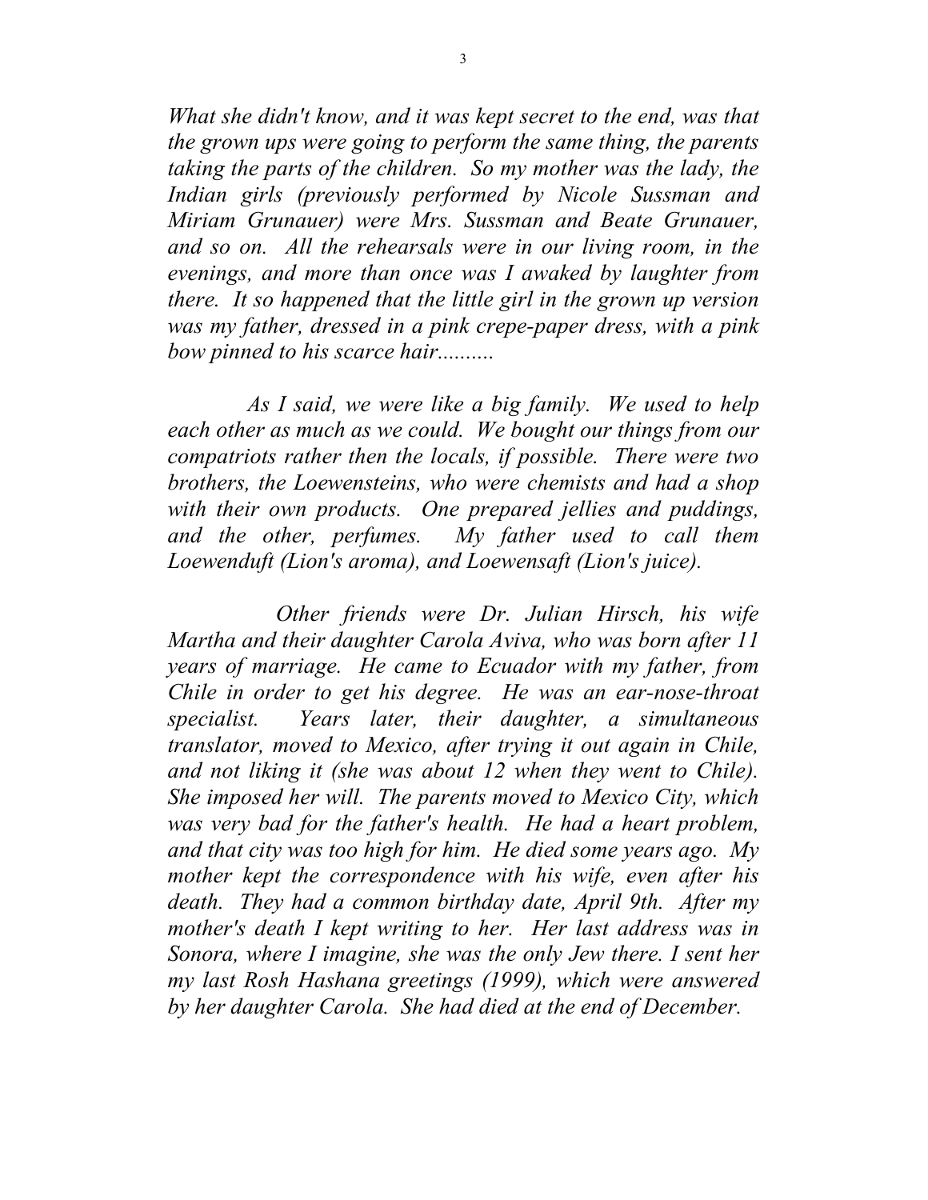*What she didn't know, and it was kept secret to the end, was that the grown ups were going to perform the same thing, the parents taking the parts of the children. So my mother was the lady, the Indian girls (previously performed by Nicole Sussman and Miriam Grunauer) were Mrs. Sussman and Beate Grunauer, and so on. All the rehearsals were in our living room, in the evenings, and more than once was I awaked by laughter from there. It so happened that the little girl in the grown up version was my father, dressed in a pink crepe-paper dress, with a pink bow pinned to his scarce hair..........*

*As I said, we were like a big family. We used to help each other as much as we could. We bought our things from our compatriots rather then the locals, if possible. There were two brothers, the Loewensteins, who were chemists and had a shop with their own products. One prepared jellies and puddings, and the other, perfumes. My father used to call them Loewenduft (Lion's aroma), and Loewensaft (Lion's juice).*

*Other friends were Dr. Julian Hirsch, his wife Martha and their daughter Carola Aviva, who was born after 11 years of marriage. He came to Ecuador with my father, from Chile in order to get his degree. He was an ear-nose-throat specialist. Years later, their daughter, a simultaneous translator, moved to Mexico, after trying it out again in Chile, and not liking it (she was about 12 when they went to Chile). She imposed her will. The parents moved to Mexico City, which was very bad for the father's health. He had a heart problem, and that city was too high for him. He died some years ago. My mother kept the correspondence with his wife, even after his death. They had a common birthday date, April 9th. After my mother's death I kept writing to her. Her last address was in Sonora, where I imagine, she was the only Jew there. I sent her my last Rosh Hashana greetings (1999), which were answered by her daughter Carola. She had died at the end of December.*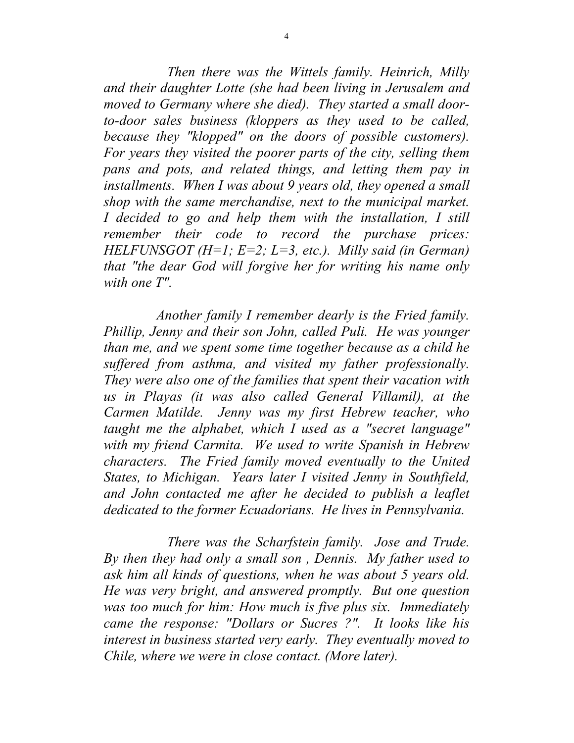*Then there was the Wittels family. Heinrich, Milly and their daughter Lotte (she had been living in Jerusalem and moved to Germany where she died). They started a small door-to-door sales business (kloppers as they used to be called, because they "klopped" on the doors of possible customers). For years they visited the poorer parts of the city, selling them pans and pots, and related things, and letting them pay in installments. When I was about 9 years old, they opened a small shop with the same merchandise, next to the municipal market. I decided to go and help them with the installation, I still remember their code to record the purchase prices: HELFUNSGOT (H=1; E=2; L=3, etc.). Milly said (in German) that "the dear God will forgive her for writing his name only with one T".*

*Another family I remember dearly is the Fried family. Phillip, Jenny and their son John, called Puli. He was younger than me, and we spent some time together because as a child he suffered from asthma, and visited my father professionally. They were also one of the families that spent their vacation with us in Playas (it was also called General Villamil), at the Carmen Matilde. Jenny was my first Hebrew teacher, who taught me the alphabet, which I used as a "secret language" with my friend Carmita. We used to write Spanish in Hebrew characters. The Fried family moved eventually to the United States, to Michigan. Years later I visited Jenny in Southfield, and John contacted me after he decided to publish a leaflet dedicated to the former Ecuadorians. He lives in Pennsylvania.*

*There was the Scharfstein family. Jose and Trude. By then they had only a small son , Dennis. My father used to ask him all kinds of questions, when he was about 5 years old. He was very bright, and answered promptly. But one question was too much for him: How much is five plus six. Immediately came the response: "Dollars or Sucres ?". It looks like his interest in business started very early. They eventually moved to Chile, where we were in close contact. (More later).*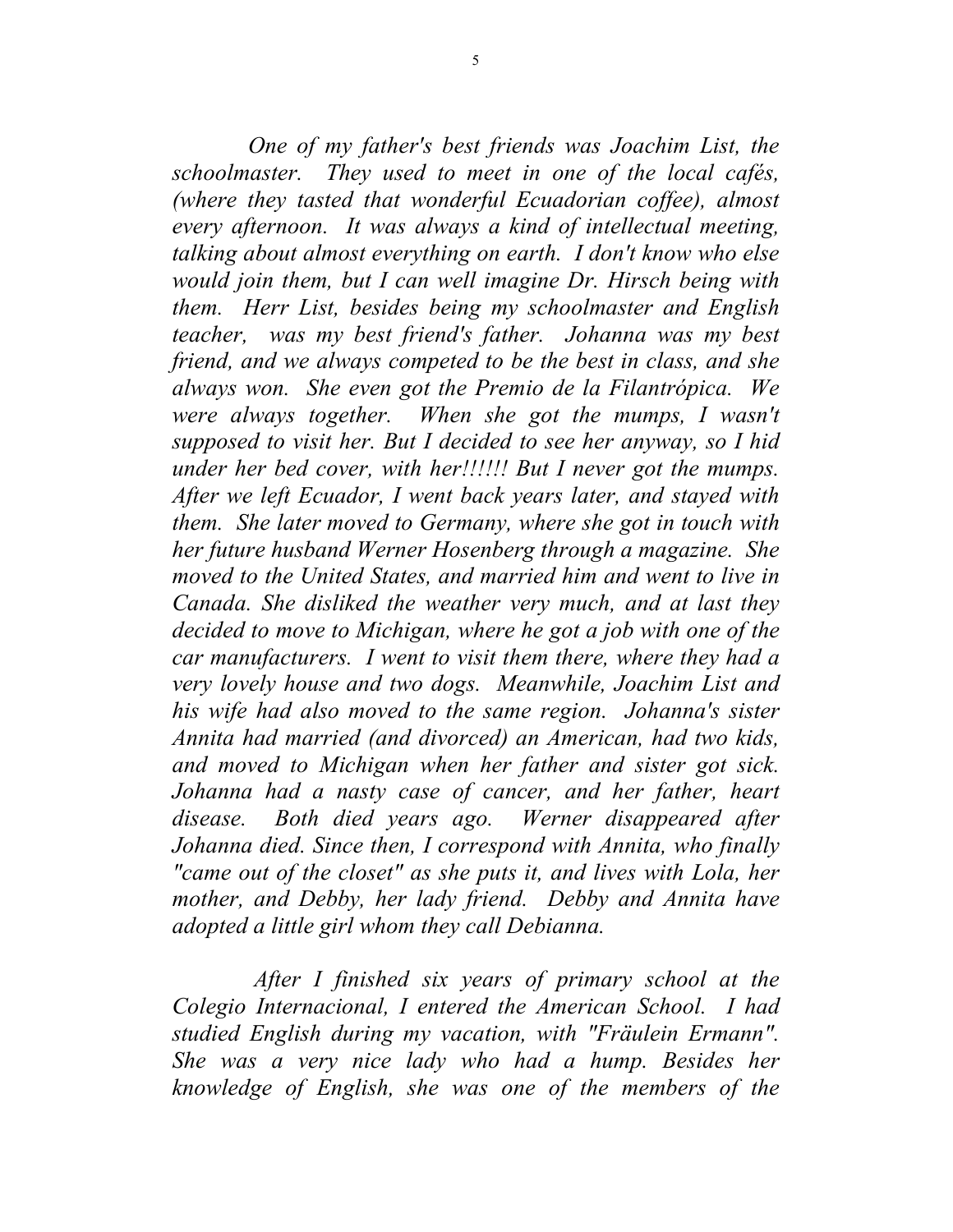*One of my father's best friends was Joachim List, the schoolmaster. They used to meet in one of the local cafés, (where they tasted that wonderful Ecuadorian coffee), almost every afternoon. It was always a kind of intellectual meeting, talking about almost everything on earth. I don't know who else would join them, but I can well imagine Dr. Hirsch being with them. Herr List, besides being my schoolmaster and English teacher, was my best friend's father. Johanna was my best friend, and we always competed to be the best in class, and she always won. She even got the Premio de la Filantrópica. We were always together. When she got the mumps, I wasn't supposed to visit her. But I decided to see her anyway, so I hid under her bed cover, with her!!!!!! But I never got the mumps. After we left Ecuador, I went back years later, and stayed with them. She later moved to Germany, where she got in touch with her future husband Werner Hosenberg through a magazine. She moved to the United States, and married him and went to live in Canada. She disliked the weather very much, and at last they decided to move to Michigan, where he got a job with one of the car manufacturers. I went to visit them there, where they had a very lovely house and two dogs. Meanwhile, Joachim List and his wife had also moved to the same region. Johanna's sister Annita had married (and divorced) an American, had two kids, and moved to Michigan when her father and sister got sick. Johanna had a nasty case of cancer, and her father, heart disease. Both died years ago. Werner disappeared after Johanna died. Since then, I correspond with Annita, who finally "came out of the closet" as she puts it, and lives with Lola, her mother, and Debby, her lady friend. Debby and Annita have adopted a little girl whom they call Debianna.*

*After I finished six years of primary school at the Colegio Internacional, I entered the American School. I had studied English during my vacation, with "Fräulein Ermann". She was a very nice lady who had a hump. Besides her knowledge of English, she was one of the members of the*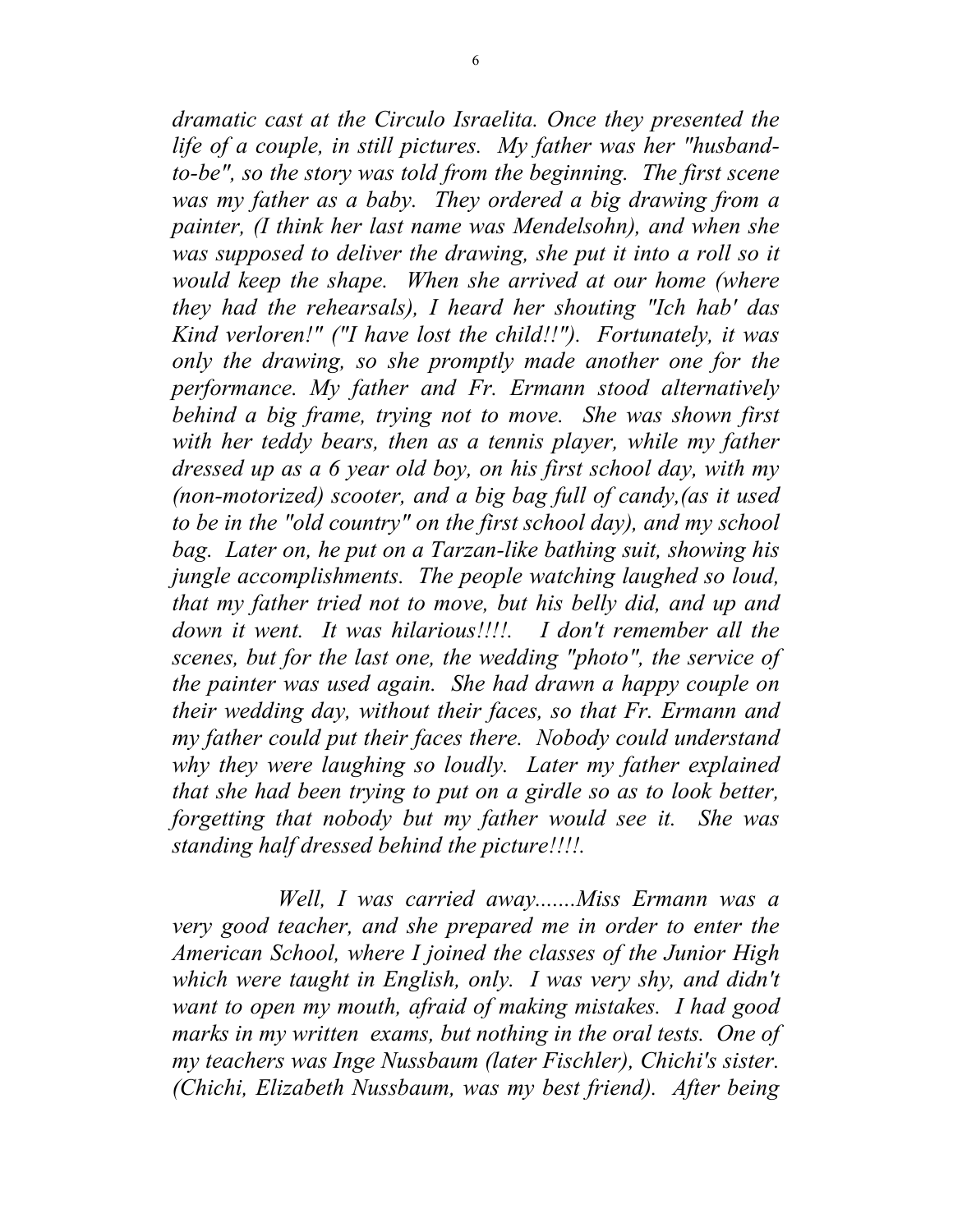*dramatic cast at the Circulo Israelita. Once they presented the life of a couple, in still pictures. My father was her "husband-to-be", so the story was told from the beginning. The first scene was my father as a baby. They ordered a big drawing from a painter, (I think her last name was Mendelsohn), and when she was supposed to deliver the drawing, she put it into a roll so it would keep the shape. When she arrived at our home (where they had the rehearsals), I heard her shouting "Ich hab' das Kind verloren!" ("I have lost the child!!"). Fortunately, it was only the drawing, so she promptly made another one for the performance. My father and Fr. Ermann stood alternatively behind a big frame, trying not to move. She was shown first with her teddy bears, then as a tennis player, while my father dressed up as a 6 year old boy, on his first school day, with my (non-motorized) scooter, and a big bag full of candy,(as it used to be in the "old country" on the first school day), and my school bag. Later on, he put on a Tarzan-like bathing suit, showing his jungle accomplishments. The people watching laughed so loud, that my father tried not to move, but his belly did, and up and down it went. It was hilarious!!!!. I don't remember all the scenes, but for the last one, the wedding "photo", the service of the painter was used again. She had drawn a happy couple on their wedding day, without their faces, so that Fr. Ermann and my father could put their faces there. Nobody could understand why they were laughing so loudly. Later my father explained that she had been trying to put on a girdle so as to look better, forgetting that nobody but my father would see it. She was standing half dressed behind the picture!!!!.*

*Well, I was carried away.......Miss Ermann was a very good teacher, and she prepared me in order to enter the American School, where I joined the classes of the Junior High which were taught in English, only. I was very shy, and didn't want to open my mouth, afraid of making mistakes. I had good marks in my written exams, but nothing in the oral tests. One of my teachers was Inge Nussbaum (later Fischler), Chichi's sister. (Chichi, Elizabeth Nussbaum, was my best friend). After being*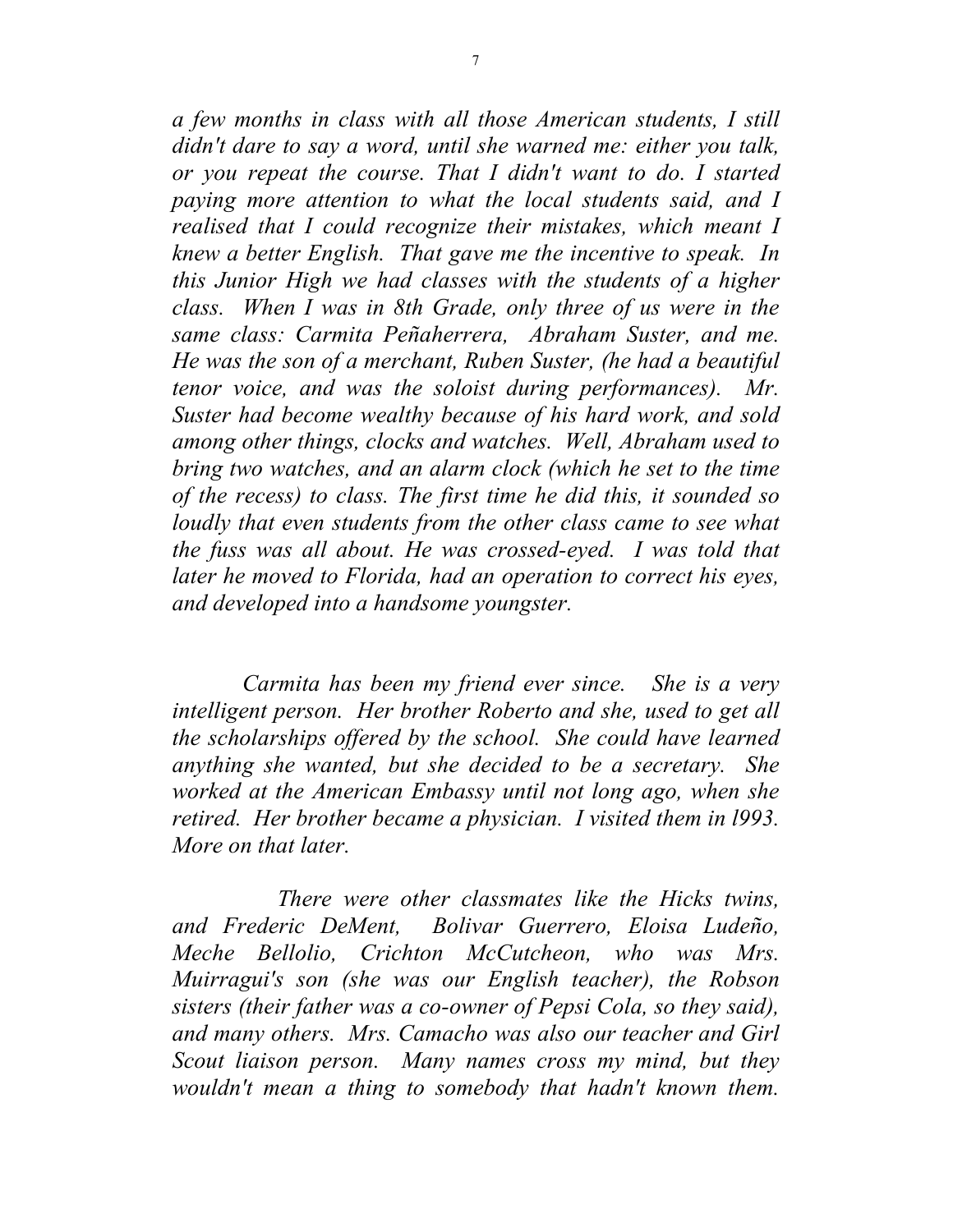*a few months in class with all those American students, I still didn't dare to say a word, until she warned me: either you talk, or you repeat the course. That I didn't want to do. I started paying more attention to what the local students said, and I realised that I could recognize their mistakes, which meant I knew a better English. That gave me the incentive to speak. In this Junior High we had classes with the students of a higher class. When I was in 8th Grade, only three of us were in the same class: Carmita Peñaherrera, Abraham Suster, and me. He was the son of a merchant, Ruben Suster, (he had a beautiful tenor voice, and was the soloist during performances). Mr. Suster had become wealthy because of his hard work, and sold among other things, clocks and watches. Well, Abraham used to bring two watches, and an alarm clock (which he set to the time of the recess) to class. The first time he did this, it sounded so loudly that even students from the other class came to see what the fuss was all about. He was crossed-eyed. I was told that later he moved to Florida, had an operation to correct his eyes, and developed into a handsome youngster.*

*Carmita has been my friend ever since. She is a very intelligent person. Her brother Roberto and she, used to get all the scholarships offered by the school. She could have learned anything she wanted, but she decided to be a secretary. She worked at the American Embassy until not long ago, when she retired. Her brother became a physician. I visited them in l993. More on that later.*

*There were other classmates like the Hicks twins, and Frederic DeMent, Bolivar Guerrero, Eloisa Ludeño, Meche Bellolio, Crichton McCutcheon, who was Mrs. Muirragui's son (she was our English teacher), the Robson sisters (their father was a co-owner of Pepsi Cola, so they said), and many others. Mrs. Camacho was also our teacher and Girl Scout liaison person. Many names cross my mind, but they wouldn't mean a thing to somebody that hadn't known them.*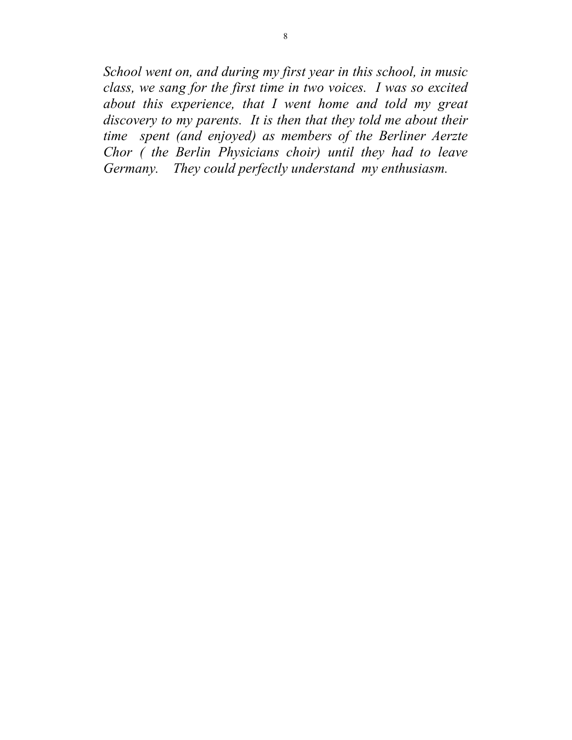*School went on, and during my first year in this school, in music class, we sang for the first time in two voices. I was so excited about this experience, that I went home and told my great discovery to my parents. It is then that they told me about their time spent (and enjoyed) as members of the Berliner Aerzte Chor ( the Berlin Physicians choir) until they had to leave Germany. They could perfectly understand my enthusiasm.*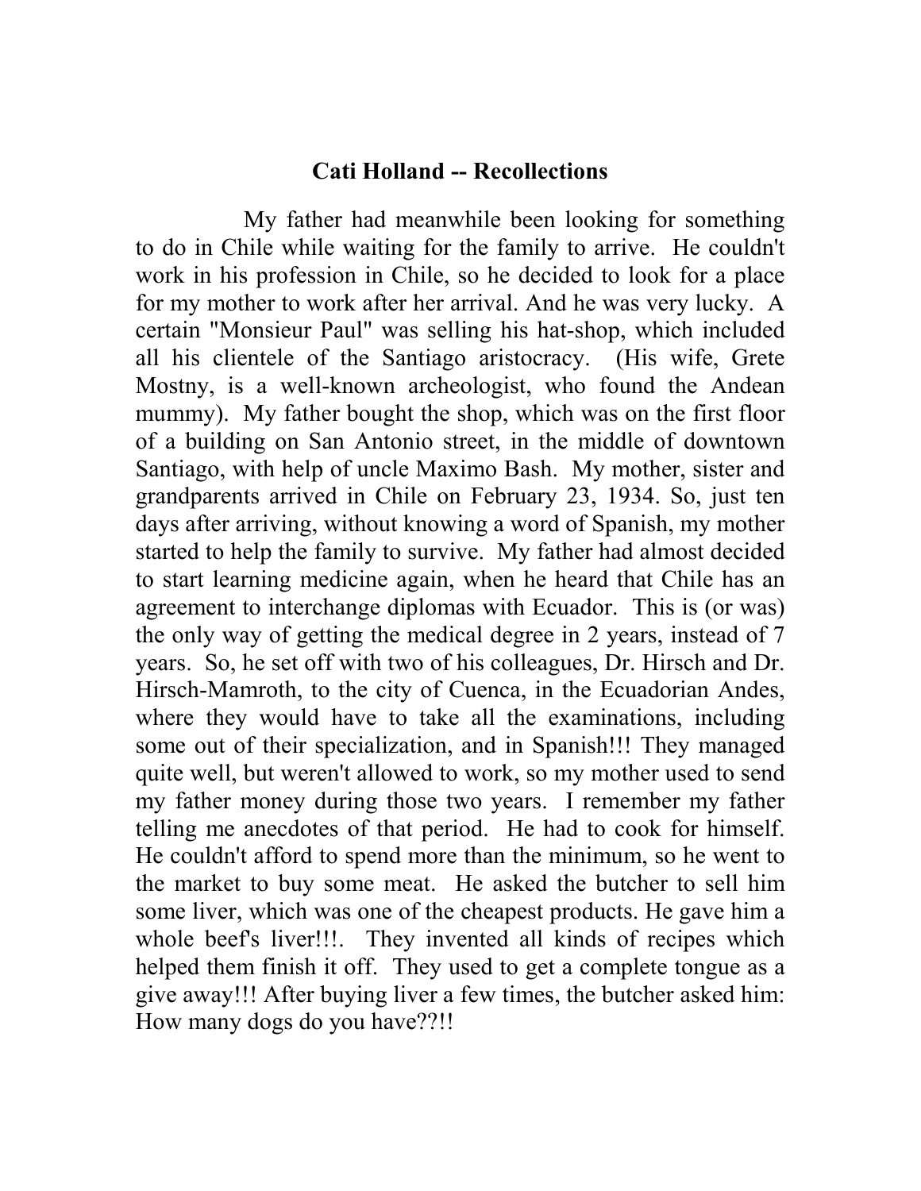## Cati Holland -- Recollections

My father had meanwhile been looking for something to do in Chile while waiting for the family to arrive. He couldn't work in his profession in Chile, so he decided to look for a place for my mother to work after her arrival. And he was very lucky. A certain "Monsieur Paul" was selling his hat-shop, which included all his clientele of the Santiago aristocracy. (His wife, Grete Mostny, is a well-known archeologist, who found the Andean mummy). My father bought the shop, which was on the first floor of a building on San Antonio street, in the middle of downtown Santiago, with help of uncle Maximo Bash. My mother, sister and grandparents arrived in Chile on February 23, 1934. So, just ten days after arriving, without knowing a word of Spanish, my mother started to help the family to survive. My father had almost decided to start learning medicine again, when he heard that Chile has an agreement to interchange diplomas with Ecuador. This is (or was) the only way of getting the medical degree in 2 years, instead of 7 years. So, he set off with two of his colleagues, Dr. Hirsch and Dr. Hirsch-Mamroth, to the city of Cuenca, in the Ecuadorian Andes, where they would have to take all the examinations, including some out of their specialization, and in Spanish!!! They managed quite well, but weren't allowed to work, so my mother used to send my father money during those two years. I remember my father telling me anecdotes of that period. He had to cook for himself. He couldn't afford to spend more than the minimum, so he went to the market to buy some meat. He asked the butcher to sell him some liver, which was one of the cheapest products. He gave him a whole beef's liver!!!. They invented all kinds of recipes which helped them finish it off. They used to get a complete tongue as a give away!!! After buying liver a few times, the butcher asked him: How many dogs do you have??!!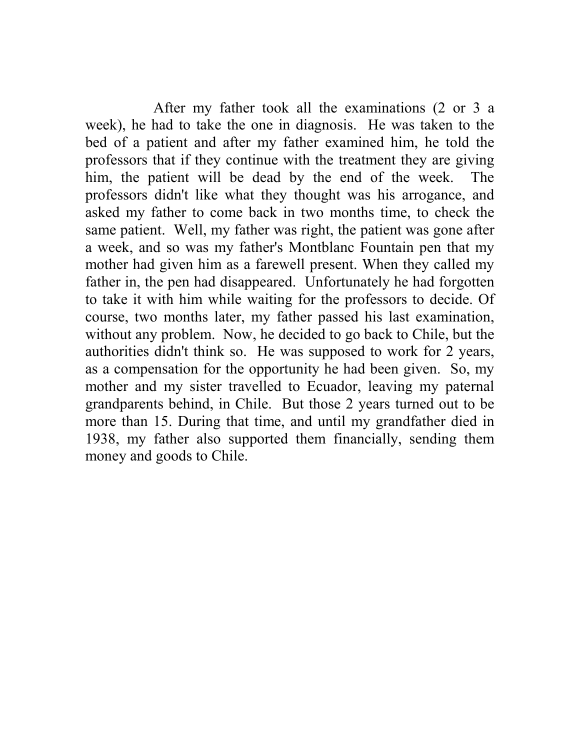After my father took all the examinations (2 or 3 a week), he had to take the one in diagnosis. He was taken to the bed of a patient and after my father examined him, he told the professors that if they continue with the treatment they are giving him, the patient will be dead by the end of the week. The professors didn't like what they thought was his arrogance, and asked my father to come back in two months time, to check the same patient. Well, my father was right, the patient was gone after a week, and so was my father's Montblanc Fountain pen that my mother had given him as a farewell present. When they called my father in, the pen had disappeared. Unfortunately he had forgotten to take it with him while waiting for the professors to decide. Of course, two months later, my father passed his last examination, without any problem. Now, he decided to go back to Chile, but the authorities didn't think so. He was supposed to work for 2 years, as a compensation for the opportunity he had been given. So, my mother and my sister travelled to Ecuador, leaving my paternal grandparents behind, in Chile. But those 2 years turned out to be more than 15. During that time, and until my grandfather died in 1938, my father also supported them financially, sending them money and goods to Chile.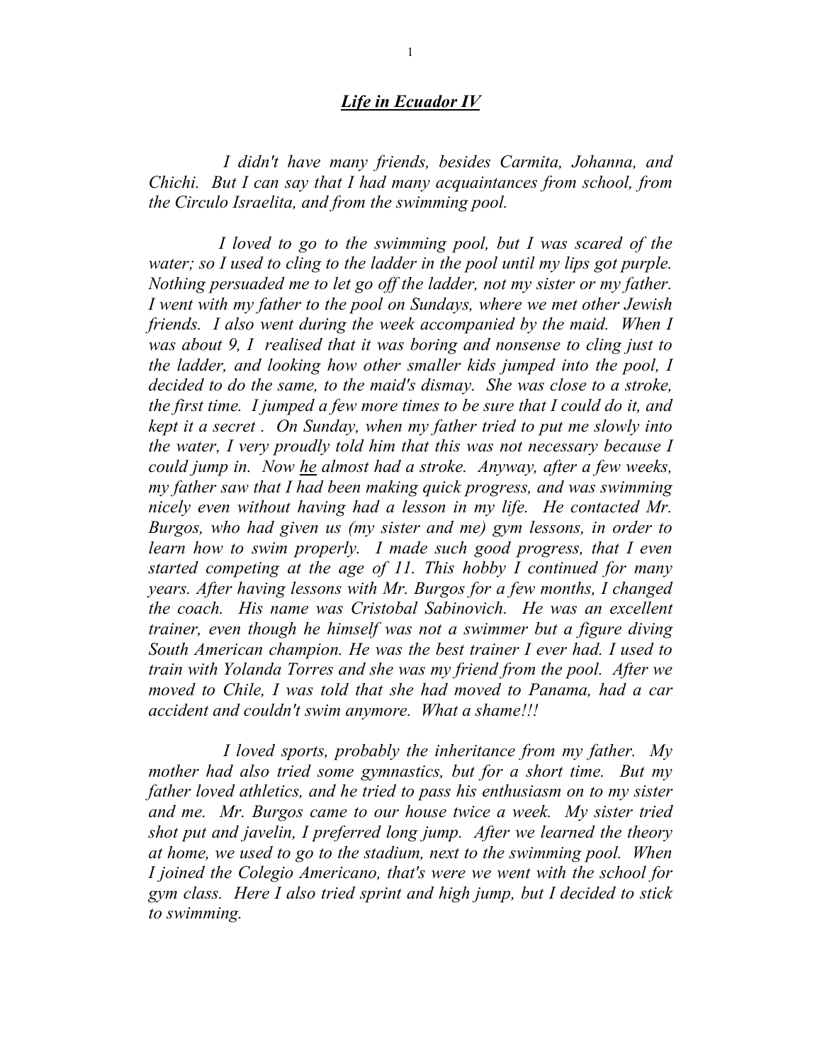## ***Life in Ecuador IV***

*I didn't have many friends, besides Carmita, Johanna, and Chichi. But I can say that I had many acquaintances from school, from the Circulo Israelita, and from the swimming pool.*

*I loved to go to the swimming pool, but I was scared of the water; so I used to cling to the ladder in the pool until my lips got purple. Nothing persuaded me to let go off the ladder, not my sister or my father. I went with my father to the pool on Sundays, where we met other Jewish friends. I also went during the week accompanied by the maid. When I was about 9, I realised that it was boring and nonsense to cling just to the ladder, and looking how other smaller kids jumped into the pool, I decided to do the same, to the maid's dismay. She was close to a stroke, the first time. I jumped a few more times to be sure that I could do it, and kept it a secret . On Sunday, when my father tried to put me slowly into the water, I very proudly told him that this was not necessary because I could jump in. Now <u>he</u> almost had a stroke. Anyway, after a few weeks, my father saw that I had been making quick progress, and was swimming nicely even without having had a lesson in my life. He contacted Mr. Burgos, who had given us (my sister and me) gym lessons, in order to learn how to swim properly. I made such good progress, that I even started competing at the age of 11. This hobby I continued for many years. After having lessons with Mr. Burgos for a few months, I changed the coach. His name was Cristobal Sabinovich. He was an excellent trainer, even though he himself was not a swimmer but a figure diving South American champion. He was the best trainer I ever had. I used to train with Yolanda Torres and she was my friend from the pool. After we moved to Chile, I was told that she had moved to Panama, had a car accident and couldn't swim anymore. What a shame!!!*

*I loved sports, probably the inheritance from my father. My mother had also tried some gymnastics, but for a short time. But my father loved athletics, and he tried to pass his enthusiasm on to my sister and me. Mr. Burgos came to our house twice a week. My sister tried shot put and javelin, I preferred long jump. After we learned the theory at home, we used to go to the stadium, next to the swimming pool. When I joined the Colegio Americano, that's were we went with the school for gym class. Here I also tried sprint and high jump, but I decided to stick to swimming.*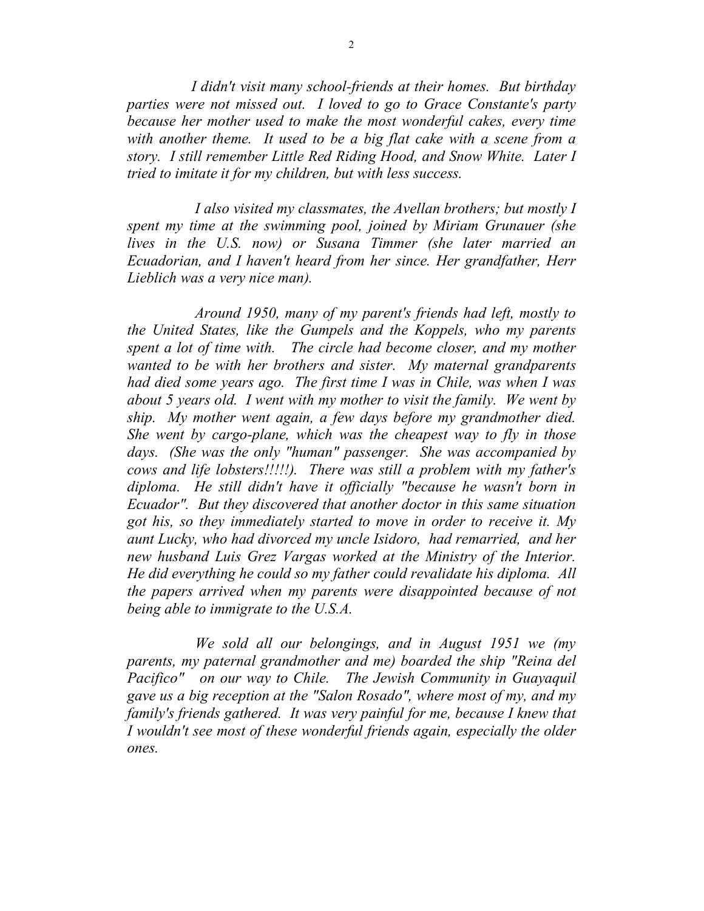*I didn't visit many school-friends at their homes. But birthday parties were not missed out. I loved to go to Grace Constante's party because her mother used to make the most wonderful cakes, every time with another theme. It used to be a big flat cake with a scene from a story. I still remember Little Red Riding Hood, and Snow White. Later I tried to imitate it for my children, but with less success.*

*I also visited my classmates, the Avellan brothers; but mostly I spent my time at the swimming pool, joined by Miriam Grunauer (she lives in the U.S. now) or Susana Timmer (she later married an Ecuadorian, and I haven't heard from her since. Her grandfather, Herr Lieblich was a very nice man).*

*Around 1950, many of my parent's friends had left, mostly to the United States, like the Gumpels and the Koppels, who my parents spent a lot of time with. The circle had become closer, and my mother wanted to be with her brothers and sister. My maternal grandparents had died some years ago. The first time I was in Chile, was when I was about 5 years old. I went with my mother to visit the family. We went by ship. My mother went again, a few days before my grandmother died. She went by cargo-plane, which was the cheapest way to fly in those days. (She was the only "human" passenger. She was accompanied by cows and life lobsters!!!!!). There was still a problem with my father's diploma. He still didn't have it officially "because he wasn't born in Ecuador". But they discovered that another doctor in this same situation got his, so they immediately started to move in order to receive it. My aunt Lucky, who had divorced my uncle Isidoro, had remarried, and her new husband Luis Grez Vargas worked at the Ministry of the Interior. He did everything he could so my father could revalidate his diploma. All the papers arrived when my parents were disappointed because of not being able to immigrate to the U.S.A.*

*We sold all our belongings, and in August 1951 we (my parents, my paternal grandmother and me) boarded the ship "Reina del Pacifico" on our way to Chile. The Jewish Community in Guayaquil gave us a big reception at the "Salon Rosado", where most of my, and my family's friends gathered. It was very painful for me, because I knew that I wouldn't see most of these wonderful friends again, especially the older ones.*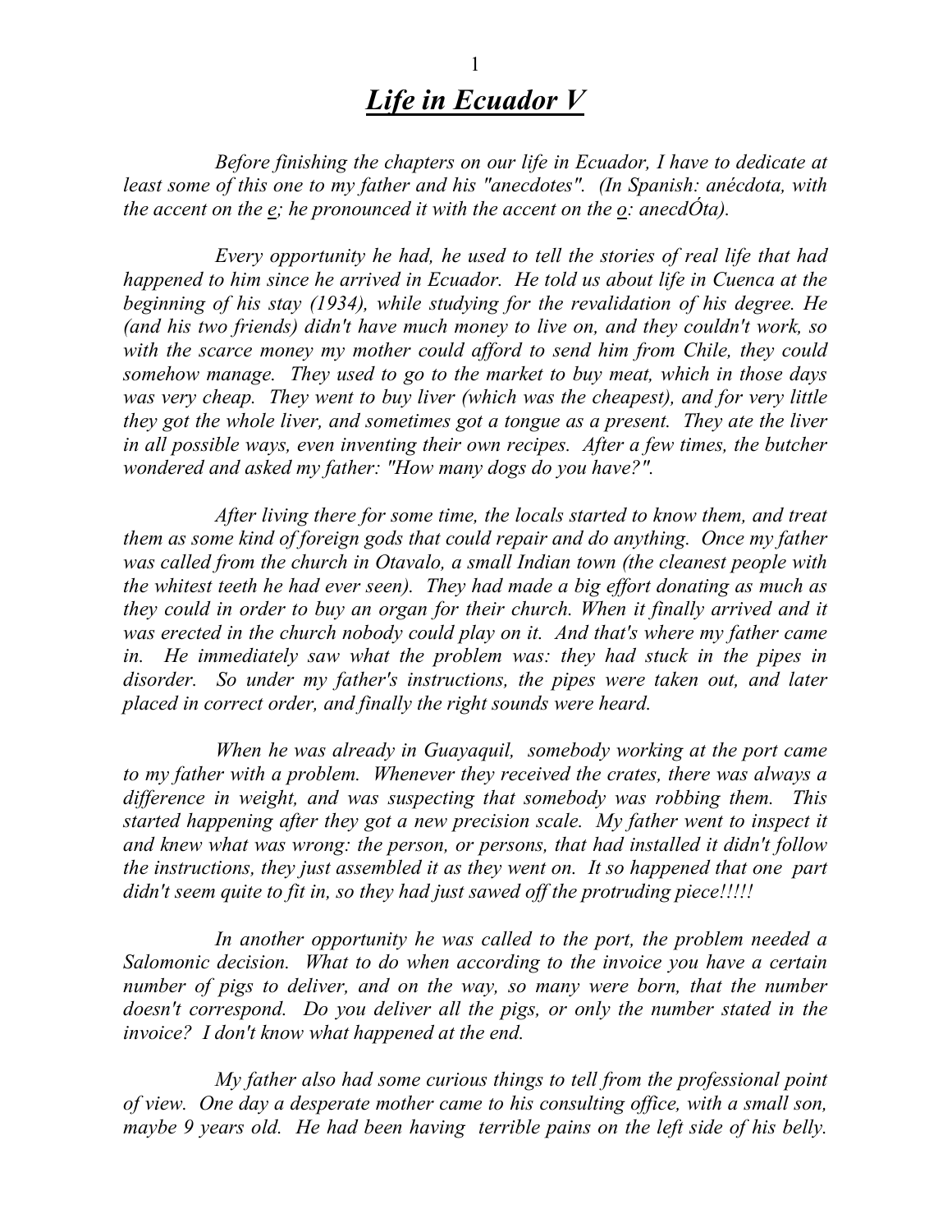# *Life in Ecuador V*

*Before finishing the chapters on our life in Ecuador, I have to dedicate at least some of this one to my father and his "anecdotes". (In Spanish: anécdota, with the accent on the e; he pronounced it with the accent on the o: anecdÓta).*

*Every opportunity he had, he used to tell the stories of real life that had happened to him since he arrived in Ecuador. He told us about life in Cuenca at the beginning of his stay (1934), while studying for the revalidation of his degree. He (and his two friends) didn't have much money to live on, and they couldn't work, so with the scarce money my mother could afford to send him from Chile, they could somehow manage. They used to go to the market to buy meat, which in those days was very cheap. They went to buy liver (which was the cheapest), and for very little they got the whole liver, and sometimes got a tongue as a present. They ate the liver in all possible ways, even inventing their own recipes. After a few times, the butcher wondered and asked my father: "How many dogs do you have?".*

*After living there for some time, the locals started to know them, and treat them as some kind of foreign gods that could repair and do anything. Once my father was called from the church in Otavalo, a small Indian town (the cleanest people with the whitest teeth he had ever seen). They had made a big effort donating as much as they could in order to buy an organ for their church. When it finally arrived and it was erected in the church nobody could play on it. And that's where my father came in. He immediately saw what the problem was: they had stuck in the pipes in disorder. So under my father's instructions, the pipes were taken out, and later placed in correct order, and finally the right sounds were heard.*

*When he was already in Guayaquil, somebody working at the port came to my father with a problem. Whenever they received the crates, there was always a difference in weight, and was suspecting that somebody was robbing them. This started happening after they got a new precision scale. My father went to inspect it and knew what was wrong: the person, or persons, that had installed it didn't follow the instructions, they just assembled it as they went on. It so happened that one part didn't seem quite to fit in, so they had just sawed off the protruding piece!!!!!*

*In another opportunity he was called to the port, the problem needed a Salomonic decision. What to do when according to the invoice you have a certain number of pigs to deliver, and on the way, so many were born, that the number doesn't correspond. Do you deliver all the pigs, or only the number stated in the invoice? I don't know what happened at the end.*

*My father also had some curious things to tell from the professional point of view. One day a desperate mother came to his consulting office, with a small son, maybe 9 years old. He had been having terrible pains on the left side of his belly.*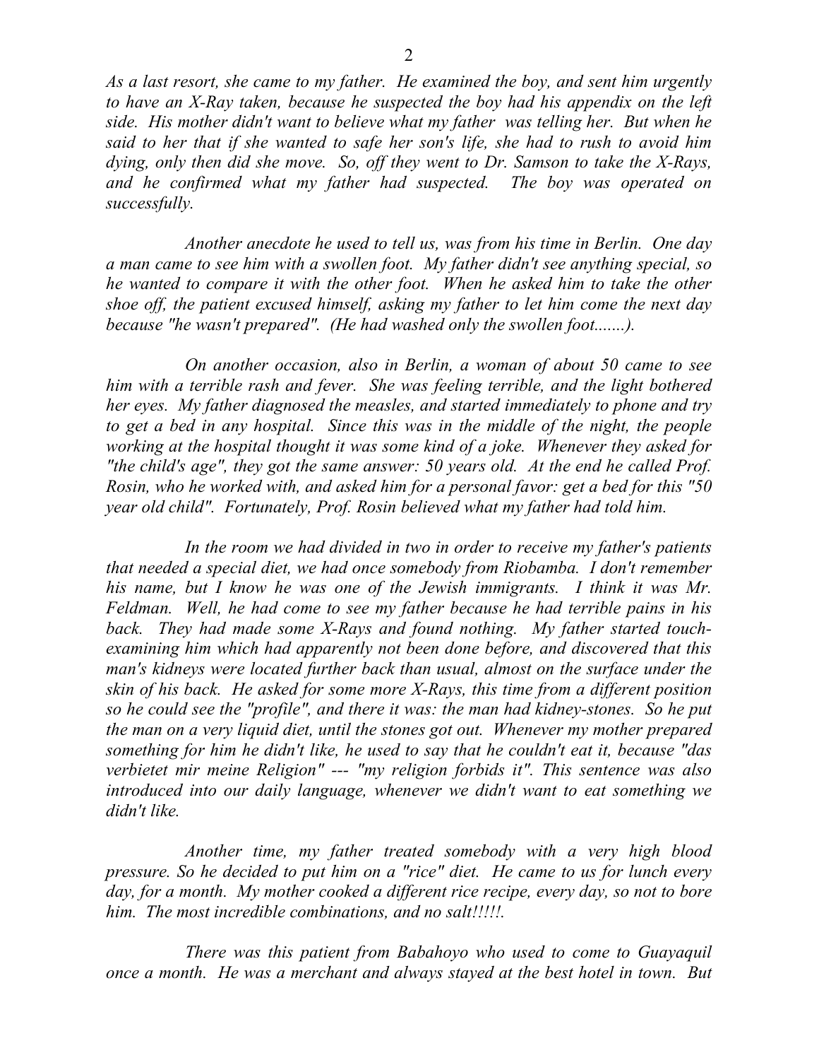*As a last resort, she came to my father. He examined the boy, and sent him urgently to have an X-Ray taken, because he suspected the boy had his appendix on the left side. His mother didn't want to believe what my father was telling her. But when he said to her that if she wanted to safe her son's life, she had to rush to avoid him dying, only then did she move. So, off they went to Dr. Samson to take the X-Rays, and he confirmed what my father had suspected. The boy was operated on successfully.*

*Another anecdote he used to tell us, was from his time in Berlin. One day a man came to see him with a swollen foot. My father didn't see anything special, so he wanted to compare it with the other foot. When he asked him to take the other shoe off, the patient excused himself, asking my father to let him come the next day because "he wasn't prepared". (He had washed only the swollen foot.......).*

*On another occasion, also in Berlin, a woman of about 50 came to see him with a terrible rash and fever. She was feeling terrible, and the light bothered her eyes. My father diagnosed the measles, and started immediately to phone and try to get a bed in any hospital. Since this was in the middle of the night, the people working at the hospital thought it was some kind of a joke. Whenever they asked for "the child's age", they got the same answer: 50 years old. At the end he called Prof. Rosin, who he worked with, and asked him for a personal favor: get a bed for this "50 year old child". Fortunately, Prof. Rosin believed what my father had told him.*

*In the room we had divided in two in order to receive my father's patients that needed a special diet, we had once somebody from Riobamba. I don't remember his name, but I know he was one of the Jewish immigrants. I think it was Mr. Feldman. Well, he had come to see my father because he had terrible pains in his back. They had made some X-Rays and found nothing. My father started touch-examining him which had apparently not been done before, and discovered that this man's kidneys were located further back than usual, almost on the surface under the skin of his back. He asked for some more X-Rays, this time from a different position so he could see the "profile", and there it was: the man had kidney-stones. So he put the man on a very liquid diet, until the stones got out. Whenever my mother prepared something for him he didn't like, he used to say that he couldn't eat it, because "das verbietet mir meine Religion" --- "my religion forbids it". This sentence was also introduced into our daily language, whenever we didn't want to eat something we didn't like.*

*Another time, my father treated somebody with a very high blood pressure. So he decided to put him on a "rice" diet. He came to us for lunch every day, for a month. My mother cooked a different rice recipe, every day, so not to bore him. The most incredible combinations, and no salt!!!!!.*

*There was this patient from Babahoyo who used to come to Guayaquil once a month. He was a merchant and always stayed at the best hotel in town. But*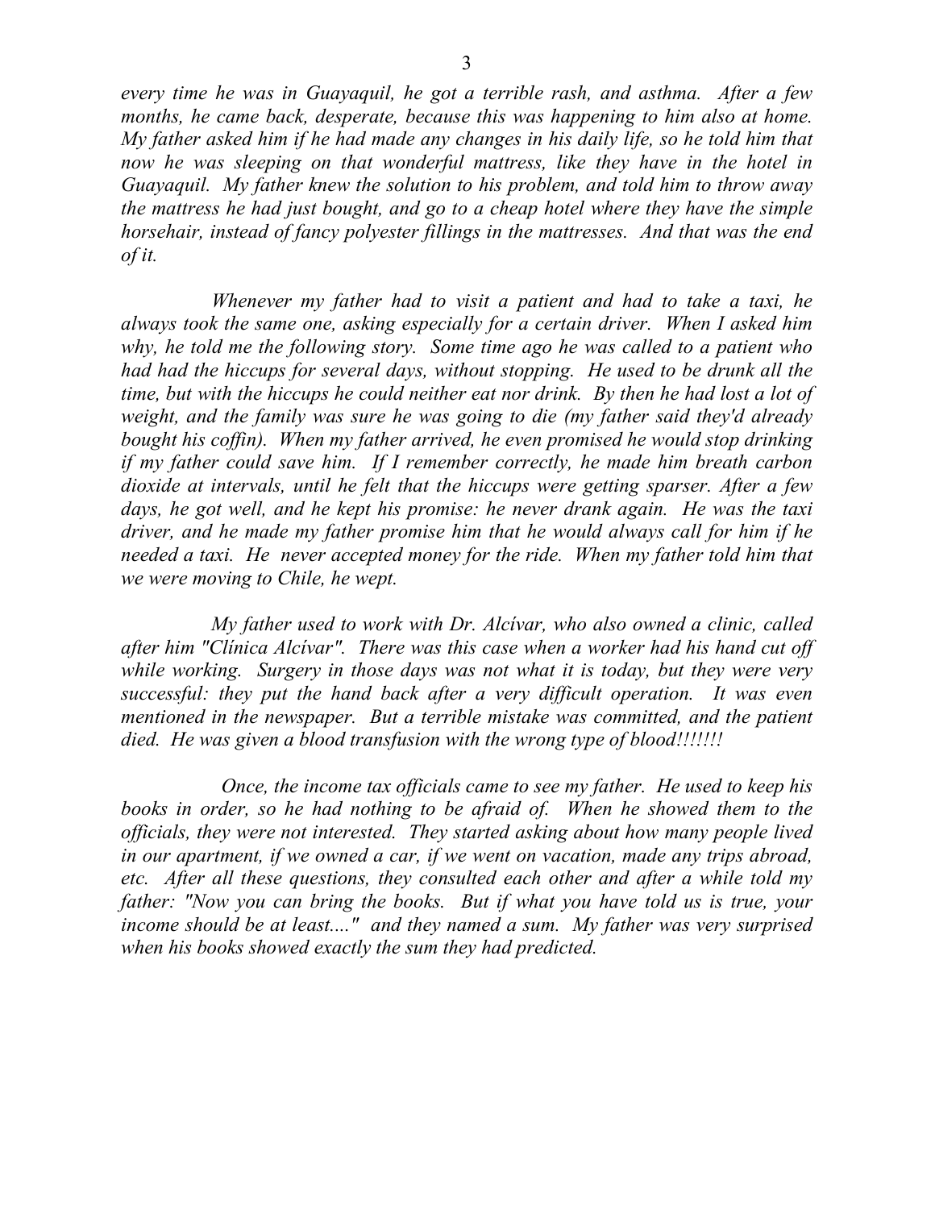*every time he was in Guayaquil, he got a terrible rash, and asthma. After a few months, he came back, desperate, because this was happening to him also at home. My father asked him if he had made any changes in his daily life, so he told him that now he was sleeping on that wonderful mattress, like they have in the hotel in Guayaquil. My father knew the solution to his problem, and told him to throw away the mattress he had just bought, and go to a cheap hotel where they have the simple horsehair, instead of fancy polyester fillings in the mattresses. And that was the end of it.*

*Whenever my father had to visit a patient and had to take a taxi, he always took the same one, asking especially for a certain driver. When I asked him why, he told me the following story. Some time ago he was called to a patient who had had the hiccups for several days, without stopping. He used to be drunk all the time, but with the hiccups he could neither eat nor drink. By then he had lost a lot of weight, and the family was sure he was going to die (my father said they'd already bought his coffin). When my father arrived, he even promised he would stop drinking if my father could save him. If I remember correctly, he made him breath carbon dioxide at intervals, until he felt that the hiccups were getting sparser. After a few days, he got well, and he kept his promise: he never drank again. He was the taxi driver, and he made my father promise him that he would always call for him if he needed a taxi. He never accepted money for the ride. When my father told him that we were moving to Chile, he wept.*

*My father used to work with Dr. Alcívar, who also owned a clinic, called after him "Clínica Alcívar". There was this case when a worker had his hand cut off while working. Surgery in those days was not what it is today, but they were very successful: they put the hand back after a very difficult operation. It was even mentioned in the newspaper. But a terrible mistake was committed, and the patient died. He was given a blood transfusion with the wrong type of blood!!!!!!!*

*Once, the income tax officials came to see my father. He used to keep his books in order, so he had nothing to be afraid of. When he showed them to the officials, they were not interested. They started asking about how many people lived in our apartment, if we owned a car, if we went on vacation, made any trips abroad, etc. After all these questions, they consulted each other and after a while told my father: "Now you can bring the books. But if what you have told us is true, your income should be at least...." and they named a sum. My father was very surprised when his books showed exactly the sum they had predicted.*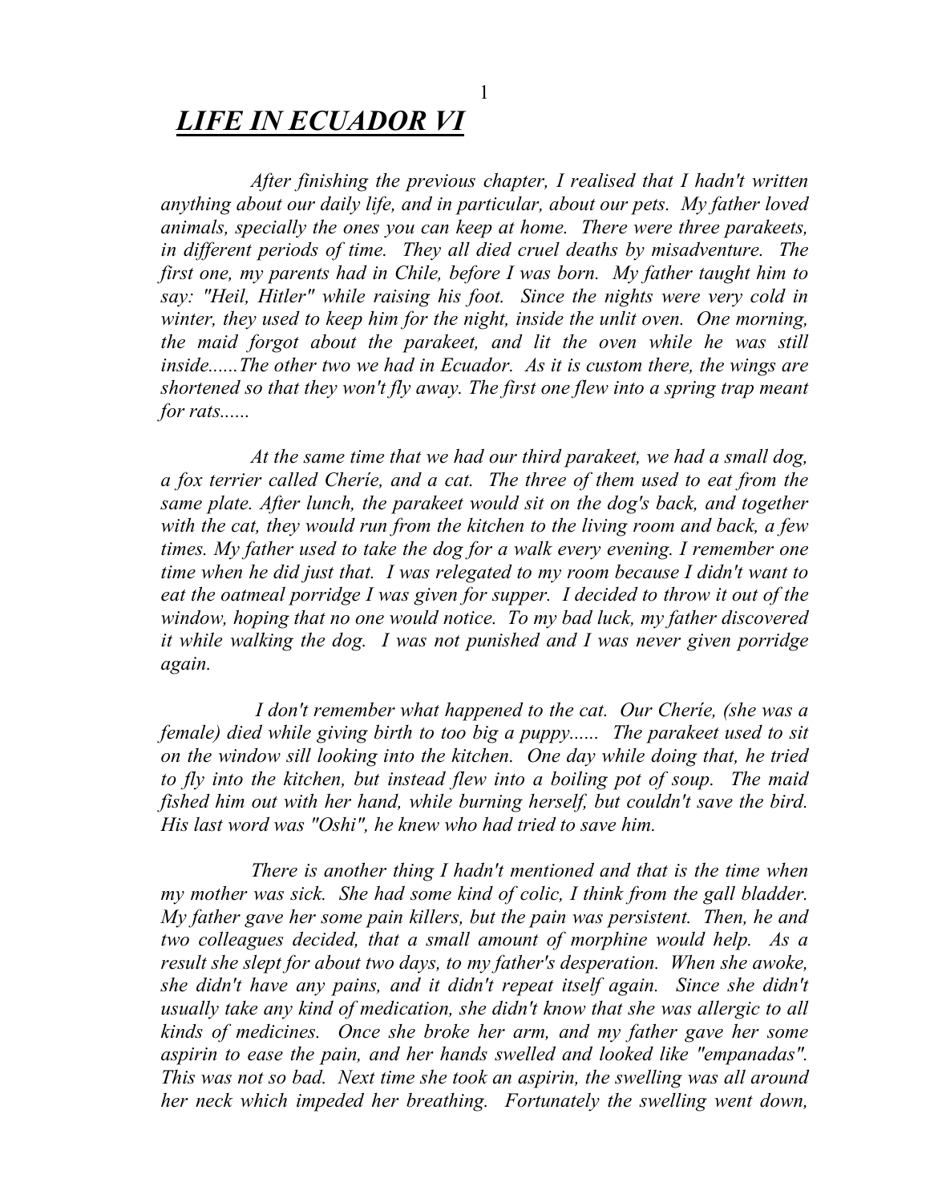# ***LIFE IN ECUADOR VI***

*After finishing the previous chapter, I realised that I hadn't written anything about our daily life, and in particular, about our pets. My father loved animals, specially the ones you can keep at home. There were three parakeets, in different periods of time. They all died cruel deaths by misadventure. The first one, my parents had in Chile, before I was born. My father taught him to say: "Heil, Hitler" while raising his foot. Since the nights were very cold in winter, they used to keep him for the night, inside the unlit oven. One morning, the maid forgot about the parakeet, and lit the oven while he was still inside......The other two we had in Ecuador. As it is custom there, the wings are shortened so that they won't fly away. The first one flew into a spring trap meant for rats......*

*At the same time that we had our third parakeet, we had a small dog, a fox terrier called Cheríe, and a cat. The three of them used to eat from the same plate. After lunch, the parakeet would sit on the dog's back, and together with the cat, they would run from the kitchen to the living room and back, a few times. My father used to take the dog for a walk every evening. I remember one time when he did just that. I was relegated to my room because I didn't want to eat the oatmeal porridge I was given for supper. I decided to throw it out of the window, hoping that no one would notice. To my bad luck, my father discovered it while walking the dog. I was not punished and I was never given porridge again.*

*I don't remember what happened to the cat. Our Cheríe, (she was a female) died while giving birth to too big a puppy...... The parakeet used to sit on the window sill looking into the kitchen. One day while doing that, he tried to fly into the kitchen, but instead flew into a boiling pot of soup. The maid fished him out with her hand, while burning herself, but couldn't save the bird. His last word was "Oshi", he knew who had tried to save him.*

*There is another thing I hadn't mentioned and that is the time when my mother was sick. She had some kind of colic, I think from the gall bladder. My father gave her some pain killers, but the pain was persistent. Then, he and two colleagues decided, that a small amount of morphine would help. As a result she slept for about two days, to my father's desperation. When she awoke, she didn't have any pains, and it didn't repeat itself again. Since she didn't usually take any kind of medication, she didn't know that she was allergic to all kinds of medicines. Once she broke her arm, and my father gave her some aspirin to ease the pain, and her hands swelled and looked like "empanadas". This was not so bad. Next time she took an aspirin, the swelling was all around her neck which impeded her breathing. Fortunately the swelling went down,*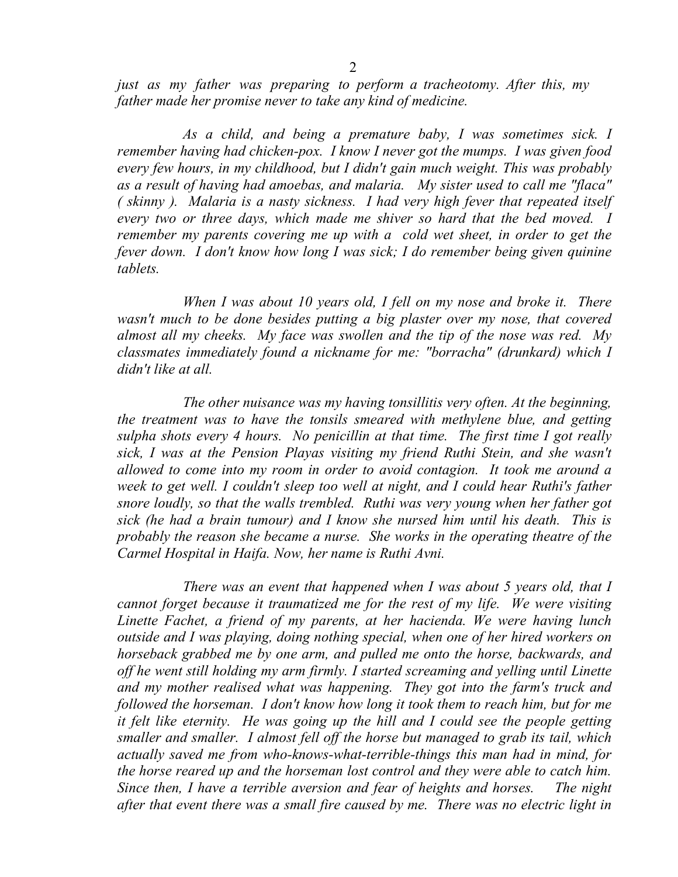*just as my father was preparing to perform a tracheotomy. After this, my father made her promise never to take any kind of medicine.*

*As a child, and being a premature baby, I was sometimes sick. I remember having had chicken-pox. I know I never got the mumps. I was given food every few hours, in my childhood, but I didn't gain much weight. This was probably as a result of having had amoebas, and malaria. My sister used to call me "flaca" ( skinny ). Malaria is a nasty sickness. I had very high fever that repeated itself every two or three days, which made me shiver so hard that the bed moved. I remember my parents covering me up with a cold wet sheet, in order to get the fever down. I don't know how long I was sick; I do remember being given quinine tablets.*

*When I was about 10 years old, I fell on my nose and broke it. There wasn't much to be done besides putting a big plaster over my nose, that covered almost all my cheeks. My face was swollen and the tip of the nose was red. My classmates immediately found a nickname for me: "borracha" (drunkard) which I didn't like at all.*

*The other nuisance was my having tonsillitis very often. At the beginning, the treatment was to have the tonsils smeared with methylene blue, and getting sulpha shots every 4 hours. No penicillin at that time. The first time I got really sick, I was at the Pension Playas visiting my friend Ruthi Stein, and she wasn't allowed to come into my room in order to avoid contagion. It took me around a week to get well. I couldn't sleep too well at night, and I could hear Ruthi's father snore loudly, so that the walls trembled. Ruthi was very young when her father got sick (he had a brain tumour) and I know she nursed him until his death. This is probably the reason she became a nurse. She works in the operating theatre of the Carmel Hospital in Haifa. Now, her name is Ruthi Avni.*

*There was an event that happened when I was about 5 years old, that I cannot forget because it traumatized me for the rest of my life. We were visiting Linette Fachet, a friend of my parents, at her hacienda. We were having lunch outside and I was playing, doing nothing special, when one of her hired workers on horseback grabbed me by one arm, and pulled me onto the horse, backwards, and off he went still holding my arm firmly. I started screaming and yelling until Linette and my mother realised what was happening. They got into the farm's truck and followed the horseman. I don't know how long it took them to reach him, but for me it felt like eternity. He was going up the hill and I could see the people getting smaller and smaller. I almost fell off the horse but managed to grab its tail, which actually saved me from who-knows-what-terrible-things this man had in mind, for the horse reared up and the horseman lost control and they were able to catch him. Since then, I have a terrible aversion and fear of heights and horses. The night after that event there was a small fire caused by me. There was no electric light in*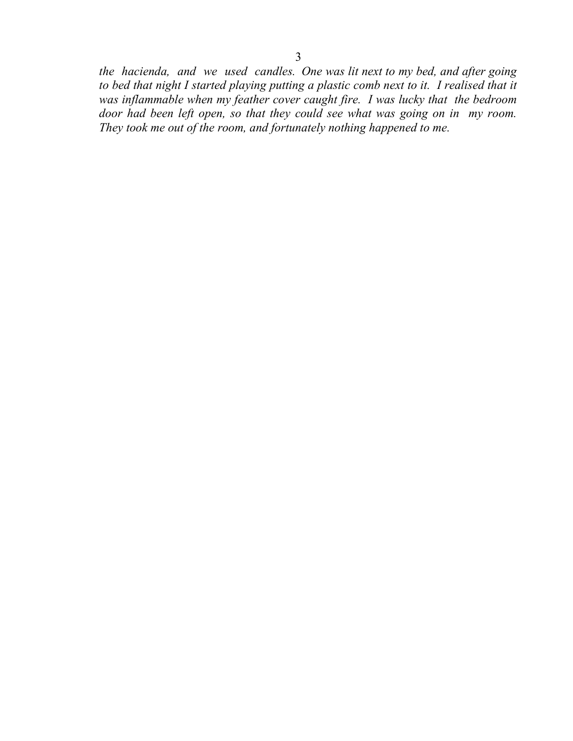*the hacienda, and we used candles. One was lit next to my bed, and after going to bed that night I started playing putting a plastic comb next to it. I realised that it was inflammable when my feather cover caught fire. I was lucky that the bedroom door had been left open, so that they could see what was going on in my room. They took me out of the room, and fortunately nothing happened to me.*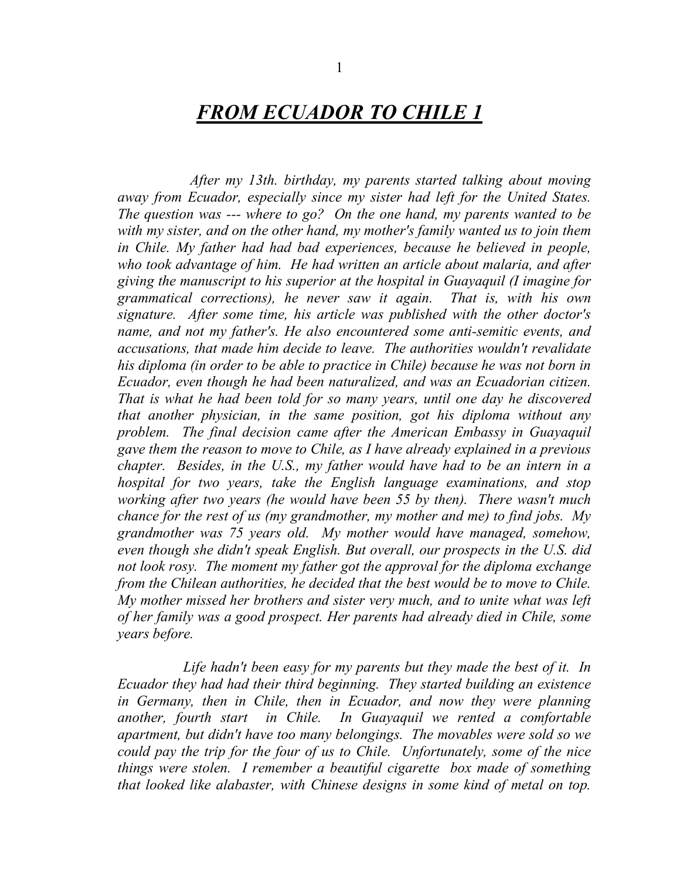# ***FROM ECUADOR TO CHILE 1***

*After my 13th. birthday, my parents started talking about moving away from Ecuador, especially since my sister had left for the United States. The question was --- where to go? On the one hand, my parents wanted to be with my sister, and on the other hand, my mother's family wanted us to join them in Chile. My father had had bad experiences, because he believed in people, who took advantage of him. He had written an article about malaria, and after giving the manuscript to his superior at the hospital in Guayaquil (I imagine for grammatical corrections), he never saw it again. That is, with his own signature. After some time, his article was published with the other doctor's name, and not my father's. He also encountered some anti-semitic events, and accusations, that made him decide to leave. The authorities wouldn't revalidate his diploma (in order to be able to practice in Chile) because he was not born in Ecuador, even though he had been naturalized, and was an Ecuadorian citizen. That is what he had been told for so many years, until one day he discovered that another physician, in the same position, got his diploma without any problem. The final decision came after the American Embassy in Guayaquil gave them the reason to move to Chile, as I have already explained in a previous chapter. Besides, in the U.S., my father would have had to be an intern in a hospital for two years, take the English language examinations, and stop working after two years (he would have been 55 by then). There wasn't much chance for the rest of us (my grandmother, my mother and me) to find jobs. My grandmother was 75 years old. My mother would have managed, somehow, even though she didn't speak English. But overall, our prospects in the U.S. did not look rosy. The moment my father got the approval for the diploma exchange from the Chilean authorities, he decided that the best would be to move to Chile. My mother missed her brothers and sister very much, and to unite what was left of her family was a good prospect. Her parents had already died in Chile, some years before.*

*Life hadn't been easy for my parents but they made the best of it. In Ecuador they had had their third beginning. They started building an existence in Germany, then in Chile, then in Ecuador, and now they were planning another, fourth start in Chile. In Guayaquil we rented a comfortable apartment, but didn't have too many belongings. The movables were sold so we could pay the trip for the four of us to Chile. Unfortunately, some of the nice things were stolen. I remember a beautiful cigarette box made of something that looked like alabaster, with Chinese designs in some kind of metal on top.*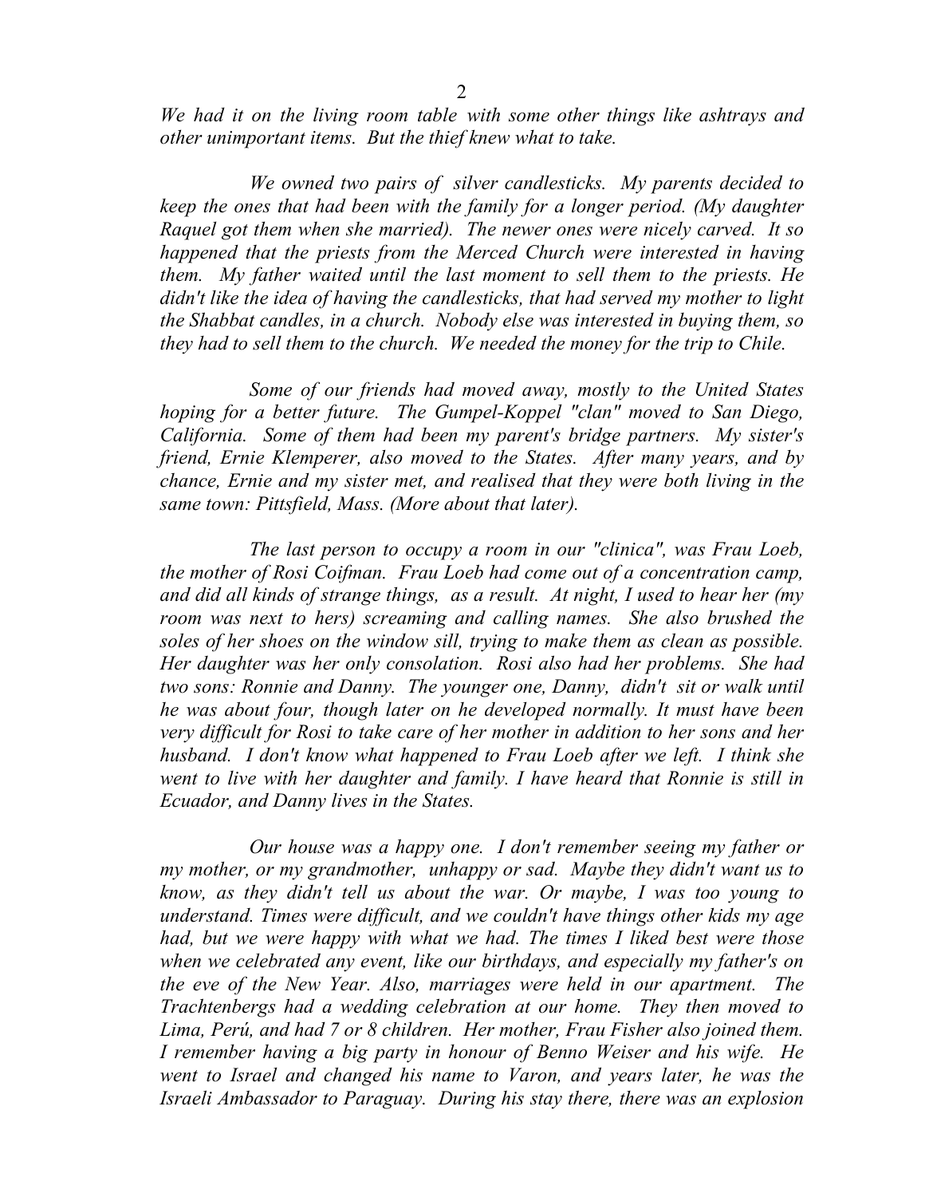*We had it on the living room table with some other things like ashtrays and other unimportant items. But the thief knew what to take.*

*We owned two pairs of silver candlesticks. My parents decided to keep the ones that had been with the family for a longer period. (My daughter Raquel got them when she married). The newer ones were nicely carved. It so happened that the priests from the Merced Church were interested in having them. My father waited until the last moment to sell them to the priests. He didn't like the idea of having the candlesticks, that had served my mother to light the Shabbat candles, in a church. Nobody else was interested in buying them, so they had to sell them to the church. We needed the money for the trip to Chile.*

*Some of our friends had moved away, mostly to the United States hoping for a better future. The Gumpel-Koppel "clan" moved to San Diego, California. Some of them had been my parent's bridge partners. My sister's friend, Ernie Klemperer, also moved to the States. After many years, and by chance, Ernie and my sister met, and realised that they were both living in the same town: Pittsfield, Mass. (More about that later).*

*The last person to occupy a room in our "clinica", was Frau Loeb, the mother of Rosi Coifman. Frau Loeb had come out of a concentration camp, and did all kinds of strange things, as a result. At night, I used to hear her (my room was next to hers) screaming and calling names. She also brushed the soles of her shoes on the window sill, trying to make them as clean as possible. Her daughter was her only consolation. Rosi also had her problems. She had two sons: Ronnie and Danny. The younger one, Danny, didn't sit or walk until he was about four, though later on he developed normally. It must have been very difficult for Rosi to take care of her mother in addition to her sons and her husband. I don't know what happened to Frau Loeb after we left. I think she went to live with her daughter and family. I have heard that Ronnie is still in Ecuador, and Danny lives in the States.*

*Our house was a happy one. I don't remember seeing my father or my mother, or my grandmother, unhappy or sad. Maybe they didn't want us to know, as they didn't tell us about the war. Or maybe, I was too young to understand. Times were difficult, and we couldn't have things other kids my age had, but we were happy with what we had. The times I liked best were those when we celebrated any event, like our birthdays, and especially my father's on the eve of the New Year. Also, marriages were held in our apartment. The Trachtenbergs had a wedding celebration at our home. They then moved to Lima, Perú, and had 7 or 8 children. Her mother, Frau Fisher also joined them. I remember having a big party in honour of Benno Weiser and his wife. He went to Israel and changed his name to Varon, and years later, he was the Israeli Ambassador to Paraguay. During his stay there, there was an explosion*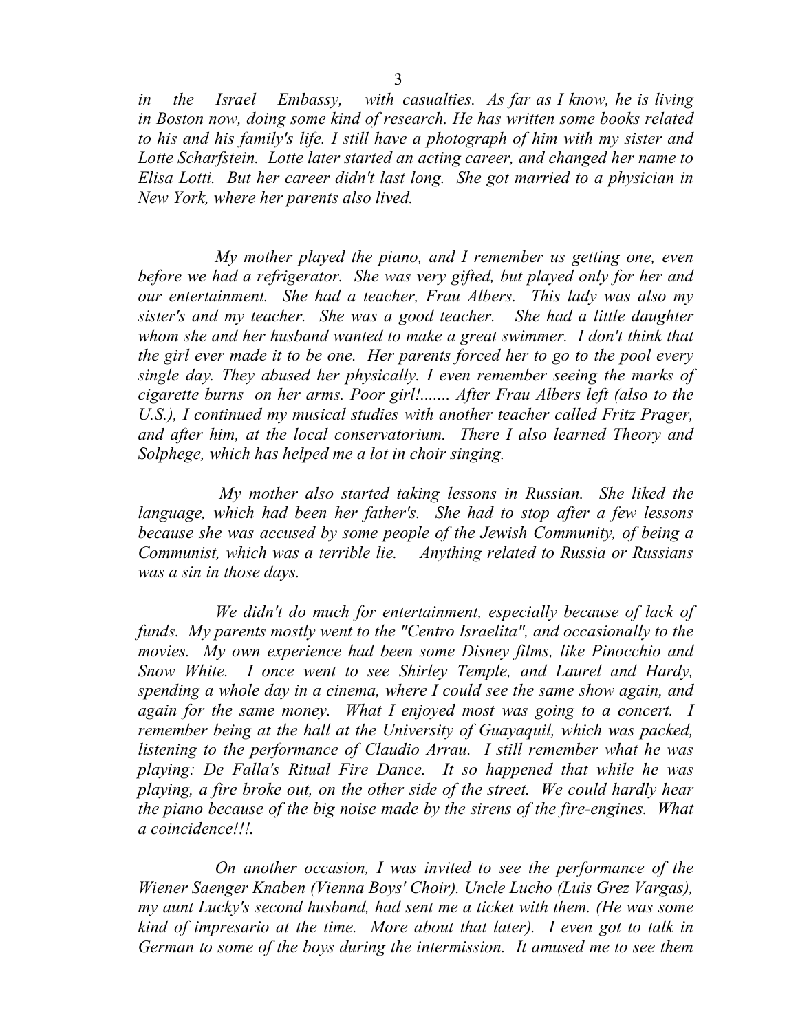*in the Israel Embassy, with casualties. As far as I know, he is living in Boston now, doing some kind of research. He has written some books related to his and his family's life. I still have a photograph of him with my sister and Lotte Scharfstein. Lotte later started an acting career, and changed her name to Elisa Lotti. But her career didn't last long. She got married to a physician in New York, where her parents also lived.*

*My mother played the piano, and I remember us getting one, even before we had a refrigerator. She was very gifted, but played only for her and our entertainment. She had a teacher, Frau Albers. This lady was also my sister's and my teacher. She was a good teacher. She had a little daughter whom she and her husband wanted to make a great swimmer. I don't think that the girl ever made it to be one. Her parents forced her to go to the pool every single day. They abused her physically. I even remember seeing the marks of cigarette burns on her arms. Poor girl!....... After Frau Albers left (also to the U.S.), I continued my musical studies with another teacher called Fritz Prager, and after him, at the local conservatorium. There I also learned Theory and Solphege, which has helped me a lot in choir singing.*

*My mother also started taking lessons in Russian. She liked the language, which had been her father's. She had to stop after a few lessons because she was accused by some people of the Jewish Community, of being a Communist, which was a terrible lie. Anything related to Russia or Russians was a sin in those days.*

*We didn't do much for entertainment, especially because of lack of funds. My parents mostly went to the "Centro Israelita", and occasionally to the movies. My own experience had been some Disney films, like Pinocchio and Snow White. I once went to see Shirley Temple, and Laurel and Hardy, spending a whole day in a cinema, where I could see the same show again, and again for the same money. What I enjoyed most was going to a concert. I remember being at the hall at the University of Guayaquil, which was packed, listening to the performance of Claudio Arrau. I still remember what he was playing: De Falla's Ritual Fire Dance. It so happened that while he was playing, a fire broke out, on the other side of the street. We could hardly hear the piano because of the big noise made by the sirens of the fire-engines. What a coincidence!!!.*

*On another occasion, I was invited to see the performance of the Wiener Saenger Knaben (Vienna Boys' Choir). Uncle Lucho (Luis Grez Vargas), my aunt Lucky's second husband, had sent me a ticket with them. (He was some kind of impresario at the time. More about that later). I even got to talk in German to some of the boys during the intermission. It amused me to see them*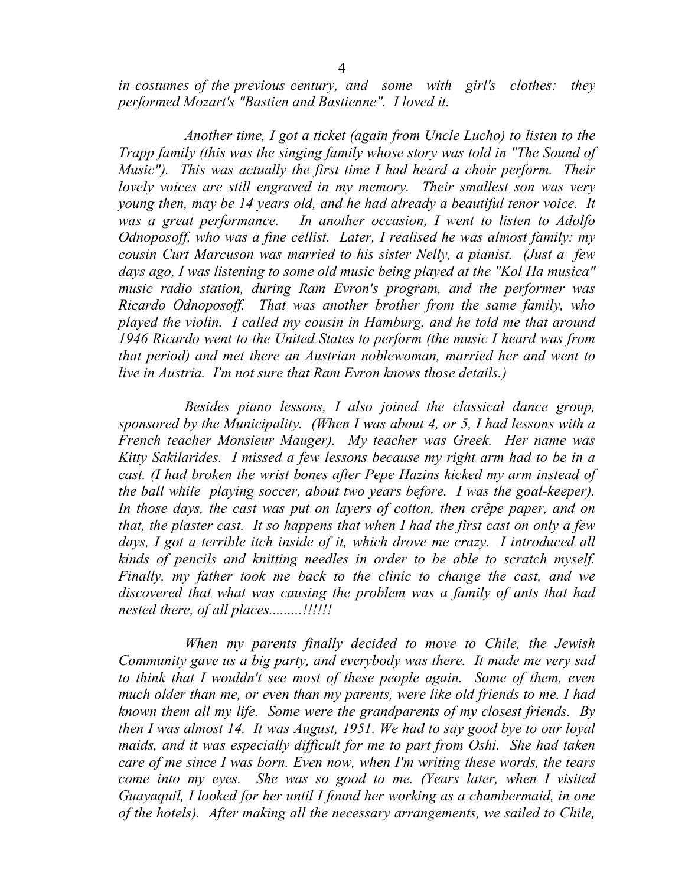*in costumes of the previous century, and some with girl's clothes: they performed Mozart's "Bastien and Bastienne". I loved it.*

*Another time, I got a ticket (again from Uncle Lucho) to listen to the Trapp family (this was the singing family whose story was told in "The Sound of Music"). This was actually the first time I had heard a choir perform. Their lovely voices are still engraved in my memory. Their smallest son was very young then, may be 14 years old, and he had already a beautiful tenor voice. It was a great performance. In another occasion, I went to listen to Adolfo Odnoposoff, who was a fine cellist. Later, I realised he was almost family: my cousin Curt Marcuson was married to his sister Nelly, a pianist. (Just a few days ago, I was listening to some old music being played at the "Kol Ha musica" music radio station, during Ram Evron's program, and the performer was Ricardo Odnoposoff. That was another brother from the same family, who played the violin. I called my cousin in Hamburg, and he told me that around 1946 Ricardo went to the United States to perform (the music I heard was from that period) and met there an Austrian noblewoman, married her and went to live in Austria. I'm not sure that Ram Evron knows those details.)*

*Besides piano lessons, I also joined the classical dance group, sponsored by the Municipality. (When I was about 4, or 5, I had lessons with a French teacher Monsieur Mauger). My teacher was Greek. Her name was Kitty Sakilarides. I missed a few lessons because my right arm had to be in a cast. (I had broken the wrist bones after Pepe Hazins kicked my arm instead of the ball while playing soccer, about two years before. I was the goal-keeper). In those days, the cast was put on layers of cotton, then crêpe paper, and on that, the plaster cast. It so happens that when I had the first cast on only a few days, I got a terrible itch inside of it, which drove me crazy. I introduced all kinds of pencils and knitting needles in order to be able to scratch myself. Finally, my father took me back to the clinic to change the cast, and we discovered that what was causing the problem was a family of ants that had nested there, of all places.........!!!!!!*

*When my parents finally decided to move to Chile, the Jewish Community gave us a big party, and everybody was there. It made me very sad to think that I wouldn't see most of these people again. Some of them, even much older than me, or even than my parents, were like old friends to me. I had known them all my life. Some were the grandparents of my closest friends. By then I was almost 14. It was August, 1951. We had to say good bye to our loyal maids, and it was especially difficult for me to part from Oshi. She had taken care of me since I was born. Even now, when I'm writing these words, the tears come into my eyes. She was so good to me. (Years later, when I visited Guayaquil, I looked for her until I found her working as a chambermaid, in one of the hotels). After making all the necessary arrangements, we sailed to Chile,*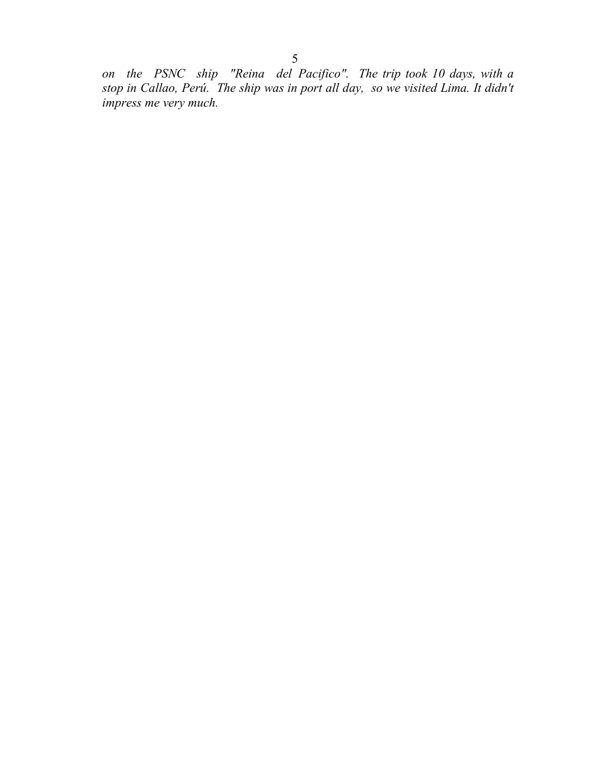*on the PSNC ship "Reina del Pacifico". The trip took 10 days, with a stop in Callao, Perú. The ship was in port all day, so we visited Lima. It didn't impress me very much.*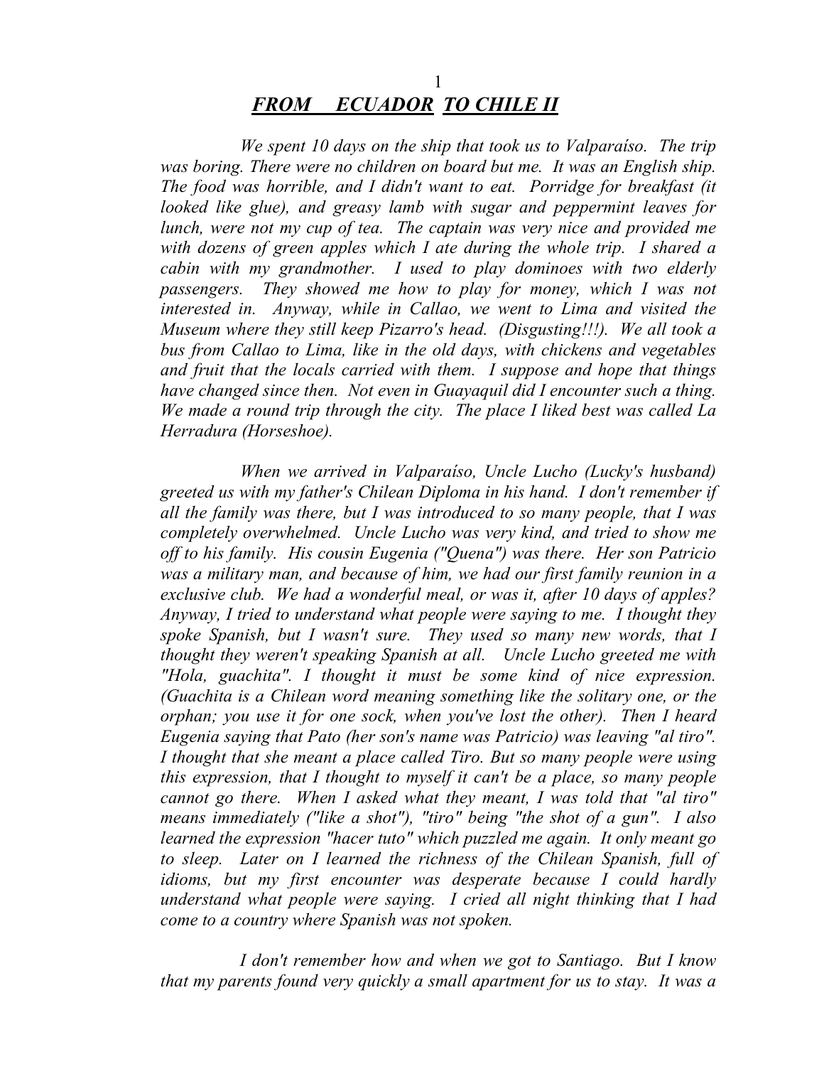## ***FROM ECUADOR TO CHILE II***

*We spent 10 days on the ship that took us to Valparaíso. The trip was boring. There were no children on board but me. It was an English ship. The food was horrible, and I didn't want to eat. Porridge for breakfast (it looked like glue), and greasy lamb with sugar and peppermint leaves for lunch, were not my cup of tea. The captain was very nice and provided me with dozens of green apples which I ate during the whole trip. I shared a cabin with my grandmother. I used to play dominoes with two elderly passengers. They showed me how to play for money, which I was not interested in. Anyway, while in Callao, we went to Lima and visited the Museum where they still keep Pizarro's head. (Disgusting!!!). We all took a bus from Callao to Lima, like in the old days, with chickens and vegetables and fruit that the locals carried with them. I suppose and hope that things have changed since then. Not even in Guayaquil did I encounter such a thing. We made a round trip through the city. The place I liked best was called La Herradura (Horseshoe).*

*When we arrived in Valparaíso, Uncle Lucho (Lucky's husband) greeted us with my father's Chilean Diploma in his hand. I don't remember if all the family was there, but I was introduced to so many people, that I was completely overwhelmed. Uncle Lucho was very kind, and tried to show me off to his family. His cousin Eugenia ("Quena") was there. Her son Patricio was a military man, and because of him, we had our first family reunion in a exclusive club. We had a wonderful meal, or was it, after 10 days of apples? Anyway, I tried to understand what people were saying to me. I thought they spoke Spanish, but I wasn't sure. They used so many new words, that I thought they weren't speaking Spanish at all. Uncle Lucho greeted me with "Hola, guachita". I thought it must be some kind of nice expression. (Guachita is a Chilean word meaning something like the solitary one, or the orphan; you use it for one sock, when you've lost the other). Then I heard Eugenia saying that Pato (her son's name was Patricio) was leaving "al tiro". I thought that she meant a place called Tiro. But so many people were using this expression, that I thought to myself it can't be a place, so many people cannot go there. When I asked what they meant, I was told that "al tiro" means immediately ("like a shot"), "tiro" being "the shot of a gun". I also learned the expression "hacer tuto" which puzzled me again. It only meant go to sleep. Later on I learned the richness of the Chilean Spanish, full of idioms, but my first encounter was desperate because I could hardly understand what people were saying. I cried all night thinking that I had come to a country where Spanish was not spoken.*

*I don't remember how and when we got to Santiago. But I know that my parents found very quickly a small apartment for us to stay. It was a*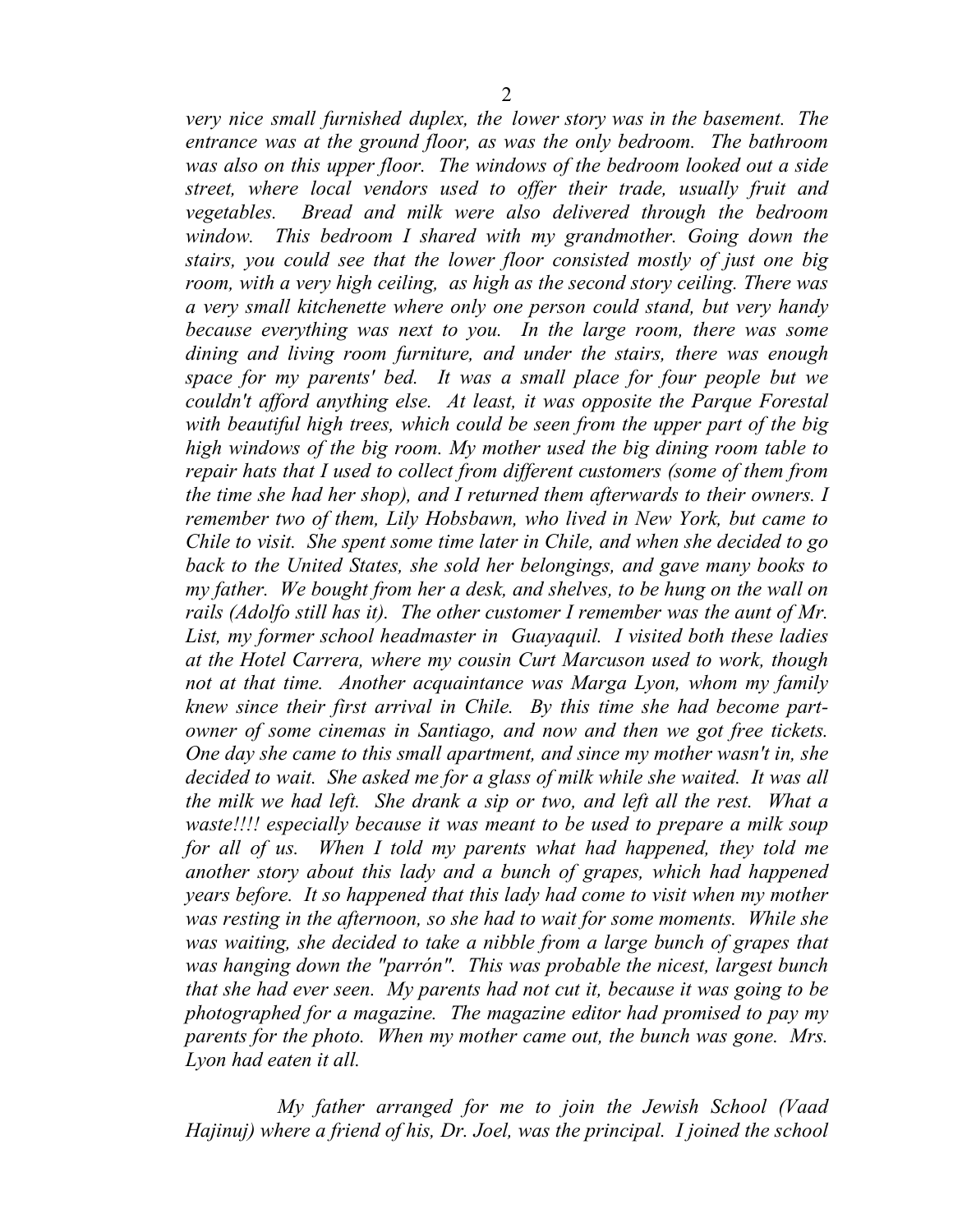*very nice small furnished duplex, the lower story was in the basement. The entrance was at the ground floor, as was the only bedroom. The bathroom was also on this upper floor. The windows of the bedroom looked out a side street, where local vendors used to offer their trade, usually fruit and vegetables. Bread and milk were also delivered through the bedroom window. This bedroom I shared with my grandmother. Going down the stairs, you could see that the lower floor consisted mostly of just one big room, with a very high ceiling, as high as the second story ceiling. There was a very small kitchenette where only one person could stand, but very handy because everything was next to you. In the large room, there was some dining and living room furniture, and under the stairs, there was enough space for my parents' bed. It was a small place for four people but we couldn't afford anything else. At least, it was opposite the Parque Forestal with beautiful high trees, which could be seen from the upper part of the big high windows of the big room. My mother used the big dining room table to repair hats that I used to collect from different customers (some of them from the time she had her shop), and I returned them afterwards to their owners. I remember two of them, Lily Hobsbawn, who lived in New York, but came to Chile to visit. She spent some time later in Chile, and when she decided to go back to the United States, she sold her belongings, and gave many books to my father. We bought from her a desk, and shelves, to be hung on the wall on rails (Adolfo still has it). The other customer I remember was the aunt of Mr. List, my former school headmaster in Guayaquil. I visited both these ladies at the Hotel Carrera, where my cousin Curt Marcuson used to work, though not at that time. Another acquaintance was Marga Lyon, whom my family knew since their first arrival in Chile. By this time she had become part-owner of some cinemas in Santiago, and now and then we got free tickets. One day she came to this small apartment, and since my mother wasn't in, she decided to wait. She asked me for a glass of milk while she waited. It was all the milk we had left. She drank a sip or two, and left all the rest. What a waste!!!! especially because it was meant to be used to prepare a milk soup for all of us. When I told my parents what had happened, they told me another story about this lady and a bunch of grapes, which had happened years before. It so happened that this lady had come to visit when my mother was resting in the afternoon, so she had to wait for some moments. While she was waiting, she decided to take a nibble from a large bunch of grapes that was hanging down the "parrón". This was probable the nicest, largest bunch that she had ever seen. My parents had not cut it, because it was going to be photographed for a magazine. The magazine editor had promised to pay my parents for the photo. When my mother came out, the bunch was gone. Mrs. Lyon had eaten it all.*

*My father arranged for me to join the Jewish School (Vaad Hajinuj) where a friend of his, Dr. Joel, was the principal. I joined the school*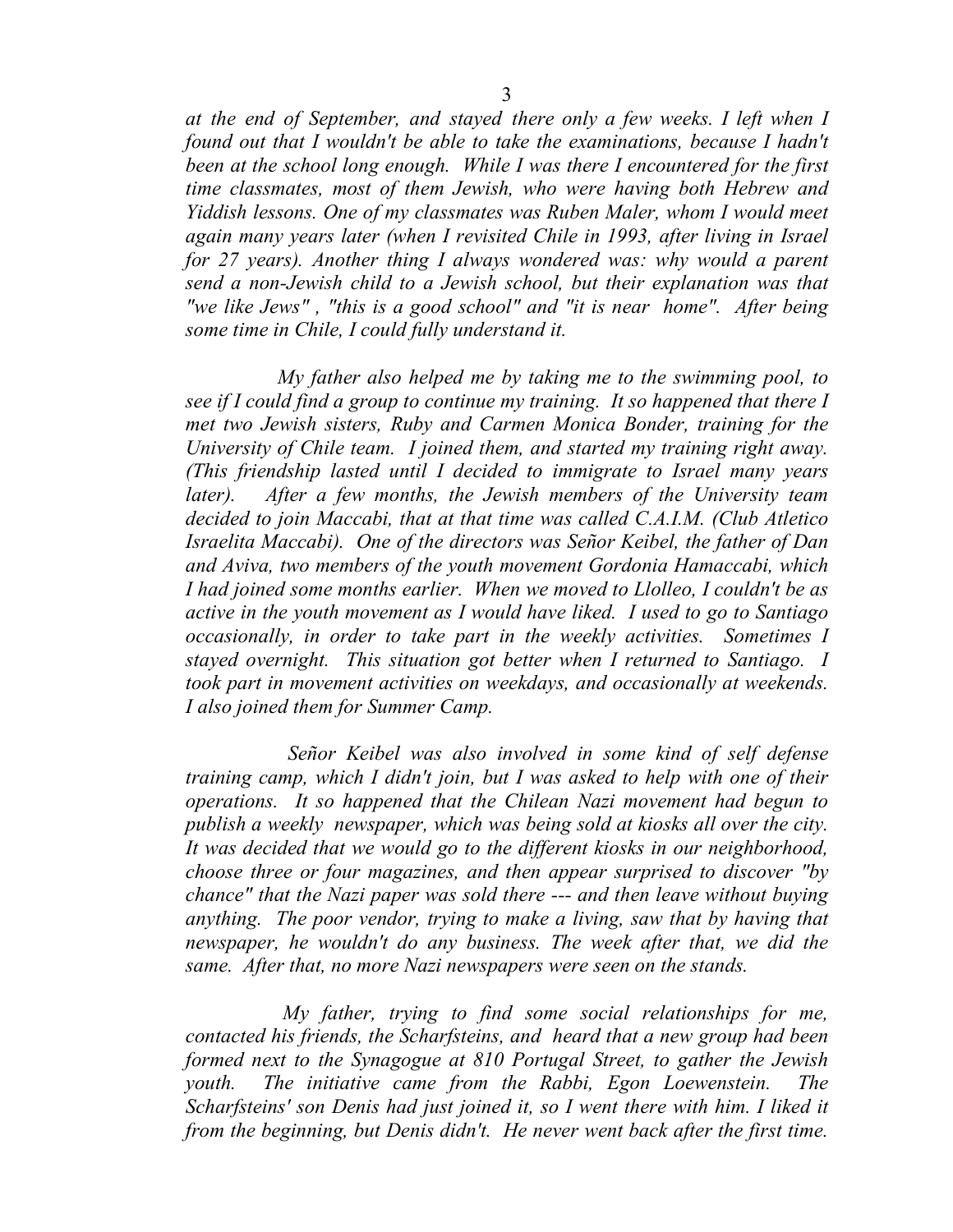*at the end of September, and stayed there only a few weeks. I left when I found out that I wouldn't be able to take the examinations, because I hadn't been at the school long enough. While I was there I encountered for the first time classmates, most of them Jewish, who were having both Hebrew and Yiddish lessons. One of my classmates was Ruben Maler, whom I would meet again many years later (when I revisited Chile in 1993, after living in Israel for 27 years). Another thing I always wondered was: why would a parent send a non-Jewish child to a Jewish school, but their explanation was that "we like Jews" , "this is a good school" and "it is near home". After being some time in Chile, I could fully understand it.*

*My father also helped me by taking me to the swimming pool, to see if I could find a group to continue my training. It so happened that there I met two Jewish sisters, Ruby and Carmen Monica Bonder, training for the University of Chile team. I joined them, and started my training right away. (This friendship lasted until I decided to immigrate to Israel many years later). After a few months, the Jewish members of the University team decided to join Maccabi, that at that time was called C.A.I.M. (Club Atletico Israelita Maccabi). One of the directors was Señor Keibel, the father of Dan and Aviva, two members of the youth movement Gordonia Hamaccabi, which I had joined some months earlier. When we moved to Llolleo, I couldn't be as active in the youth movement as I would have liked. I used to go to Santiago occasionally, in order to take part in the weekly activities. Sometimes I stayed overnight. This situation got better when I returned to Santiago. I took part in movement activities on weekdays, and occasionally at weekends. I also joined them for Summer Camp.*

*Señor Keibel was also involved in some kind of self defense training camp, which I didn't join, but I was asked to help with one of their operations. It so happened that the Chilean Nazi movement had begun to publish a weekly newspaper, which was being sold at kiosks all over the city. It was decided that we would go to the different kiosks in our neighborhood, choose three or four magazines, and then appear surprised to discover "by chance" that the Nazi paper was sold there --- and then leave without buying anything. The poor vendor, trying to make a living, saw that by having that newspaper, he wouldn't do any business. The week after that, we did the same. After that, no more Nazi newspapers were seen on the stands.*

*My father, trying to find some social relationships for me, contacted his friends, the Scharfsteins, and heard that a new group had been formed next to the Synagogue at 810 Portugal Street, to gather the Jewish youth. The initiative came from the Rabbi, Egon Loewenstein. The Scharfsteins' son Denis had just joined it, so I went there with him. I liked it from the beginning, but Denis didn't. He never went back after the first time.*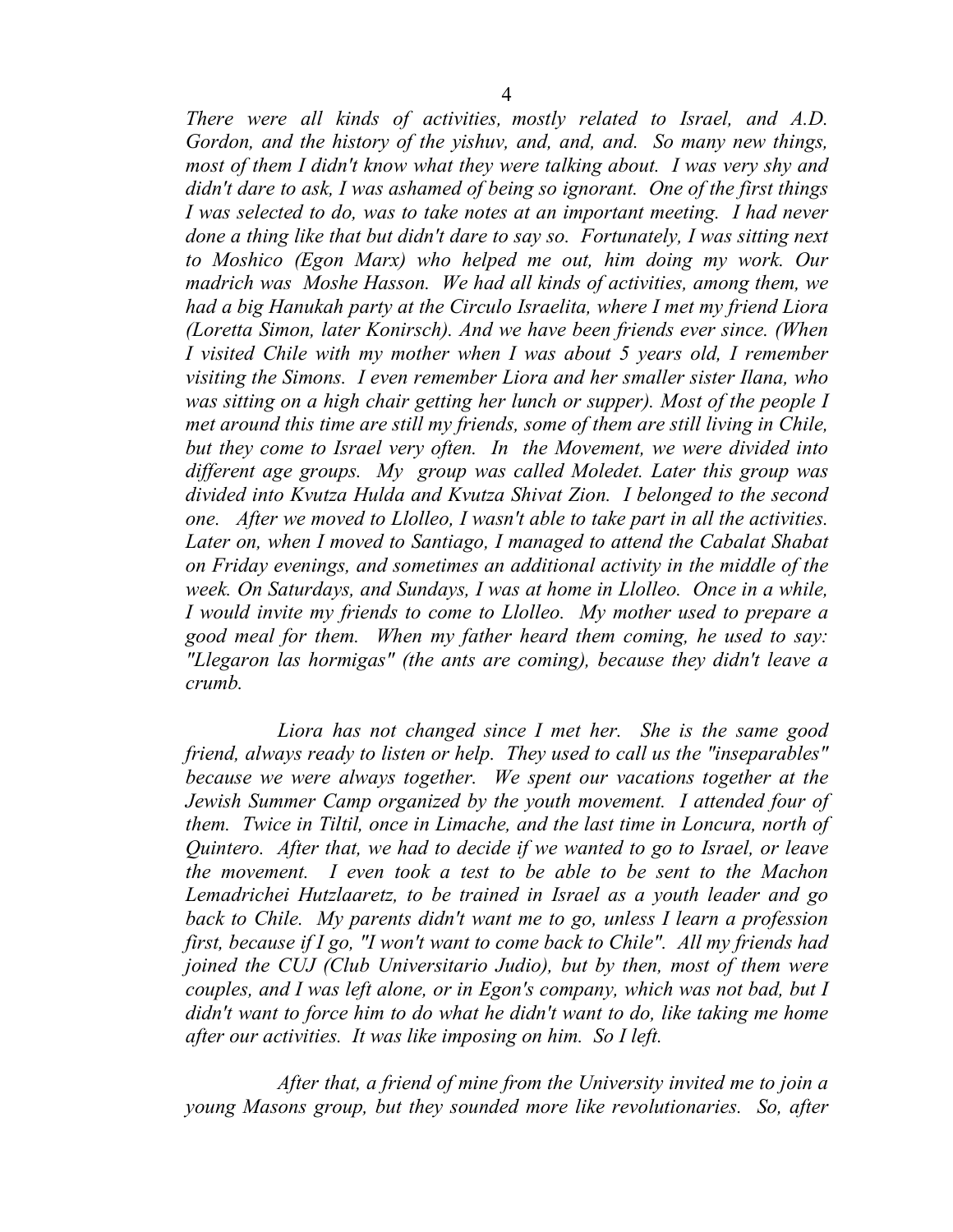*There were all kinds of activities, mostly related to Israel, and A.D. Gordon, and the history of the yishuv, and, and, and. So many new things, most of them I didn't know what they were talking about. I was very shy and didn't dare to ask, I was ashamed of being so ignorant. One of the first things I was selected to do, was to take notes at an important meeting. I had never done a thing like that but didn't dare to say so. Fortunately, I was sitting next to Moshico (Egon Marx) who helped me out, him doing my work. Our madrich was Moshe Hasson. We had all kinds of activities, among them, we had a big Hanukah party at the Circulo Israelita, where I met my friend Liora (Loretta Simon, later Konirsch). And we have been friends ever since. (When I visited Chile with my mother when I was about 5 years old, I remember visiting the Simons. I even remember Liora and her smaller sister Ilana, who was sitting on a high chair getting her lunch or supper). Most of the people I met around this time are still my friends, some of them are still living in Chile, but they come to Israel very often. In the Movement, we were divided into different age groups. My group was called Moledet. Later this group was divided into Kvutza Hulda and Kvutza Shivat Zion. I belonged to the second one. After we moved to Llolleo, I wasn't able to take part in all the activities. Later on, when I moved to Santiago, I managed to attend the Cabalat Shabat on Friday evenings, and sometimes an additional activity in the middle of the week. On Saturdays, and Sundays, I was at home in Llolleo. Once in a while, I would invite my friends to come to Llolleo. My mother used to prepare a good meal for them. When my father heard them coming, he used to say: "Llegaron las hormigas" (the ants are coming), because they didn't leave a crumb.*

*Liora has not changed since I met her. She is the same good friend, always ready to listen or help. They used to call us the "inseparables" because we were always together. We spent our vacations together at the Jewish Summer Camp organized by the youth movement. I attended four of them. Twice in Tiltil, once in Limache, and the last time in Loncura, north of Quintero. After that, we had to decide if we wanted to go to Israel, or leave the movement. I even took a test to be able to be sent to the Machon Lemadrichei Hutzlaaretz, to be trained in Israel as a youth leader and go back to Chile. My parents didn't want me to go, unless I learn a profession first, because if I go, "I won't want to come back to Chile". All my friends had joined the CUJ (Club Universitario Judio), but by then, most of them were couples, and I was left alone, or in Egon's company, which was not bad, but I didn't want to force him to do what he didn't want to do, like taking me home after our activities. It was like imposing on him. So I left.*

*After that, a friend of mine from the University invited me to join a young Masons group, but they sounded more like revolutionaries. So, after*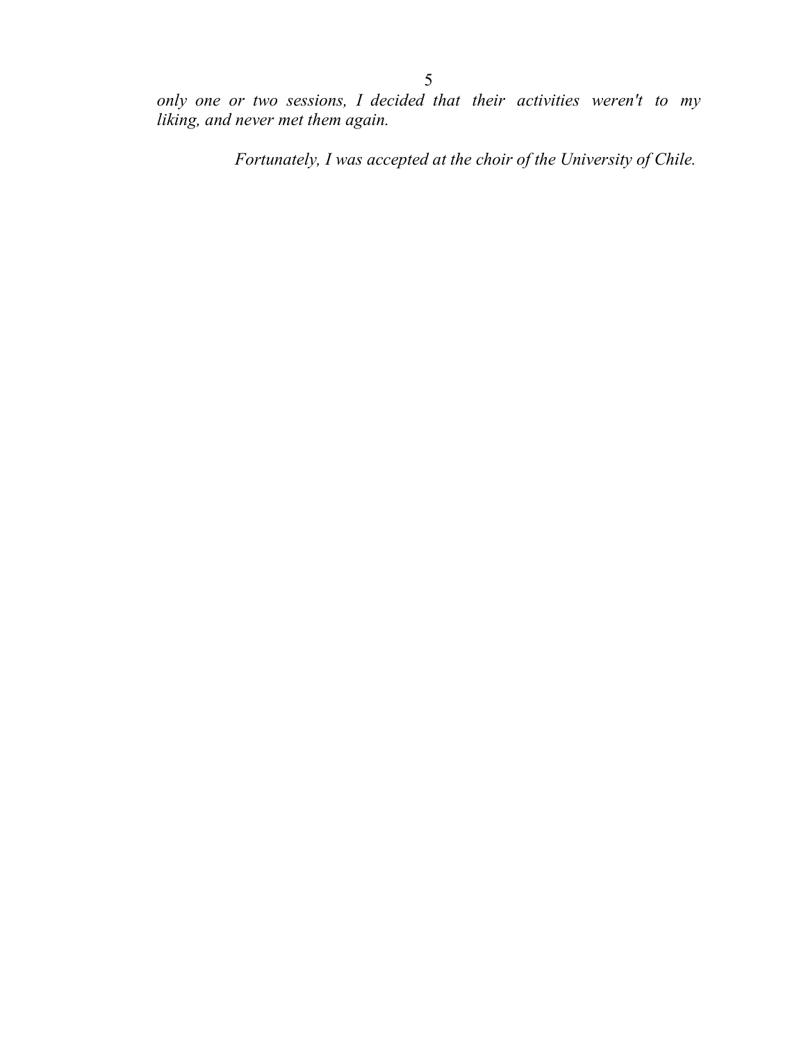*only one or two sessions, I decided that their activities weren't to my liking, and never met them again.*

*Fortunately, I was accepted at the choir of the University of Chile.*